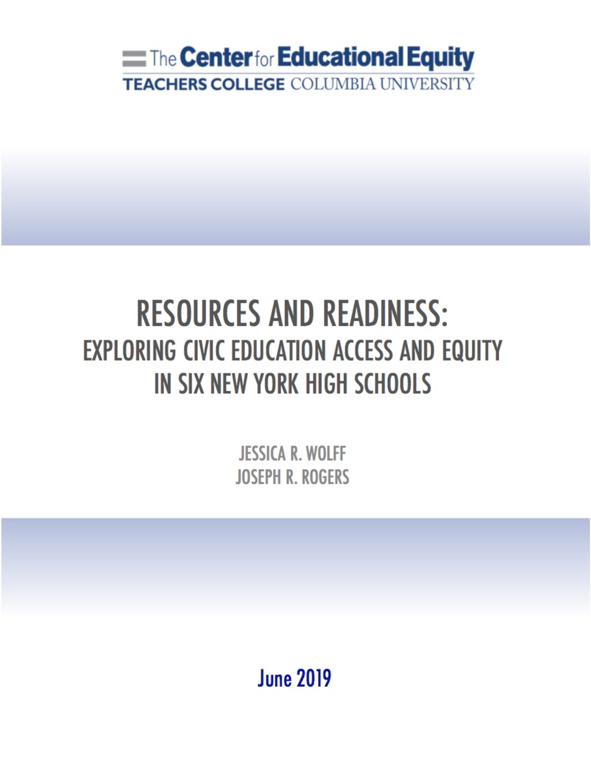The Center for Educational Equity
TEACHERS COLLEGE COLUMBIA UNIVERSITY

# RESOURCES AND READINESS:
## EXPLORING CIVIC EDUCATION ACCESS AND EQUITY IN SIX NEW YORK HIGH SCHOOLS

JESSICA R. WOLFF
JOSEPH R. ROGERS

June 2019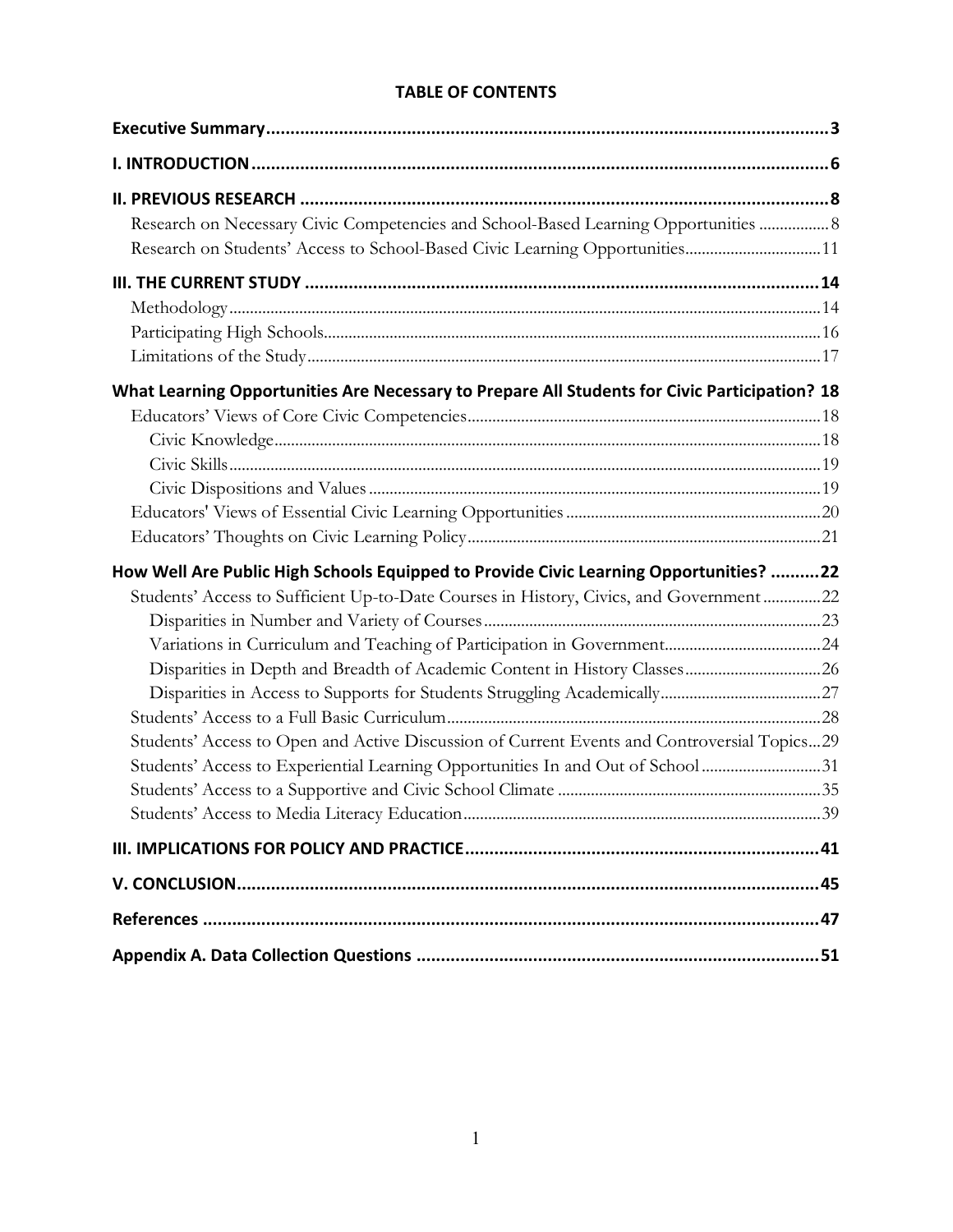**TABLE OF CONTENTS**

| | |
|---|---|
| **Executive Summary** | **3** |
| **I. INTRODUCTION** | **6** |
| **II. PREVIOUS RESEARCH** | **8** |
| Research on Necessary Civic Competencies and School-Based Learning Opportunities | 8 |
| Research on Students' Access to School-Based Civic Learning Opportunities | 11 |
| **III. THE CURRENT STUDY** | **14** |
| Methodology | 14 |
| Participating High Schools | 16 |
| Limitations of the Study | 17 |
| **What Learning Opportunities Are Necessary to Prepare All Students for Civic Participation?** | **18** |
| Educators' Views of Core Civic Competencies | 18 |
| Civic Knowledge | 18 |
| Civic Skills | 19 |
| Civic Dispositions and Values | 19 |
| Educators' Views of Essential Civic Learning Opportunities | 20 |
| Educators' Thoughts on Civic Learning Policy | 21 |
| **How Well Are Public High Schools Equipped to Provide Civic Learning Opportunities?** | **22** |
| Students' Access to Sufficient Up-to-Date Courses in History, Civics, and Government | 22 |
| Disparities in Number and Variety of Courses | 23 |
| Variations in Curriculum and Teaching of Participation in Government | 24 |
| Disparities in Depth and Breadth of Academic Content in History Classes | 26 |
| Disparities in Access to Supports for Students Struggling Academically | 27 |
| Students' Access to a Full Basic Curriculum | 28 |
| Students' Access to Open and Active Discussion of Current Events and Controversial Topics | 29 |
| Students' Access to Experiential Learning Opportunities In and Out of School | 31 |
| Students' Access to a Supportive and Civic School Climate | 35 |
| Students' Access to Media Literacy Education | 39 |
| **III. IMPLICATIONS FOR POLICY AND PRACTICE** | **41** |
| **V. CONCLUSION** | **45** |
| **References** | **47** |
| **Appendix A. Data Collection Questions** | **51** |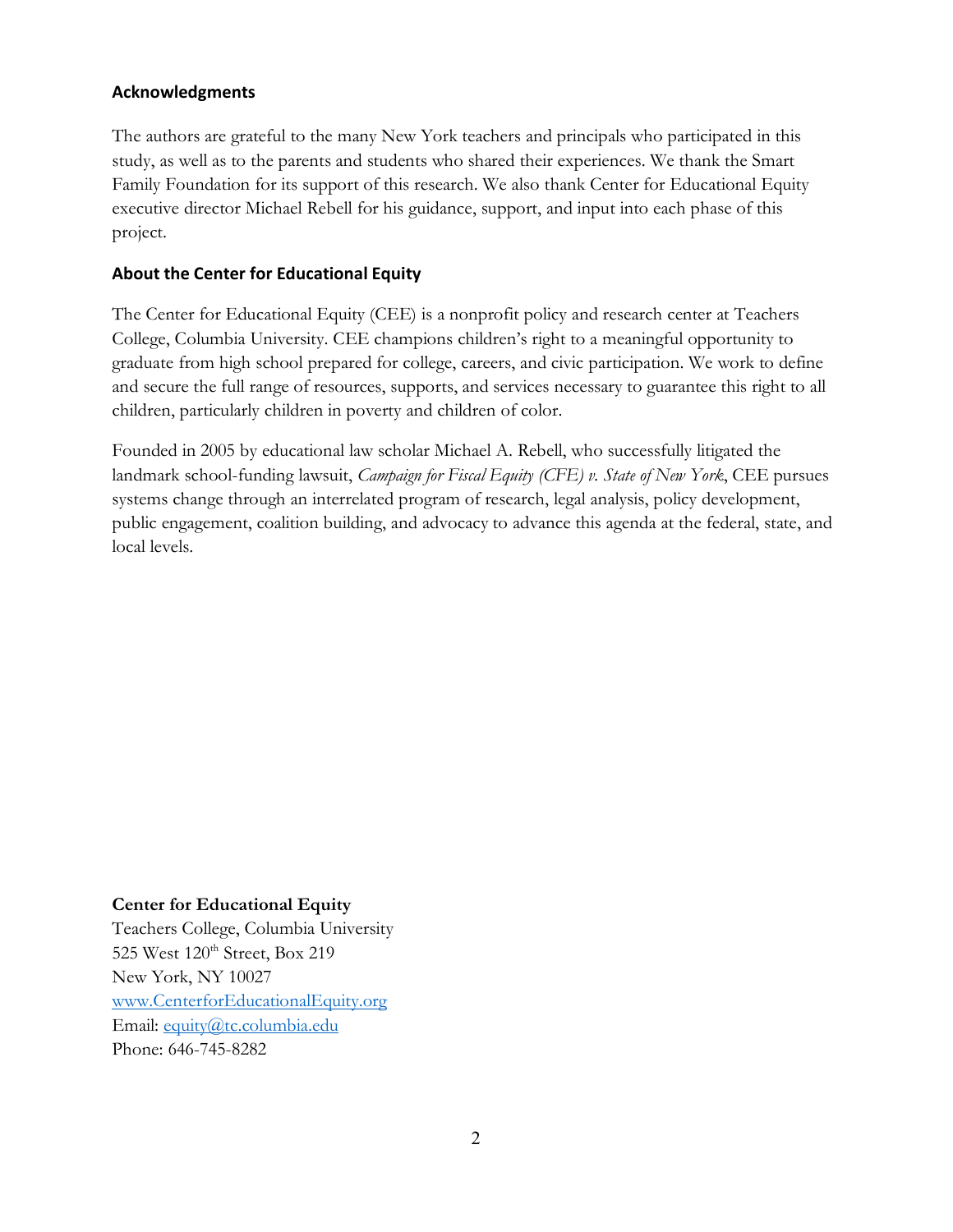## Acknowledgments

The authors are grateful to the many New York teachers and principals who participated in this study, as well as to the parents and students who shared their experiences. We thank the Smart Family Foundation for its support of this research. We also thank Center for Educational Equity executive director Michael Rebell for his guidance, support, and input into each phase of this project.

## About the Center for Educational Equity

The Center for Educational Equity (CEE) is a nonprofit policy and research center at Teachers College, Columbia University. CEE champions children's right to a meaningful opportunity to graduate from high school prepared for college, careers, and civic participation. We work to define and secure the full range of resources, supports, and services necessary to guarantee this right to all children, particularly children in poverty and children of color.

Founded in 2005 by educational law scholar Michael A. Rebell, who successfully litigated the landmark school-funding lawsuit, *Campaign for Fiscal Equity (CFE) v. State of New York*, CEE pursues systems change through an interrelated program of research, legal analysis, policy development, public engagement, coalition building, and advocacy to advance this agenda at the federal, state, and local levels.

**Center for Educational Equity**
Teachers College, Columbia University
525 West 120th Street, Box 219
New York, NY 10027
www.CenterforEducationalEquity.org
Email: equity@tc.columbia.edu
Phone: 646-745-8282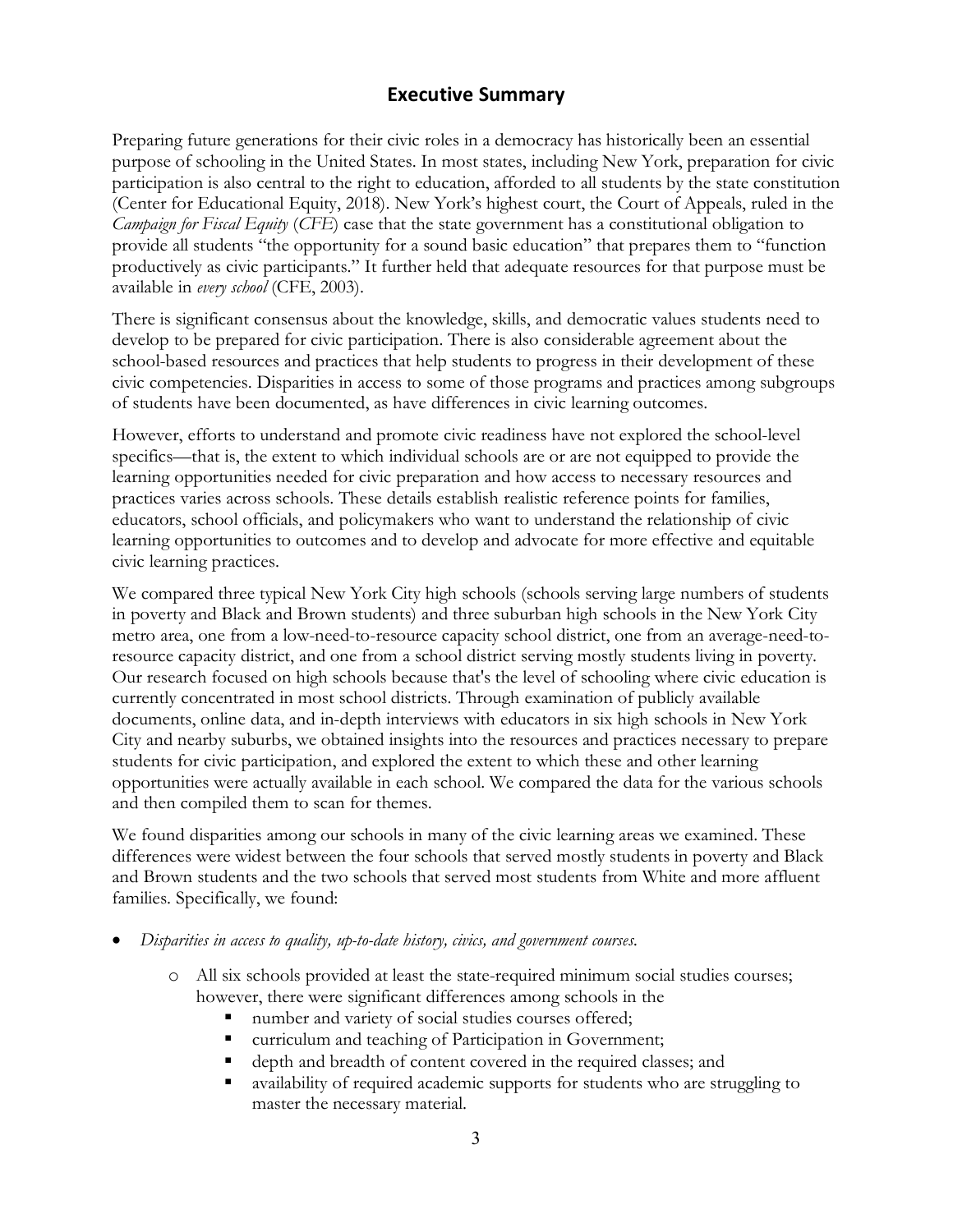## Executive Summary

Preparing future generations for their civic roles in a democracy has historically been an essential purpose of schooling in the United States. In most states, including New York, preparation for civic participation is also central to the right to education, afforded to all students by the state constitution (Center for Educational Equity, 2018). New York's highest court, the Court of Appeals, ruled in the *Campaign for Fiscal Equity* (*CFE*) case that the state government has a constitutional obligation to provide all students "the opportunity for a sound basic education" that prepares them to "function productively as civic participants." It further held that adequate resources for that purpose must be available in *every school* (CFE, 2003).

There is significant consensus about the knowledge, skills, and democratic values students need to develop to be prepared for civic participation. There is also considerable agreement about the school-based resources and practices that help students to progress in their development of these civic competencies. Disparities in access to some of those programs and practices among subgroups of students have been documented, as have differences in civic learning outcomes.

However, efforts to understand and promote civic readiness have not explored the school-level specifics—that is, the extent to which individual schools are or are not equipped to provide the learning opportunities needed for civic preparation and how access to necessary resources and practices varies across schools. These details establish realistic reference points for families, educators, school officials, and policymakers who want to understand the relationship of civic learning opportunities to outcomes and to develop and advocate for more effective and equitable civic learning practices.

We compared three typical New York City high schools (schools serving large numbers of students in poverty and Black and Brown students) and three suburban high schools in the New York City metro area, one from a low-need-to-resource capacity school district, one from an average-need-to-resource capacity district, and one from a school district serving mostly students living in poverty. Our research focused on high schools because that's the level of schooling where civic education is currently concentrated in most school districts. Through examination of publicly available documents, online data, and in-depth interviews with educators in six high schools in New York City and nearby suburbs, we obtained insights into the resources and practices necessary to prepare students for civic participation, and explored the extent to which these and other learning opportunities were actually available in each school. We compared the data for the various schools and then compiled them to scan for themes.

We found disparities among our schools in many of the civic learning areas we examined. These differences were widest between the four schools that served mostly students in poverty and Black and Brown students and the two schools that served most students from White and more affluent families. Specifically, we found:

- *Disparities in access to quality, up-to-date history, civics, and government courses.*
    - All six schools provided at least the state-required minimum social studies courses; however, there were significant differences among schools in the
        - number and variety of social studies courses offered;
        - curriculum and teaching of Participation in Government;
        - depth and breadth of content covered in the required classes; and
        - availability of required academic supports for students who are struggling to master the necessary material.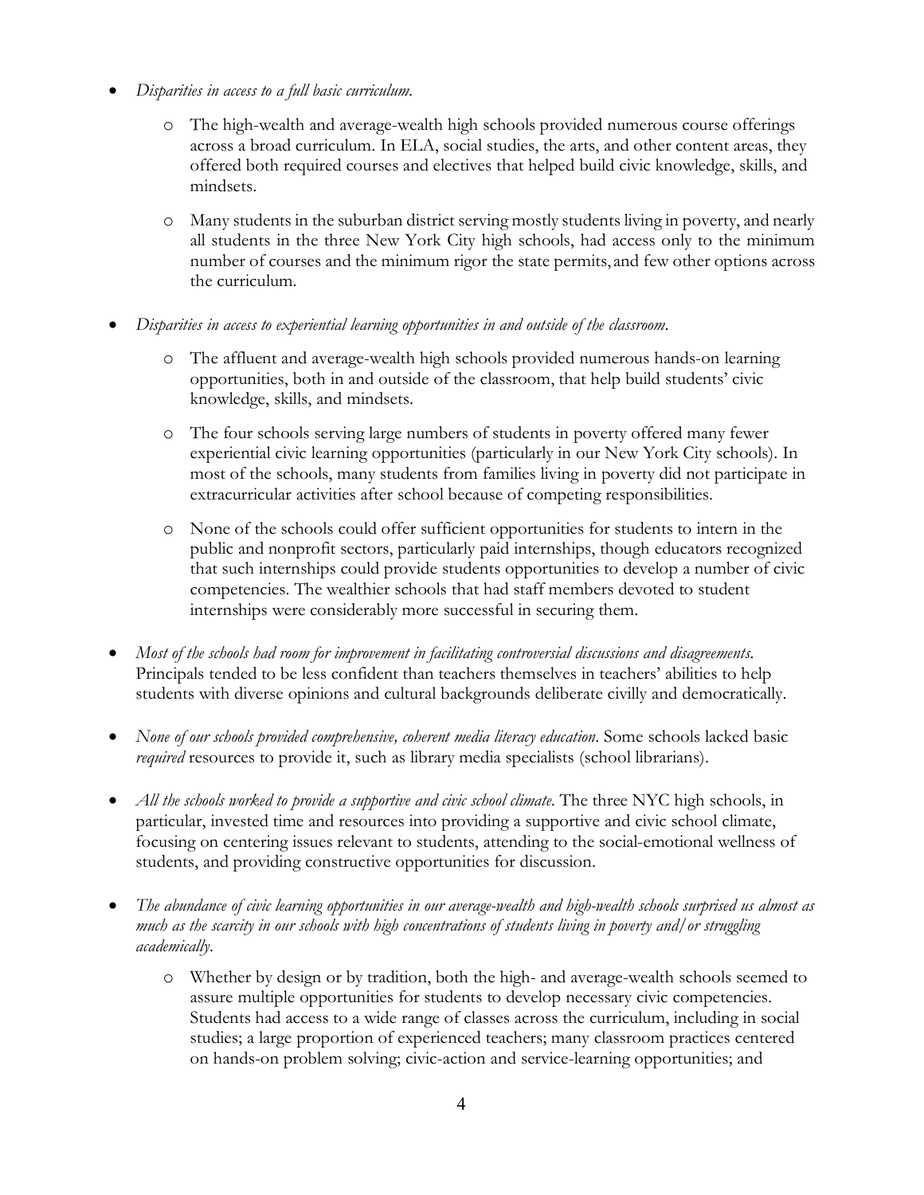- *Disparities in access to a full basic curriculum.*
  - The high-wealth and average-wealth high schools provided numerous course offerings across a broad curriculum. In ELA, social studies, the arts, and other content areas, they offered both required courses and electives that helped build civic knowledge, skills, and mindsets.
  - Many students in the suburban district serving mostly students living in poverty, and nearly all students in the three New York City high schools, had access only to the minimum number of courses and the minimum rigor the state permits, and few other options across the curriculum.

- *Disparities in access to experiential learning opportunities in and outside of the classroom.*
  - The affluent and average-wealth high schools provided numerous hands-on learning opportunities, both in and outside of the classroom, that help build students' civic knowledge, skills, and mindsets.
  - The four schools serving large numbers of students in poverty offered many fewer experiential civic learning opportunities (particularly in our New York City schools). In most of the schools, many students from families living in poverty did not participate in extracurricular activities after school because of competing responsibilities.
  - None of the schools could offer sufficient opportunities for students to intern in the public and nonprofit sectors, particularly paid internships, though educators recognized that such internships could provide students opportunities to develop a number of civic competencies. The wealthier schools that had staff members devoted to student internships were considerably more successful in securing them.

- *Most of the schools had room for improvement in facilitating controversial discussions and disagreements.* Principals tended to be less confident than teachers themselves in teachers' abilities to help students with diverse opinions and cultural backgrounds deliberate civilly and democratically.

- *None of our schools provided comprehensive, coherent media literacy education*. Some schools lacked basic *required* resources to provide it, such as library media specialists (school librarians).

- *All the schools worked to provide a supportive and civic school climate*. The three NYC high schools, in particular, invested time and resources into providing a supportive and civic school climate, focusing on centering issues relevant to students, attending to the social-emotional wellness of students, and providing constructive opportunities for discussion.

- *The abundance of civic learning opportunities in our average-wealth and high-wealth schools surprised us almost as much as the scarcity in our schools with high concentrations of students living in poverty and/or struggling academically*.
  - Whether by design or by tradition, both the high- and average-wealth schools seemed to assure multiple opportunities for students to develop necessary civic competencies. Students had access to a wide range of classes across the curriculum, including in social studies; a large proportion of experienced teachers; many classroom practices centered on hands-on problem solving; civic-action and service-learning opportunities; and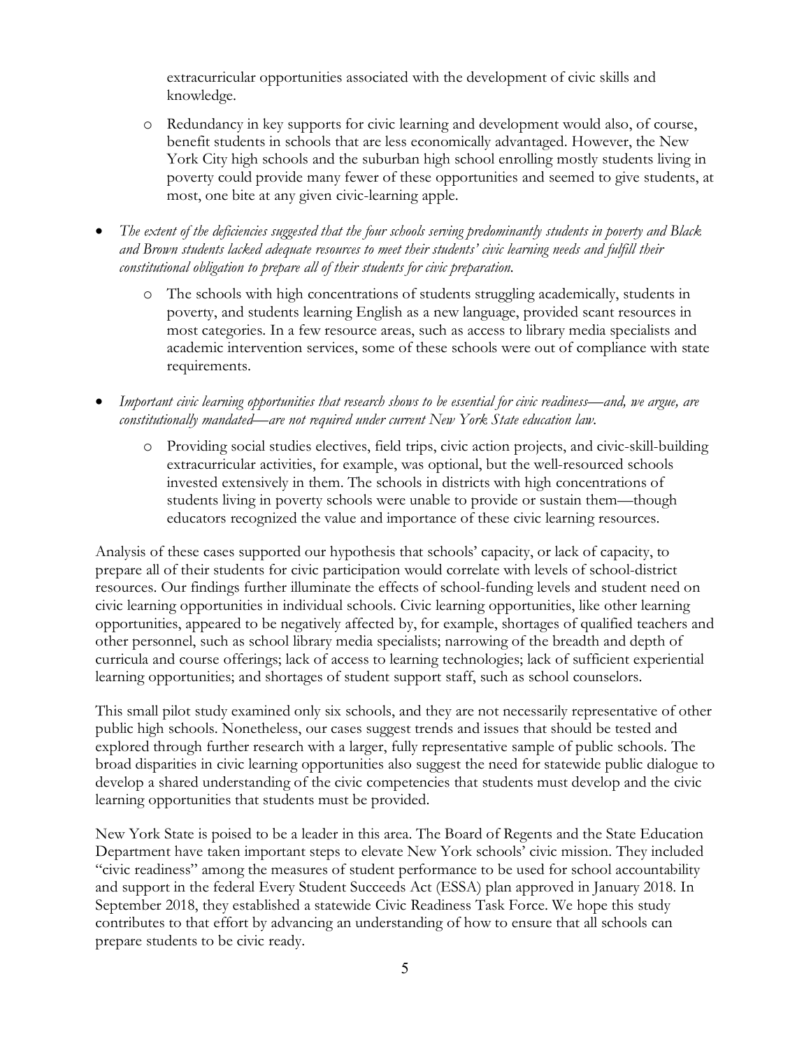extracurricular opportunities associated with the development of civic skills and knowledge.

  - Redundancy in key supports for civic learning and development would also, of course, benefit students in schools that are less economically advantaged. However, the New York City high schools and the suburban high school enrolling mostly students living in poverty could provide many fewer of these opportunities and seemed to give students, at most, one bite at any given civic-learning apple.

- *The extent of the deficiencies suggested that the four schools serving predominantly students in poverty and Black and Brown students lacked adequate resources to meet their students' civic learning needs and fulfill their constitutional obligation to prepare all of their students for civic preparation.*
  - The schools with high concentrations of students struggling academically, students in poverty, and students learning English as a new language, provided scant resources in most categories. In a few resource areas, such as access to library media specialists and academic intervention services, some of these schools were out of compliance with state requirements.

- *Important civic learning opportunities that research shows to be essential for civic readiness—and, we argue, are constitutionally mandated—are not required under current New York State education law.*
  - Providing social studies electives, field trips, civic action projects, and civic-skill-building extracurricular activities, for example, was optional, but the well-resourced schools invested extensively in them. The schools in districts with high concentrations of students living in poverty schools were unable to provide or sustain them—though educators recognized the value and importance of these civic learning resources.

Analysis of these cases supported our hypothesis that schools' capacity, or lack of capacity, to prepare all of their students for civic participation would correlate with levels of school-district resources. Our findings further illuminate the effects of school-funding levels and student need on civic learning opportunities in individual schools. Civic learning opportunities, like other learning opportunities, appeared to be negatively affected by, for example, shortages of qualified teachers and other personnel, such as school library media specialists; narrowing of the breadth and depth of curricula and course offerings; lack of access to learning technologies; lack of sufficient experiential learning opportunities; and shortages of student support staff, such as school counselors.

This small pilot study examined only six schools, and they are not necessarily representative of other public high schools. Nonetheless, our cases suggest trends and issues that should be tested and explored through further research with a larger, fully representative sample of public schools. The broad disparities in civic learning opportunities also suggest the need for statewide public dialogue to develop a shared understanding of the civic competencies that students must develop and the civic learning opportunities that students must be provided.

New York State is poised to be a leader in this area. The Board of Regents and the State Education Department have taken important steps to elevate New York schools' civic mission. They included "civic readiness" among the measures of student performance to be used for school accountability and support in the federal Every Student Succeeds Act (ESSA) plan approved in January 2018. In September 2018, they established a statewide Civic Readiness Task Force. We hope this study contributes to that effort by advancing an understanding of how to ensure that all schools can prepare students to be civic ready.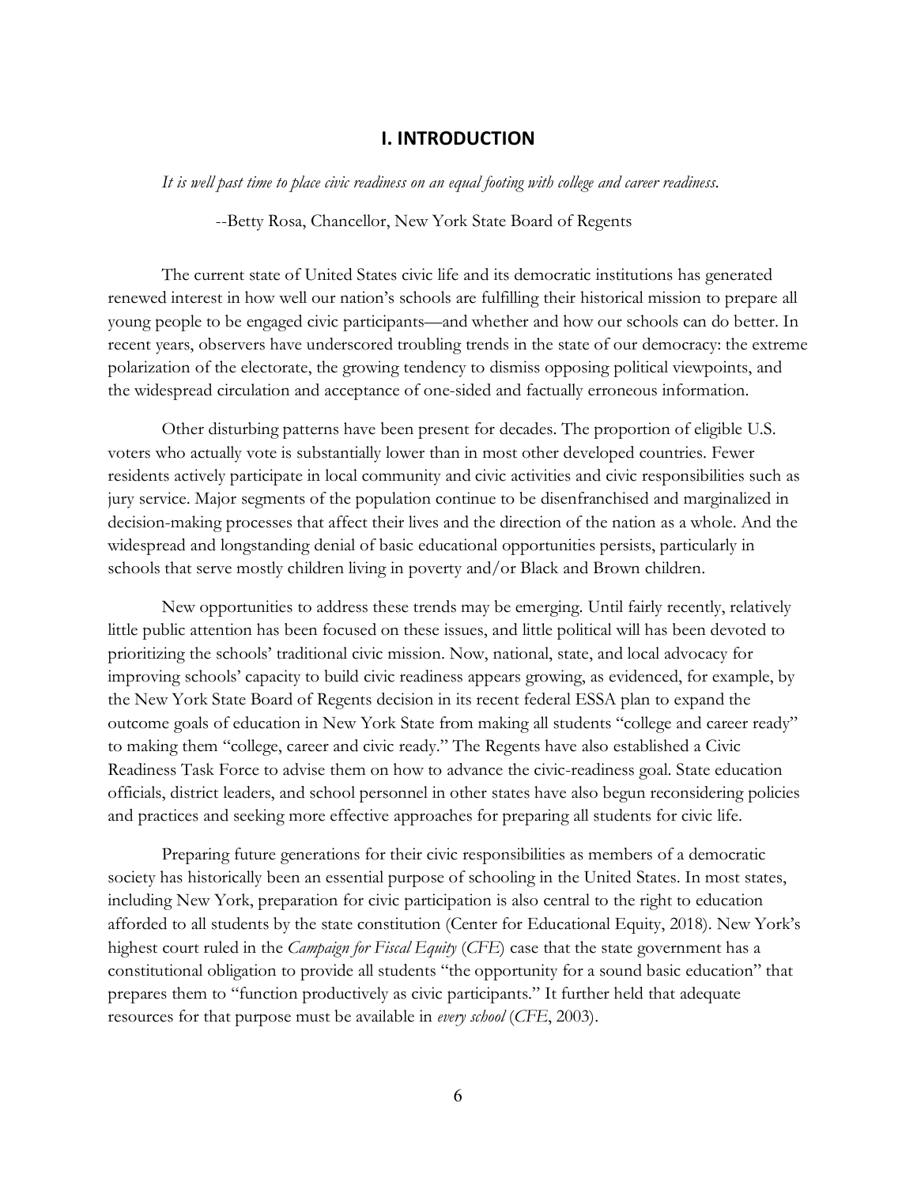## I. INTRODUCTION

*It is well past time to place civic readiness on an equal footing with college and career readiness.*

--Betty Rosa, Chancellor, New York State Board of Regents

The current state of United States civic life and its democratic institutions has generated renewed interest in how well our nation's schools are fulfilling their historical mission to prepare all young people to be engaged civic participants—and whether and how our schools can do better. In recent years, observers have underscored troubling trends in the state of our democracy: the extreme polarization of the electorate, the growing tendency to dismiss opposing political viewpoints, and the widespread circulation and acceptance of one-sided and factually erroneous information.

Other disturbing patterns have been present for decades. The proportion of eligible U.S. voters who actually vote is substantially lower than in most other developed countries. Fewer residents actively participate in local community and civic activities and civic responsibilities such as jury service. Major segments of the population continue to be disenfranchised and marginalized in decision-making processes that affect their lives and the direction of the nation as a whole. And the widespread and longstanding denial of basic educational opportunities persists, particularly in schools that serve mostly children living in poverty and/or Black and Brown children.

New opportunities to address these trends may be emerging. Until fairly recently, relatively little public attention has been focused on these issues, and little political will has been devoted to prioritizing the schools' traditional civic mission. Now, national, state, and local advocacy for improving schools' capacity to build civic readiness appears growing, as evidenced, for example, by the New York State Board of Regents decision in its recent federal ESSA plan to expand the outcome goals of education in New York State from making all students "college and career ready" to making them "college, career and civic ready." The Regents have also established a Civic Readiness Task Force to advise them on how to advance the civic-readiness goal. State education officials, district leaders, and school personnel in other states have also begun reconsidering policies and practices and seeking more effective approaches for preparing all students for civic life.

Preparing future generations for their civic responsibilities as members of a democratic society has historically been an essential purpose of schooling in the United States. In most states, including New York, preparation for civic participation is also central to the right to education afforded to all students by the state constitution (Center for Educational Equity, 2018). New York's highest court ruled in the *Campaign for Fiscal Equity* (*CFE*) case that the state government has a constitutional obligation to provide all students "the opportunity for a sound basic education" that prepares them to "function productively as civic participants." It further held that adequate resources for that purpose must be available in *every school* (*CFE*, 2003).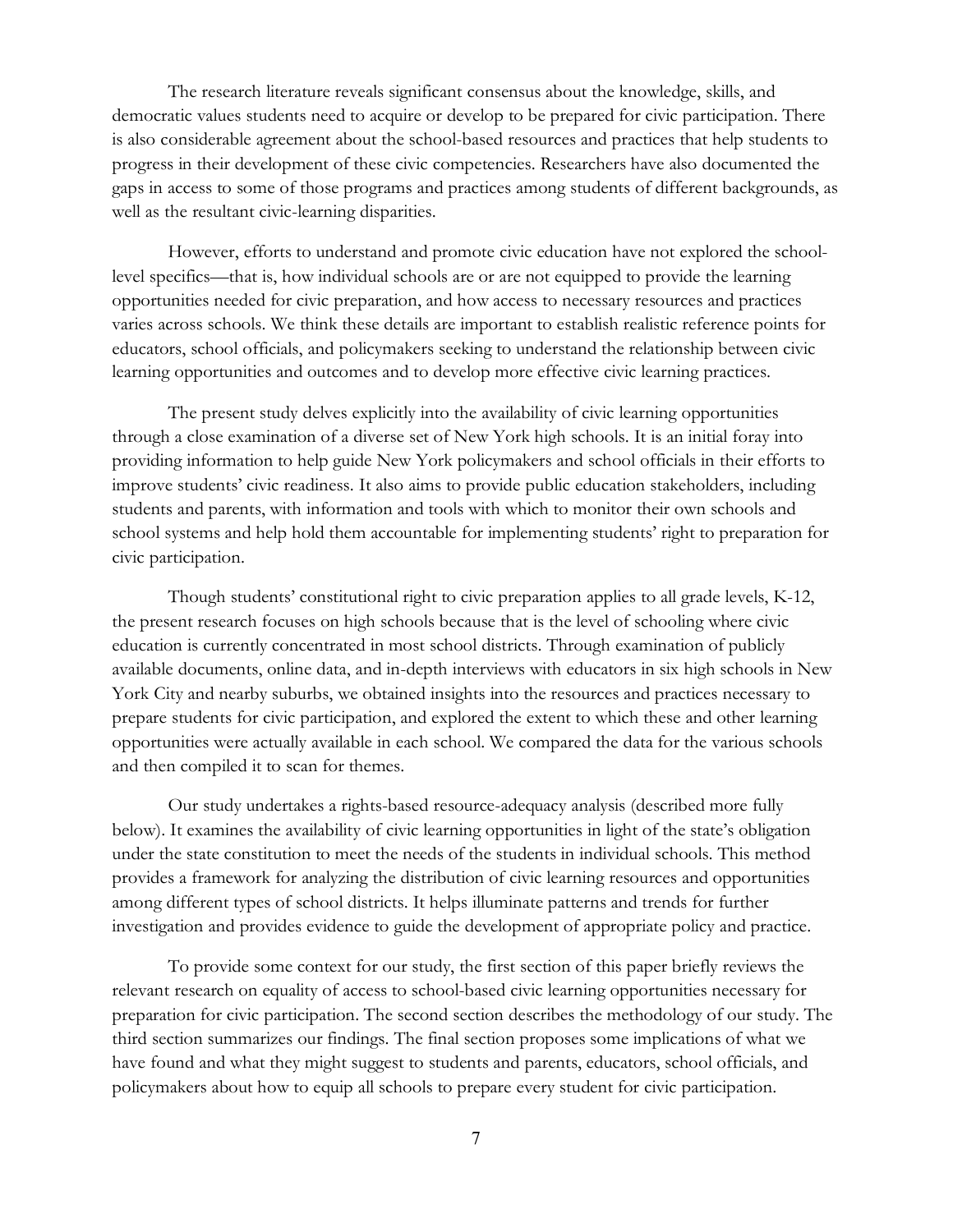The research literature reveals significant consensus about the knowledge, skills, and democratic values students need to acquire or develop to be prepared for civic participation. There is also considerable agreement about the school-based resources and practices that help students to progress in their development of these civic competencies. Researchers have also documented the gaps in access to some of those programs and practices among students of different backgrounds, as well as the resultant civic-learning disparities.

However, efforts to understand and promote civic education have not explored the school-level specifics—that is, how individual schools are or are not equipped to provide the learning opportunities needed for civic preparation, and how access to necessary resources and practices varies across schools. We think these details are important to establish realistic reference points for educators, school officials, and policymakers seeking to understand the relationship between civic learning opportunities and outcomes and to develop more effective civic learning practices.

The present study delves explicitly into the availability of civic learning opportunities through a close examination of a diverse set of New York high schools. It is an initial foray into providing information to help guide New York policymakers and school officials in their efforts to improve students' civic readiness. It also aims to provide public education stakeholders, including students and parents, with information and tools with which to monitor their own schools and school systems and help hold them accountable for implementing students' right to preparation for civic participation.

Though students' constitutional right to civic preparation applies to all grade levels, K-12, the present research focuses on high schools because that is the level of schooling where civic education is currently concentrated in most school districts. Through examination of publicly available documents, online data, and in-depth interviews with educators in six high schools in New York City and nearby suburbs, we obtained insights into the resources and practices necessary to prepare students for civic participation, and explored the extent to which these and other learning opportunities were actually available in each school. We compared the data for the various schools and then compiled it to scan for themes.

Our study undertakes a rights-based resource-adequacy analysis (described more fully below). It examines the availability of civic learning opportunities in light of the state's obligation under the state constitution to meet the needs of the students in individual schools. This method provides a framework for analyzing the distribution of civic learning resources and opportunities among different types of school districts. It helps illuminate patterns and trends for further investigation and provides evidence to guide the development of appropriate policy and practice.

To provide some context for our study, the first section of this paper briefly reviews the relevant research on equality of access to school-based civic learning opportunities necessary for preparation for civic participation. The second section describes the methodology of our study. The third section summarizes our findings. The final section proposes some implications of what we have found and what they might suggest to students and parents, educators, school officials, and policymakers about how to equip all schools to prepare every student for civic participation.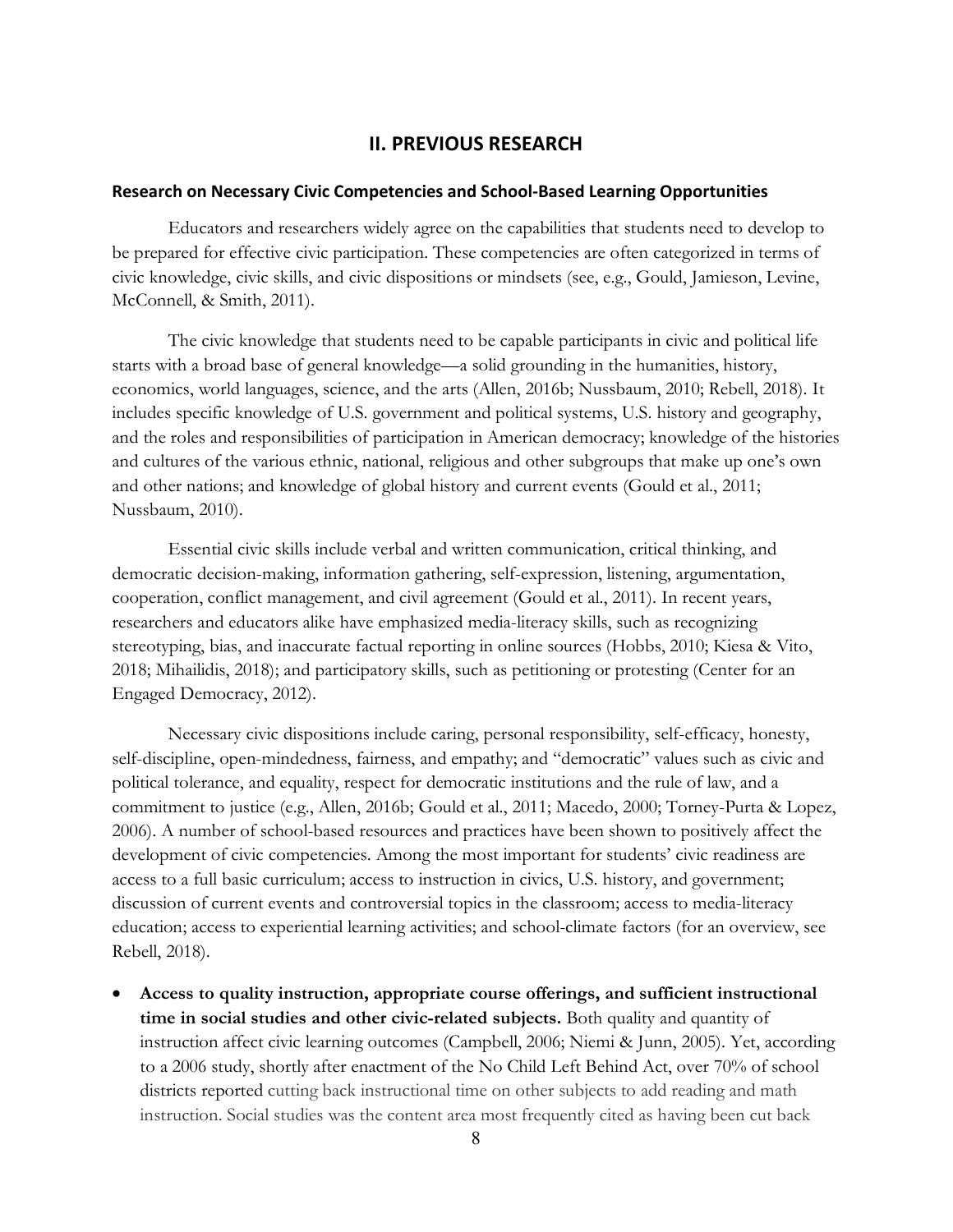## II. PREVIOUS RESEARCH

### Research on Necessary Civic Competencies and School-Based Learning Opportunities

Educators and researchers widely agree on the capabilities that students need to develop to be prepared for effective civic participation. These competencies are often categorized in terms of civic knowledge, civic skills, and civic dispositions or mindsets (see, e.g., Gould, Jamieson, Levine, McConnell, & Smith, 2011).

The civic knowledge that students need to be capable participants in civic and political life starts with a broad base of general knowledge—a solid grounding in the humanities, history, economics, world languages, science, and the arts (Allen, 2016b; Nussbaum, 2010; Rebell, 2018). It includes specific knowledge of U.S. government and political systems, U.S. history and geography, and the roles and responsibilities of participation in American democracy; knowledge of the histories and cultures of the various ethnic, national, religious and other subgroups that make up one's own and other nations; and knowledge of global history and current events (Gould et al., 2011; Nussbaum, 2010).

Essential civic skills include verbal and written communication, critical thinking, and democratic decision-making, information gathering, self-expression, listening, argumentation, cooperation, conflict management, and civil agreement (Gould et al., 2011). In recent years, researchers and educators alike have emphasized media-literacy skills, such as recognizing stereotyping, bias, and inaccurate factual reporting in online sources (Hobbs, 2010; Kiesa & Vito, 2018; Mihailidis, 2018); and participatory skills, such as petitioning or protesting (Center for an Engaged Democracy, 2012).

Necessary civic dispositions include caring, personal responsibility, self-efficacy, honesty, self-discipline, open-mindedness, fairness, and empathy; and "democratic" values such as civic and political tolerance, and equality, respect for democratic institutions and the rule of law, and a commitment to justice (e.g., Allen, 2016b; Gould et al., 2011; Macedo, 2000; Torney-Purta & Lopez, 2006). A number of school-based resources and practices have been shown to positively affect the development of civic competencies. Among the most important for students' civic readiness are access to a full basic curriculum; access to instruction in civics, U.S. history, and government; discussion of current events and controversial topics in the classroom; access to media-literacy education; access to experiential learning activities; and school-climate factors (for an overview, see Rebell, 2018).

- **Access to quality instruction, appropriate course offerings, and sufficient instructional time in social studies and other civic-related subjects.** Both quality and quantity of instruction affect civic learning outcomes (Campbell, 2006; Niemi & Junn, 2005). Yet, according to a 2006 study, shortly after enactment of the No Child Left Behind Act, over 70% of school districts reported cutting back instructional time on other subjects to add reading and math instruction. Social studies was the content area most frequently cited as having been cut back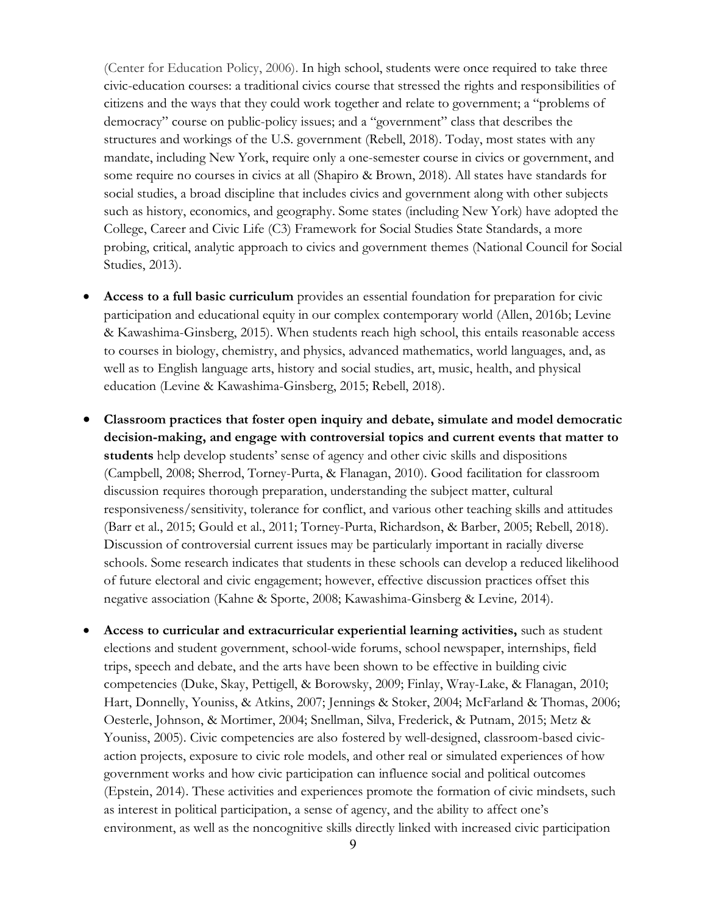(Center for Education Policy, 2006). In high school, students were once required to take three civic-education courses: a traditional civics course that stressed the rights and responsibilities of citizens and the ways that they could work together and relate to government; a "problems of democracy" course on public-policy issues; and a "government" class that describes the structures and workings of the U.S. government (Rebell, 2018). Today, most states with any mandate, including New York, require only a one-semester course in civics or government, and some require no courses in civics at all (Shapiro & Brown, 2018). All states have standards for social studies, a broad discipline that includes civics and government along with other subjects such as history, economics, and geography. Some states (including New York) have adopted the College, Career and Civic Life (C3) Framework for Social Studies State Standards, a more probing, critical, analytic approach to civics and government themes (National Council for Social Studies, 2013).

- **Access to a full basic curriculum** provides an essential foundation for preparation for civic participation and educational equity in our complex contemporary world (Allen, 2016b; Levine & Kawashima-Ginsberg, 2015). When students reach high school, this entails reasonable access to courses in biology, chemistry, and physics, advanced mathematics, world languages, and, as well as to English language arts, history and social studies, art, music, health, and physical education (Levine & Kawashima-Ginsberg, 2015; Rebell, 2018).

- **Classroom practices that foster open inquiry and debate, simulate and model democratic decision-making, and engage with controversial topics and current events that matter to students** help develop students' sense of agency and other civic skills and dispositions (Campbell, 2008; Sherrod, Torney-Purta, & Flanagan, 2010). Good facilitation for classroom discussion requires thorough preparation, understanding the subject matter, cultural responsiveness/sensitivity, tolerance for conflict, and various other teaching skills and attitudes (Barr et al., 2015; Gould et al., 2011; Torney-Purta, Richardson, & Barber, 2005; Rebell, 2018). Discussion of controversial current issues may be particularly important in racially diverse schools. Some research indicates that students in these schools can develop a reduced likelihood of future electoral and civic engagement; however, effective discussion practices offset this negative association (Kahne & Sporte, 2008; Kawashima-Ginsberg & Levine*,* 2014).

- **Access to curricular and extracurricular experiential learning activities,** such as student elections and student government, school-wide forums, school newspaper, internships, field trips, speech and debate, and the arts have been shown to be effective in building civic competencies (Duke, Skay, Pettigell, & Borowsky, 2009; Finlay, Wray-Lake, & Flanagan, 2010; Hart, Donnelly, Youniss, & Atkins, 2007; Jennings & Stoker, 2004; McFarland & Thomas, 2006; Oesterle, Johnson, & Mortimer, 2004; Snellman, Silva, Frederick, & Putnam, 2015; Metz & Youniss, 2005). Civic competencies are also fostered by well-designed, classroom-based civic-action projects, exposure to civic role models, and other real or simulated experiences of how government works and how civic participation can influence social and political outcomes (Epstein, 2014). These activities and experiences promote the formation of civic mindsets, such as interest in political participation, a sense of agency, and the ability to affect one's environment, as well as the noncognitive skills directly linked with increased civic participation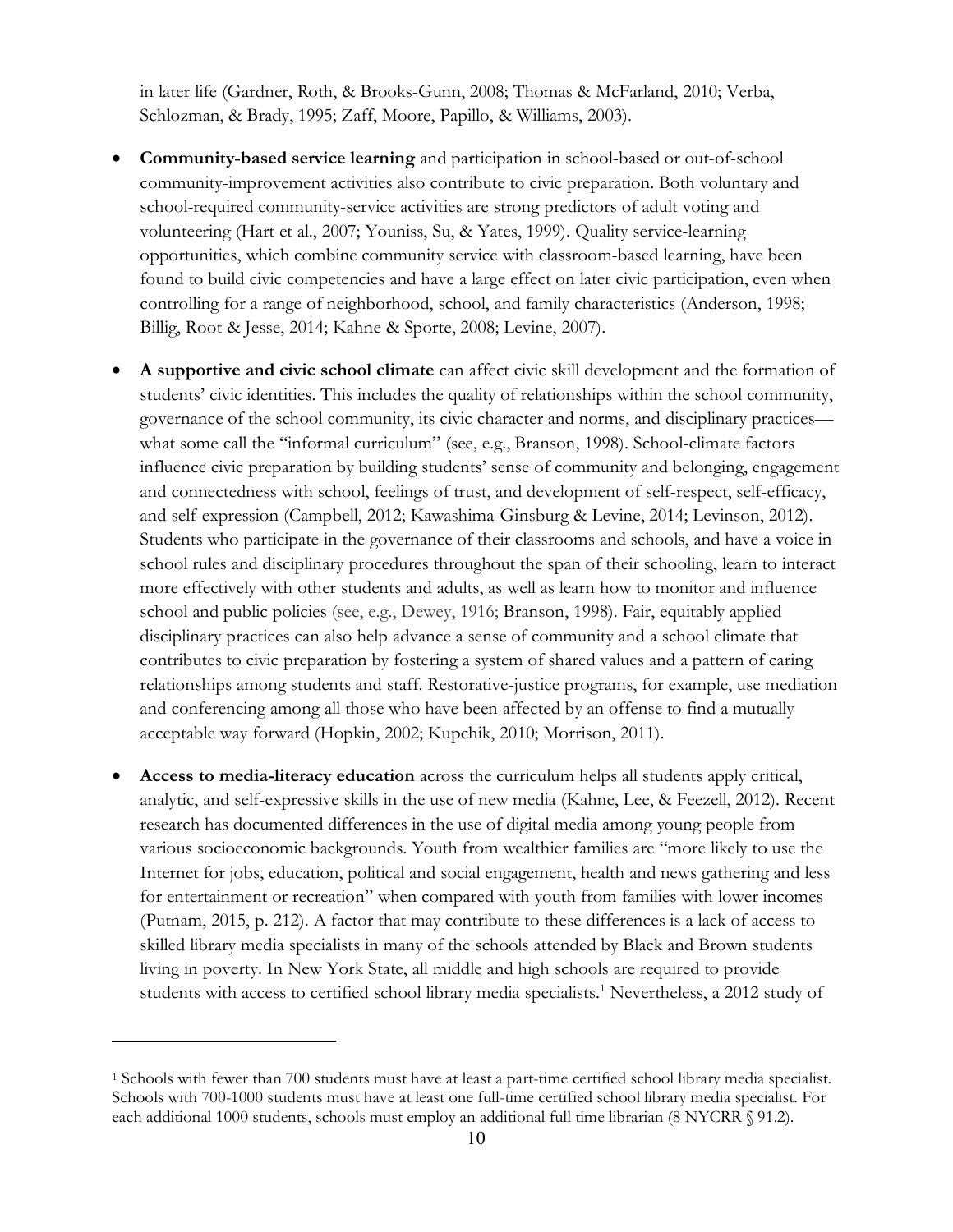in later life (Gardner, Roth, & Brooks-Gunn, 2008; Thomas & McFarland, 2010; Verba, Schlozman, & Brady, 1995; Zaff, Moore, Papillo, & Williams, 2003).

- **Community-based service learning** and participation in school-based or out-of-school community-improvement activities also contribute to civic preparation. Both voluntary and school-required community-service activities are strong predictors of adult voting and volunteering (Hart et al., 2007; Youniss, Su, & Yates, 1999). Quality service-learning opportunities, which combine community service with classroom-based learning, have been found to build civic competencies and have a large effect on later civic participation, even when controlling for a range of neighborhood, school, and family characteristics (Anderson, 1998; Billig, Root & Jesse, 2014; Kahne & Sporte, 2008; Levine, 2007).

- **A supportive and civic school climate** can affect civic skill development and the formation of students' civic identities. This includes the quality of relationships within the school community, governance of the school community, its civic character and norms, and disciplinary practices—what some call the "informal curriculum" (see, e.g., Branson, 1998). School-climate factors influence civic preparation by building students' sense of community and belonging, engagement and connectedness with school, feelings of trust, and development of self-respect, self-efficacy, and self-expression (Campbell, 2012; Kawashima-Ginsburg & Levine, 2014; Levinson, 2012). Students who participate in the governance of their classrooms and schools, and have a voice in school rules and disciplinary procedures throughout the span of their schooling, learn to interact more effectively with other students and adults, as well as learn how to monitor and influence school and public policies (see, e.g., Dewey, 1916; Branson, 1998). Fair, equitably applied disciplinary practices can also help advance a sense of community and a school climate that contributes to civic preparation by fostering a system of shared values and a pattern of caring relationships among students and staff. Restorative-justice programs, for example, use mediation and conferencing among all those who have been affected by an offense to find a mutually acceptable way forward (Hopkin, 2002; Kupchik, 2010; Morrison, 2011).

- **Access to media-literacy education** across the curriculum helps all students apply critical, analytic, and self-expressive skills in the use of new media (Kahne, Lee, & Feezell, 2012). Recent research has documented differences in the use of digital media among young people from various socioeconomic backgrounds. Youth from wealthier families are "more likely to use the Internet for jobs, education, political and social engagement, health and news gathering and less for entertainment or recreation" when compared with youth from families with lower incomes (Putnam, 2015, p. 212). A factor that may contribute to these differences is a lack of access to skilled library media specialists in many of the schools attended by Black and Brown students living in poverty. In New York State, all middle and high schools are required to provide students with access to certified school library media specialists.[1] Nevertheless, a 2012 study of

---

[1] Schools with fewer than 700 students must have at least a part-time certified school library media specialist. Schools with 700-1000 students must have at least one full-time certified school library media specialist. For each additional 1000 students, schools must employ an additional full time librarian (8 NYCRR § 91.2).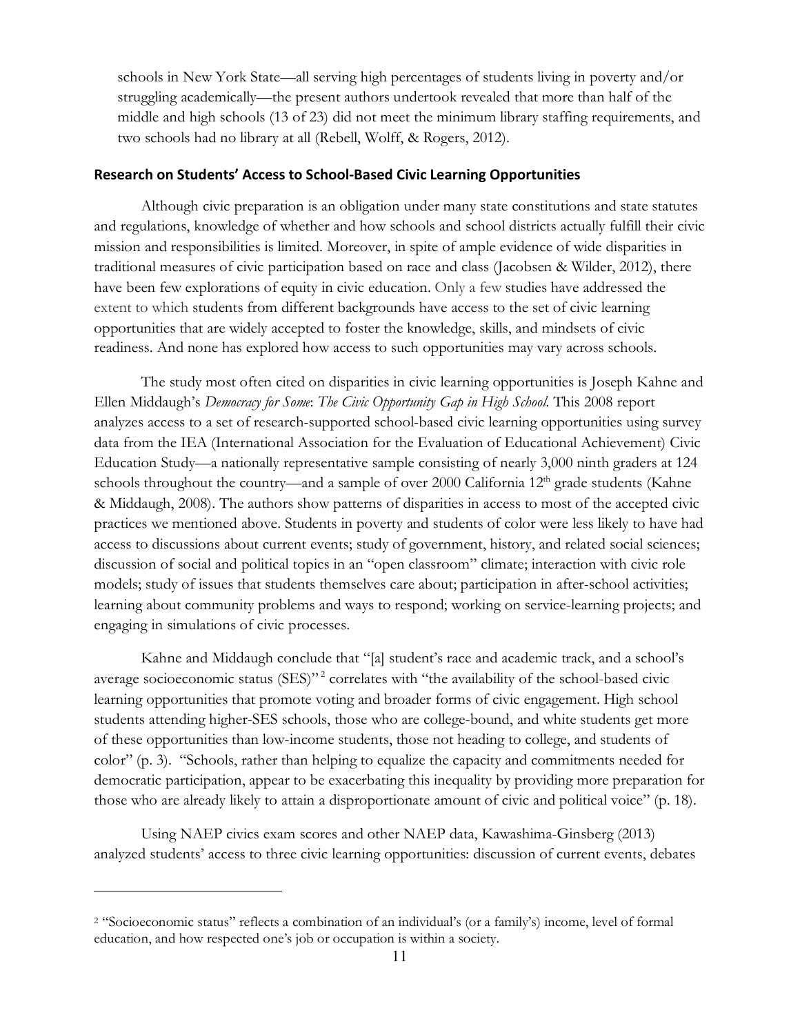schools in New York State—all serving high percentages of students living in poverty and/or struggling academically—the present authors undertook revealed that more than half of the middle and high schools (13 of 23) did not meet the minimum library staffing requirements, and two schools had no library at all (Rebell, Wolff, & Rogers, 2012).

### Research on Students' Access to School-Based Civic Learning Opportunities

Although civic preparation is an obligation under many state constitutions and state statutes and regulations, knowledge of whether and how schools and school districts actually fulfill their civic mission and responsibilities is limited. Moreover, in spite of ample evidence of wide disparities in traditional measures of civic participation based on race and class (Jacobsen & Wilder, 2012), there have been few explorations of equity in civic education. Only a few studies have addressed the extent to which students from different backgrounds have access to the set of civic learning opportunities that are widely accepted to foster the knowledge, skills, and mindsets of civic readiness. And none has explored how access to such opportunities may vary across schools.

The study most often cited on disparities in civic learning opportunities is Joseph Kahne and Ellen Middaugh's *Democracy for Some*: *The Civic Opportunity Gap in High School*. This 2008 report analyzes access to a set of research-supported school-based civic learning opportunities using survey data from the IEA (International Association for the Evaluation of Educational Achievement) Civic Education Study—a nationally representative sample consisting of nearly 3,000 ninth graders at 124 schools throughout the country—and a sample of over 2000 California 12th grade students (Kahne & Middaugh, 2008). The authors show patterns of disparities in access to most of the accepted civic practices we mentioned above. Students in poverty and students of color were less likely to have had access to discussions about current events; study of government, history, and related social sciences; discussion of social and political topics in an "open classroom" climate; interaction with civic role models; study of issues that students themselves care about; participation in after-school activities; learning about community problems and ways to respond; working on service-learning projects; and engaging in simulations of civic processes.

Kahne and Middaugh conclude that "[a] student's race and academic track, and a school's average socioeconomic status (SES)"[2] correlates with "the availability of the school-based civic learning opportunities that promote voting and broader forms of civic engagement. High school students attending higher-SES schools, those who are college-bound, and white students get more of these opportunities than low-income students, those not heading to college, and students of color" (p. 3). "Schools, rather than helping to equalize the capacity and commitments needed for democratic participation, appear to be exacerbating this inequality by providing more preparation for those who are already likely to attain a disproportionate amount of civic and political voice" (p. 18).

Using NAEP civics exam scores and other NAEP data, Kawashima-Ginsberg (2013) analyzed students' access to three civic learning opportunities: discussion of current events, debates

---

[2] "Socioeconomic status" reflects a combination of an individual's (or a family's) income, level of formal education, and how respected one's job or occupation is within a society.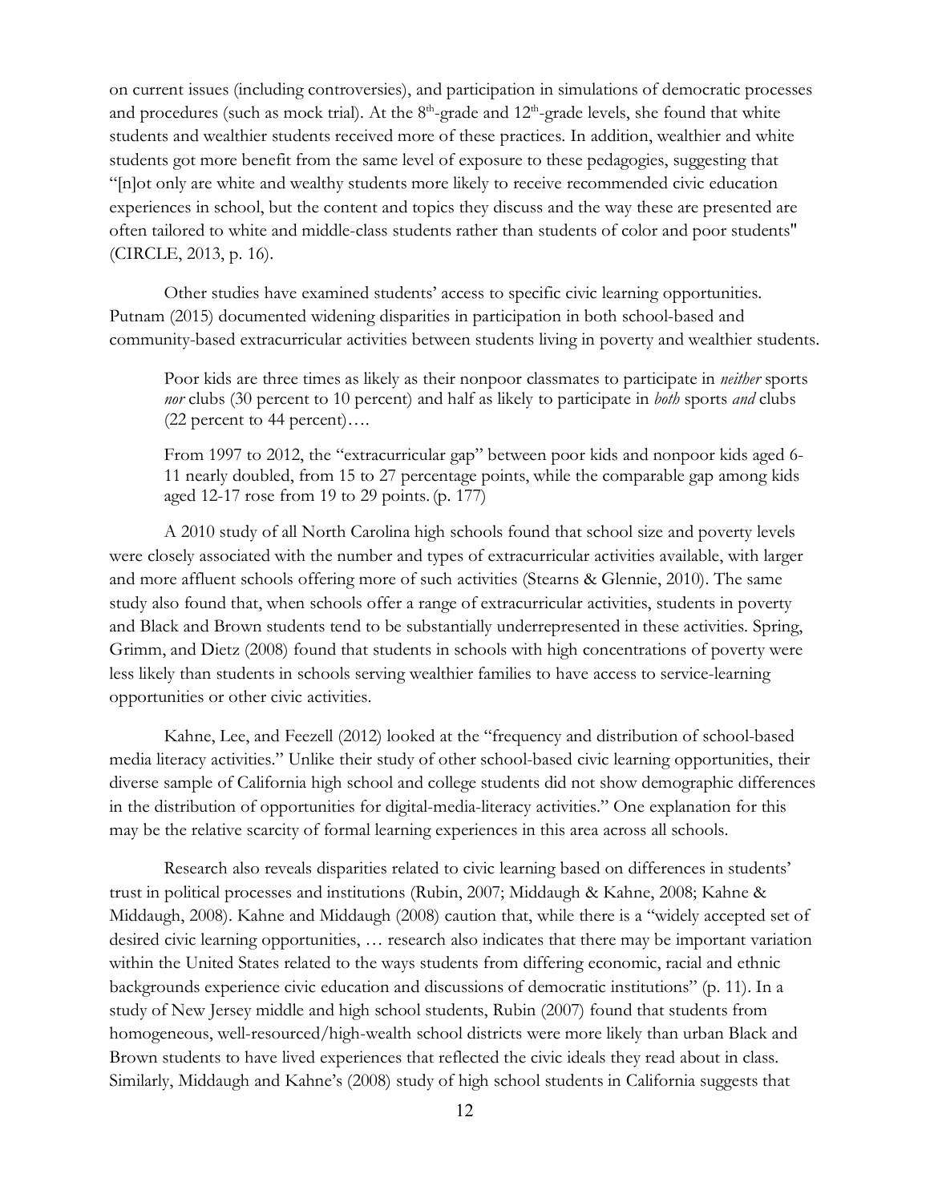on current issues (including controversies), and participation in simulations of democratic processes and procedures (such as mock trial). At the 8th-grade and 12th-grade levels, she found that white students and wealthier students received more of these practices. In addition, wealthier and white students got more benefit from the same level of exposure to these pedagogies, suggesting that "[n]ot only are white and wealthy students more likely to receive recommended civic education experiences in school, but the content and topics they discuss and the way these are presented are often tailored to white and middle-class students rather than students of color and poor students" (CIRCLE, 2013, p. 16).

Other studies have examined students' access to specific civic learning opportunities. Putnam (2015) documented widening disparities in participation in both school-based and community-based extracurricular activities between students living in poverty and wealthier students.

> Poor kids are three times as likely as their nonpoor classmates to participate in *neither* sports *nor* clubs (30 percent to 10 percent) and half as likely to participate in *both* sports *and* clubs (22 percent to 44 percent)….
>
> From 1997 to 2012, the "extracurricular gap" between poor kids and nonpoor kids aged 6-11 nearly doubled, from 15 to 27 percentage points, while the comparable gap among kids aged 12-17 rose from 19 to 29 points. (p. 177)

A 2010 study of all North Carolina high schools found that school size and poverty levels were closely associated with the number and types of extracurricular activities available, with larger and more affluent schools offering more of such activities (Stearns & Glennie, 2010). The same study also found that, when schools offer a range of extracurricular activities, students in poverty and Black and Brown students tend to be substantially underrepresented in these activities. Spring, Grimm, and Dietz (2008) found that students in schools with high concentrations of poverty were less likely than students in schools serving wealthier families to have access to service-learning opportunities or other civic activities.

Kahne, Lee, and Feezell (2012) looked at the "frequency and distribution of school-based media literacy activities." Unlike their study of other school-based civic learning opportunities, their diverse sample of California high school and college students did not show demographic differences in the distribution of opportunities for digital-media-literacy activities." One explanation for this may be the relative scarcity of formal learning experiences in this area across all schools.

Research also reveals disparities related to civic learning based on differences in students' trust in political processes and institutions (Rubin, 2007; Middaugh & Kahne, 2008; Kahne & Middaugh, 2008). Kahne and Middaugh (2008) caution that, while there is a "widely accepted set of desired civic learning opportunities, … research also indicates that there may be important variation within the United States related to the ways students from differing economic, racial and ethnic backgrounds experience civic education and discussions of democratic institutions" (p. 11). In a study of New Jersey middle and high school students, Rubin (2007) found that students from homogeneous, well-resourced/high-wealth school districts were more likely than urban Black and Brown students to have lived experiences that reflected the civic ideals they read about in class. Similarly, Middaugh and Kahne's (2008) study of high school students in California suggests that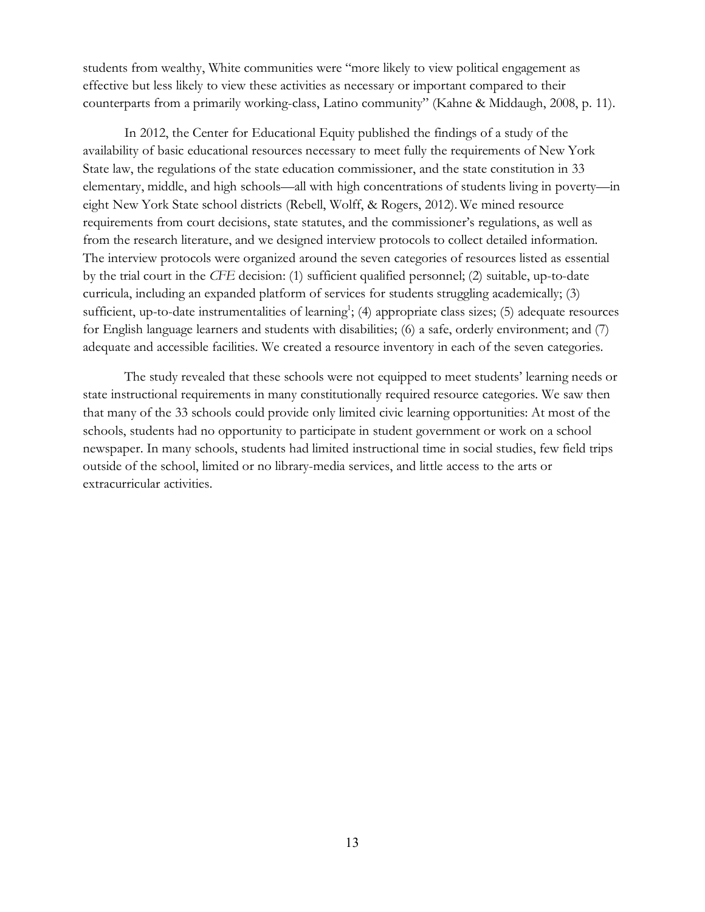students from wealthy, White communities were "more likely to view political engagement as effective but less likely to view these activities as necessary or important compared to their counterparts from a primarily working-class, Latino community" (Kahne & Middaugh, 2008, p. 11).

In 2012, the Center for Educational Equity published the findings of a study of the availability of basic educational resources necessary to meet fully the requirements of New York State law, the regulations of the state education commissioner, and the state constitution in 33 elementary, middle, and high schools—all with high concentrations of students living in poverty—in eight New York State school districts (Rebell, Wolff, & Rogers, 2012). We mined resource requirements from court decisions, state statutes, and the commissioner's regulations, as well as from the research literature, and we designed interview protocols to collect detailed information. The interview protocols were organized around the seven categories of resources listed as essential by the trial court in the *CFE* decision: (1) sufficient qualified personnel; (2) suitable, up-to-date curricula, including an expanded platform of services for students struggling academically; (3) sufficient, up-to-date instrumentalities of learning[1]; (4) appropriate class sizes; (5) adequate resources for English language learners and students with disabilities; (6) a safe, orderly environment; and (7) adequate and accessible facilities. We created a resource inventory in each of the seven categories.

The study revealed that these schools were not equipped to meet students' learning needs or state instructional requirements in many constitutionally required resource categories. We saw then that many of the 33 schools could provide only limited civic learning opportunities: At most of the schools, students had no opportunity to participate in student government or work on a school newspaper. In many schools, students had limited instructional time in social studies, few field trips outside of the school, limited or no library-media services, and little access to the arts or extracurricular activities.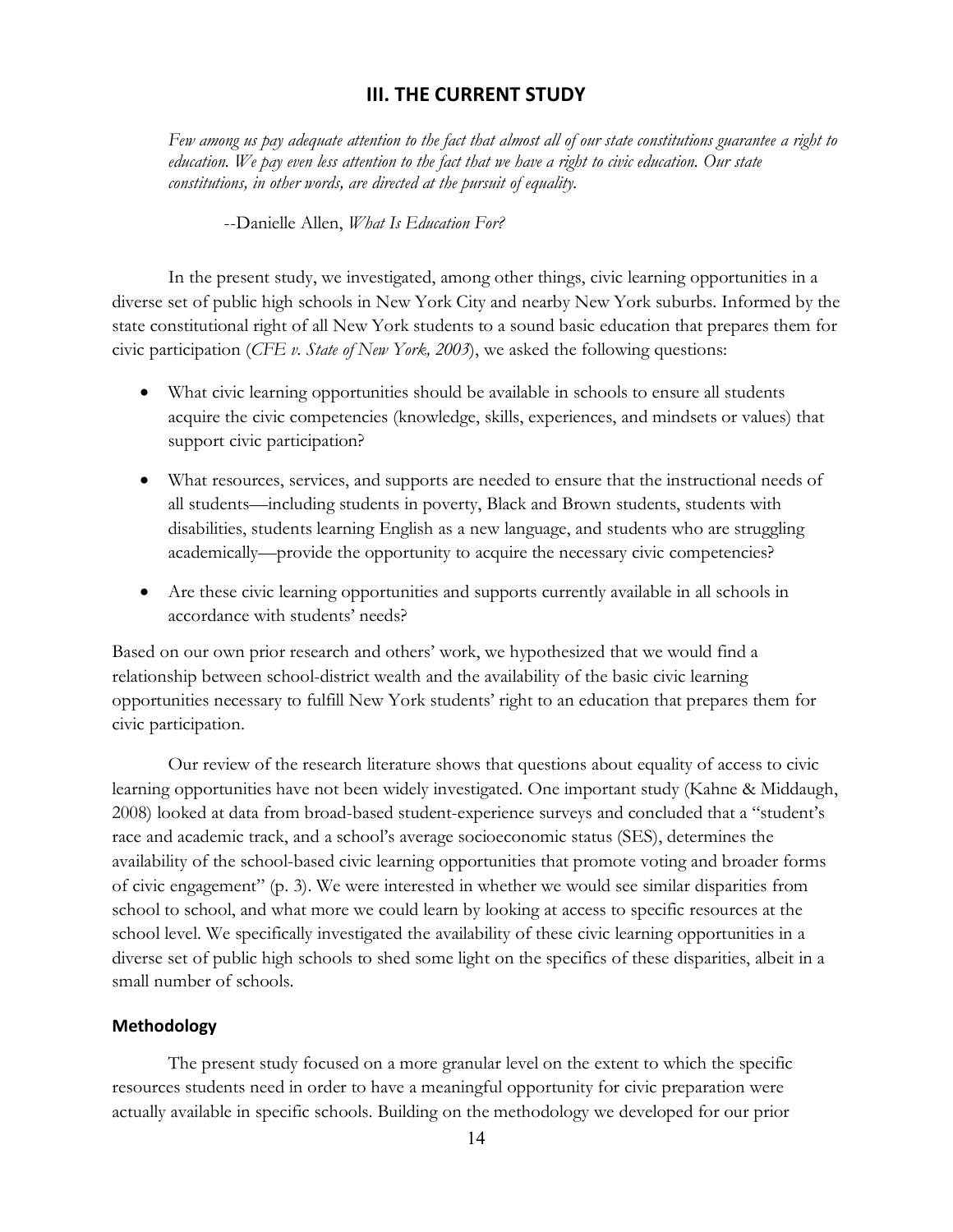## III. THE CURRENT STUDY

*Few among us pay adequate attention to the fact that almost all of our state constitutions guarantee a right to education. We pay even less attention to the fact that we have a right to civic education. Our state constitutions, in other words, are directed at the pursuit of equality.*

--Danielle Allen, *What Is Education For?*

In the present study, we investigated, among other things, civic learning opportunities in a diverse set of public high schools in New York City and nearby New York suburbs. Informed by the state constitutional right of all New York students to a sound basic education that prepares them for civic participation (*CFE v. State of New York, 2003*), we asked the following questions:

- What civic learning opportunities should be available in schools to ensure all students acquire the civic competencies (knowledge, skills, experiences, and mindsets or values) that support civic participation?
- What resources, services, and supports are needed to ensure that the instructional needs of all students—including students in poverty, Black and Brown students, students with disabilities, students learning English as a new language, and students who are struggling academically—provide the opportunity to acquire the necessary civic competencies?
- Are these civic learning opportunities and supports currently available in all schools in accordance with students' needs?

Based on our own prior research and others' work, we hypothesized that we would find a relationship between school-district wealth and the availability of the basic civic learning opportunities necessary to fulfill New York students' right to an education that prepares them for civic participation.

Our review of the research literature shows that questions about equality of access to civic learning opportunities have not been widely investigated. One important study (Kahne & Middaugh, 2008) looked at data from broad-based student-experience surveys and concluded that a "student's race and academic track, and a school's average socioeconomic status (SES), determines the availability of the school-based civic learning opportunities that promote voting and broader forms of civic engagement" (p. 3). We were interested in whether we would see similar disparities from school to school, and what more we could learn by looking at access to specific resources at the school level. We specifically investigated the availability of these civic learning opportunities in a diverse set of public high schools to shed some light on the specifics of these disparities, albeit in a small number of schools.

### Methodology

The present study focused on a more granular level on the extent to which the specific resources students need in order to have a meaningful opportunity for civic preparation were actually available in specific schools. Building on the methodology we developed for our prior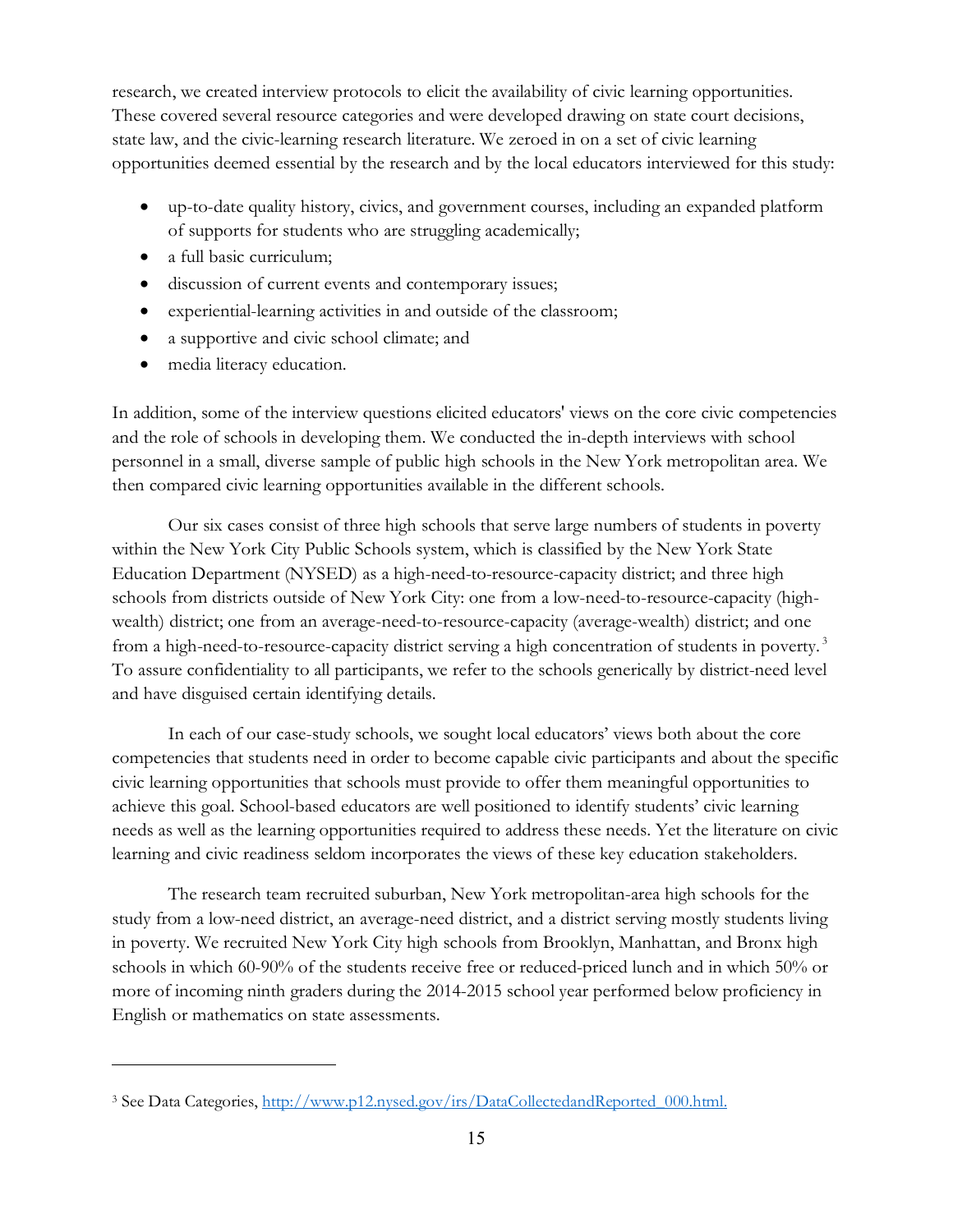research, we created interview protocols to elicit the availability of civic learning opportunities. These covered several resource categories and were developed drawing on state court decisions, state law, and the civic-learning research literature. We zeroed in on a set of civic learning opportunities deemed essential by the research and by the local educators interviewed for this study:

- up-to-date quality history, civics, and government courses, including an expanded platform of supports for students who are struggling academically;
- a full basic curriculum;
- discussion of current events and contemporary issues;
- experiential-learning activities in and outside of the classroom;
- a supportive and civic school climate; and
- media literacy education.

In addition, some of the interview questions elicited educators' views on the core civic competencies and the role of schools in developing them. We conducted the in-depth interviews with school personnel in a small, diverse sample of public high schools in the New York metropolitan area. We then compared civic learning opportunities available in the different schools.

Our six cases consist of three high schools that serve large numbers of students in poverty within the New York City Public Schools system, which is classified by the New York State Education Department (NYSED) as a high-need-to-resource-capacity district; and three high schools from districts outside of New York City: one from a low-need-to-resource-capacity (high-wealth) district; one from an average-need-to-resource-capacity (average-wealth) district; and one from a high-need-to-resource-capacity district serving a high concentration of students in poverty.[3] To assure confidentiality to all participants, we refer to the schools generically by district-need level and have disguised certain identifying details.

In each of our case-study schools, we sought local educators' views both about the core competencies that students need in order to become capable civic participants and about the specific civic learning opportunities that schools must provide to offer them meaningful opportunities to achieve this goal. School-based educators are well positioned to identify students' civic learning needs as well as the learning opportunities required to address these needs. Yet the literature on civic learning and civic readiness seldom incorporates the views of these key education stakeholders.

The research team recruited suburban, New York metropolitan-area high schools for the study from a low-need district, an average-need district, and a district serving mostly students living in poverty. We recruited New York City high schools from Brooklyn, Manhattan, and Bronx high schools in which 60-90% of the students receive free or reduced-priced lunch and in which 50% or more of incoming ninth graders during the 2014-2015 school year performed below proficiency in English or mathematics on state assessments.

---

[3] See Data Categories, http://www.p12.nysed.gov/irs/DataCollectedandReported_000.html.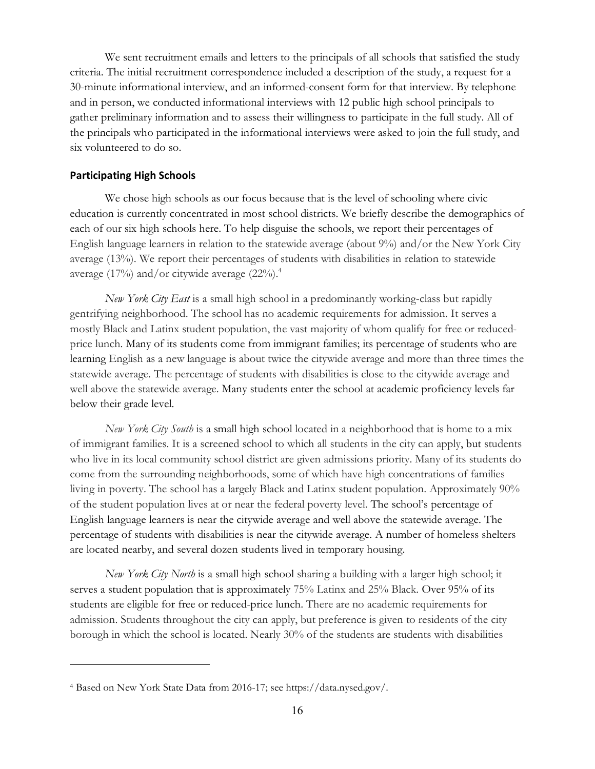We sent recruitment emails and letters to the principals of all schools that satisfied the study criteria. The initial recruitment correspondence included a description of the study, a request for a 30-minute informational interview, and an informed-consent form for that interview. By telephone and in person, we conducted informational interviews with 12 public high school principals to gather preliminary information and to assess their willingness to participate in the full study. All of the principals who participated in the informational interviews were asked to join the full study, and six volunteered to do so.

## Participating High Schools

We chose high schools as our focus because that is the level of schooling where civic education is currently concentrated in most school districts. We briefly describe the demographics of each of our six high schools here. To help disguise the schools, we report their percentages of English language learners in relation to the statewide average (about 9%) and/or the New York City average (13%). We report their percentages of students with disabilities in relation to statewide average (17%) and/or citywide average (22%).[4]

*New York City East* is a small high school in a predominantly working-class but rapidly gentrifying neighborhood. The school has no academic requirements for admission. It serves a mostly Black and Latinx student population, the vast majority of whom qualify for free or reduced-price lunch. Many of its students come from immigrant families; its percentage of students who are learning English as a new language is about twice the citywide average and more than three times the statewide average. The percentage of students with disabilities is close to the citywide average and well above the statewide average. Many students enter the school at academic proficiency levels far below their grade level.

*New York City South* is a small high school located in a neighborhood that is home to a mix of immigrant families. It is a screened school to which all students in the city can apply, but students who live in its local community school district are given admissions priority. Many of its students do come from the surrounding neighborhoods, some of which have high concentrations of families living in poverty. The school has a largely Black and Latinx student population. Approximately 90% of the student population lives at or near the federal poverty level. The school's percentage of English language learners is near the citywide average and well above the statewide average. The percentage of students with disabilities is near the citywide average. A number of homeless shelters are located nearby, and several dozen students lived in temporary housing.

*New York City North* is a small high school sharing a building with a larger high school; it serves a student population that is approximately 75% Latinx and 25% Black. Over 95% of its students are eligible for free or reduced-price lunch. There are no academic requirements for admission. Students throughout the city can apply, but preference is given to residents of the city borough in which the school is located. Nearly 30% of the students are students with disabilities

[4] Based on New York State Data from 2016-17; see https://data.nysed.gov/.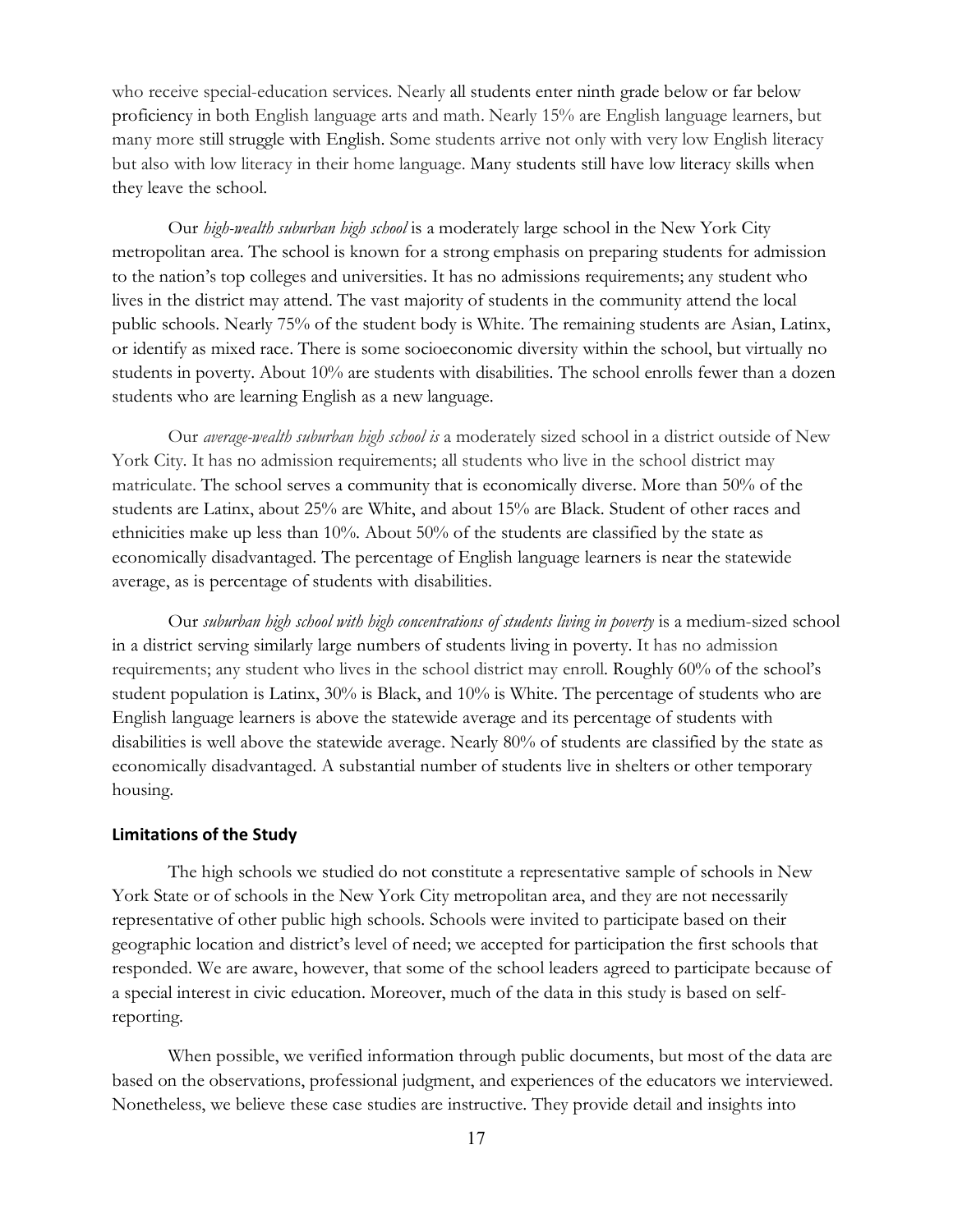who receive special-education services. Nearly all students enter ninth grade below or far below proficiency in both English language arts and math. Nearly 15% are English language learners, but many more still struggle with English. Some students arrive not only with very low English literacy but also with low literacy in their home language. Many students still have low literacy skills when they leave the school.

Our *high-wealth suburban high school* is a moderately large school in the New York City metropolitan area. The school is known for a strong emphasis on preparing students for admission to the nation's top colleges and universities. It has no admissions requirements; any student who lives in the district may attend. The vast majority of students in the community attend the local public schools. Nearly 75% of the student body is White. The remaining students are Asian, Latinx, or identify as mixed race. There is some socioeconomic diversity within the school, but virtually no students in poverty. About 10% are students with disabilities. The school enrolls fewer than a dozen students who are learning English as a new language.

Our *average-wealth suburban high school is* a moderately sized school in a district outside of New York City. It has no admission requirements; all students who live in the school district may matriculate. The school serves a community that is economically diverse. More than 50% of the students are Latinx, about 25% are White, and about 15% are Black. Student of other races and ethnicities make up less than 10%. About 50% of the students are classified by the state as economically disadvantaged. The percentage of English language learners is near the statewide average, as is percentage of students with disabilities.

Our *suburban high school with high concentrations of students living in poverty* is a medium-sized school in a district serving similarly large numbers of students living in poverty. It has no admission requirements; any student who lives in the school district may enroll. Roughly 60% of the school's student population is Latinx, 30% is Black, and 10% is White. The percentage of students who are English language learners is above the statewide average and its percentage of students with disabilities is well above the statewide average. Nearly 80% of students are classified by the state as economically disadvantaged. A substantial number of students live in shelters or other temporary housing.

### Limitations of the Study

The high schools we studied do not constitute a representative sample of schools in New York State or of schools in the New York City metropolitan area, and they are not necessarily representative of other public high schools. Schools were invited to participate based on their geographic location and district's level of need; we accepted for participation the first schools that responded. We are aware, however, that some of the school leaders agreed to participate because of a special interest in civic education. Moreover, much of the data in this study is based on self-reporting.

When possible, we verified information through public documents, but most of the data are based on the observations, professional judgment, and experiences of the educators we interviewed. Nonetheless, we believe these case studies are instructive. They provide detail and insights into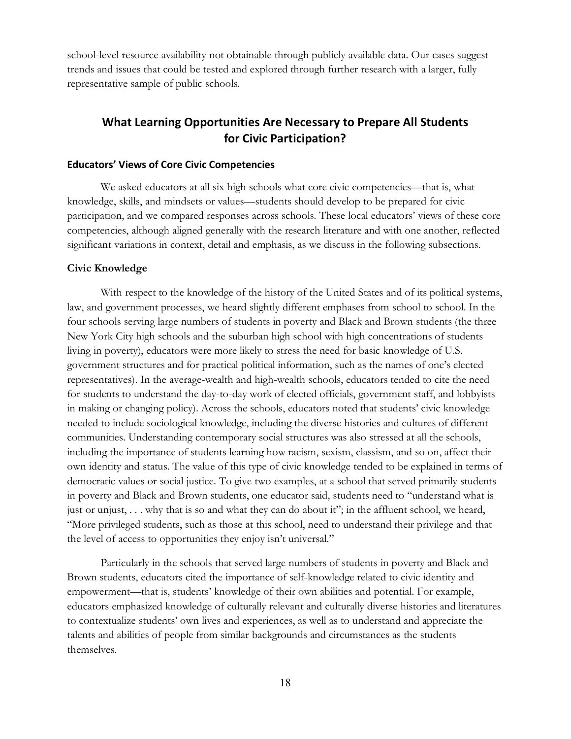school-level resource availability not obtainable through publicly available data. Our cases suggest trends and issues that could be tested and explored through further research with a larger, fully representative sample of public schools.

## What Learning Opportunities Are Necessary to Prepare All Students for Civic Participation?

### Educators' Views of Core Civic Competencies

We asked educators at all six high schools what core civic competencies—that is, what knowledge, skills, and mindsets or values—students should develop to be prepared for civic participation, and we compared responses across schools. These local educators' views of these core competencies, although aligned generally with the research literature and with one another, reflected significant variations in context, detail and emphasis, as we discuss in the following subsections.

### Civic Knowledge

With respect to the knowledge of the history of the United States and of its political systems, law, and government processes, we heard slightly different emphases from school to school. In the four schools serving large numbers of students in poverty and Black and Brown students (the three New York City high schools and the suburban high school with high concentrations of students living in poverty), educators were more likely to stress the need for basic knowledge of U.S. government structures and for practical political information, such as the names of one's elected representatives). In the average-wealth and high-wealth schools, educators tended to cite the need for students to understand the day-to-day work of elected officials, government staff, and lobbyists in making or changing policy). Across the schools, educators noted that students' civic knowledge needed to include sociological knowledge, including the diverse histories and cultures of different communities. Understanding contemporary social structures was also stressed at all the schools, including the importance of students learning how racism, sexism, classism, and so on, affect their own identity and status. The value of this type of civic knowledge tended to be explained in terms of democratic values or social justice. To give two examples, at a school that served primarily students in poverty and Black and Brown students, one educator said, students need to "understand what is just or unjust, . . . why that is so and what they can do about it"; in the affluent school, we heard, "More privileged students, such as those at this school, need to understand their privilege and that the level of access to opportunities they enjoy isn't universal."

Particularly in the schools that served large numbers of students in poverty and Black and Brown students, educators cited the importance of self-knowledge related to civic identity and empowerment—that is, students' knowledge of their own abilities and potential. For example, educators emphasized knowledge of culturally relevant and culturally diverse histories and literatures to contextualize students' own lives and experiences, as well as to understand and appreciate the talents and abilities of people from similar backgrounds and circumstances as the students themselves.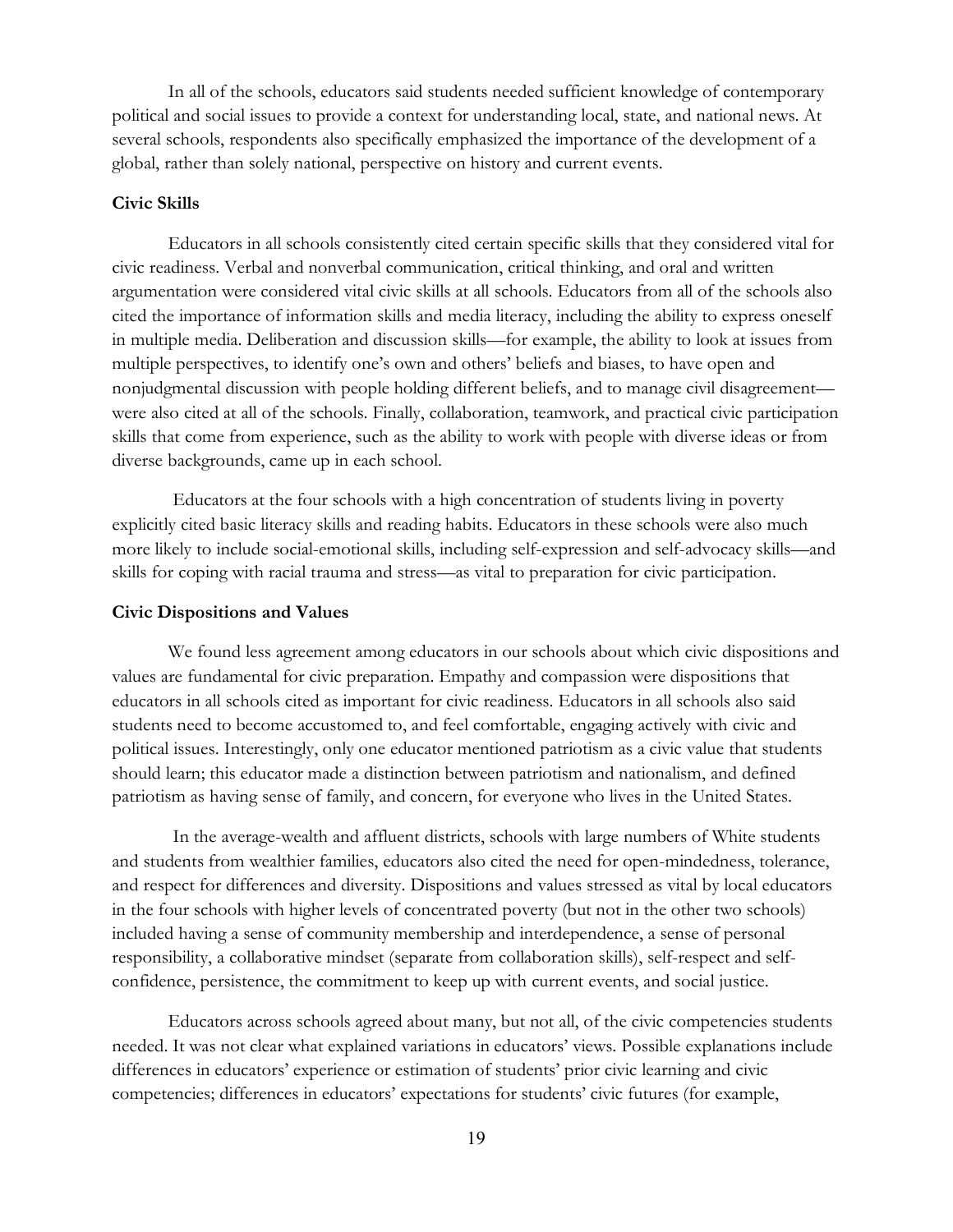In all of the schools, educators said students needed sufficient knowledge of contemporary political and social issues to provide a context for understanding local, state, and national news. At several schools, respondents also specifically emphasized the importance of the development of a global, rather than solely national, perspective on history and current events.

**Civic Skills**

Educators in all schools consistently cited certain specific skills that they considered vital for civic readiness. Verbal and nonverbal communication, critical thinking, and oral and written argumentation were considered vital civic skills at all schools. Educators from all of the schools also cited the importance of information skills and media literacy, including the ability to express oneself in multiple media. Deliberation and discussion skills—for example, the ability to look at issues from multiple perspectives, to identify one's own and others' beliefs and biases, to have open and nonjudgmental discussion with people holding different beliefs, and to manage civil disagreement—were also cited at all of the schools. Finally, collaboration, teamwork, and practical civic participation skills that come from experience, such as the ability to work with people with diverse ideas or from diverse backgrounds, came up in each school.

Educators at the four schools with a high concentration of students living in poverty explicitly cited basic literacy skills and reading habits. Educators in these schools were also much more likely to include social-emotional skills, including self-expression and self-advocacy skills—and skills for coping with racial trauma and stress—as vital to preparation for civic participation.

**Civic Dispositions and Values**

We found less agreement among educators in our schools about which civic dispositions and values are fundamental for civic preparation. Empathy and compassion were dispositions that educators in all schools cited as important for civic readiness. Educators in all schools also said students need to become accustomed to, and feel comfortable, engaging actively with civic and political issues. Interestingly, only one educator mentioned patriotism as a civic value that students should learn; this educator made a distinction between patriotism and nationalism, and defined patriotism as having sense of family, and concern, for everyone who lives in the United States.

In the average-wealth and affluent districts, schools with large numbers of White students and students from wealthier families, educators also cited the need for open-mindedness, tolerance, and respect for differences and diversity. Dispositions and values stressed as vital by local educators in the four schools with higher levels of concentrated poverty (but not in the other two schools) included having a sense of community membership and interdependence, a sense of personal responsibility, a collaborative mindset (separate from collaboration skills), self-respect and self-confidence, persistence, the commitment to keep up with current events, and social justice.

Educators across schools agreed about many, but not all, of the civic competencies students needed. It was not clear what explained variations in educators' views. Possible explanations include differences in educators' experience or estimation of students' prior civic learning and civic competencies; differences in educators' expectations for students' civic futures (for example,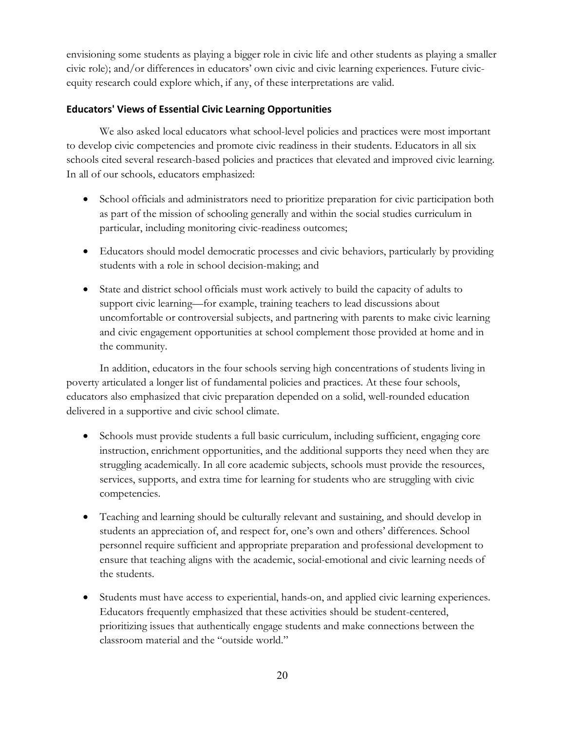envisioning some students as playing a bigger role in civic life and other students as playing a smaller civic role); and/or differences in educators' own civic and civic learning experiences. Future civic-equity research could explore which, if any, of these interpretations are valid.

### Educators' Views of Essential Civic Learning Opportunities

We also asked local educators what school-level policies and practices were most important to develop civic competencies and promote civic readiness in their students. Educators in all six schools cited several research-based policies and practices that elevated and improved civic learning. In all of our schools, educators emphasized:

- School officials and administrators need to prioritize preparation for civic participation both as part of the mission of schooling generally and within the social studies curriculum in particular, including monitoring civic-readiness outcomes;
- Educators should model democratic processes and civic behaviors, particularly by providing students with a role in school decision-making; and
- State and district school officials must work actively to build the capacity of adults to support civic learning—for example, training teachers to lead discussions about uncomfortable or controversial subjects, and partnering with parents to make civic learning and civic engagement opportunities at school complement those provided at home and in the community.

In addition, educators in the four schools serving high concentrations of students living in poverty articulated a longer list of fundamental policies and practices. At these four schools, educators also emphasized that civic preparation depended on a solid, well-rounded education delivered in a supportive and civic school climate.

- Schools must provide students a full basic curriculum, including sufficient, engaging core instruction, enrichment opportunities, and the additional supports they need when they are struggling academically. In all core academic subjects, schools must provide the resources, services, supports, and extra time for learning for students who are struggling with civic competencies.
- Teaching and learning should be culturally relevant and sustaining, and should develop in students an appreciation of, and respect for, one's own and others' differences. School personnel require sufficient and appropriate preparation and professional development to ensure that teaching aligns with the academic, social-emotional and civic learning needs of the students.
- Students must have access to experiential, hands-on, and applied civic learning experiences. Educators frequently emphasized that these activities should be student-centered, prioritizing issues that authentically engage students and make connections between the classroom material and the "outside world."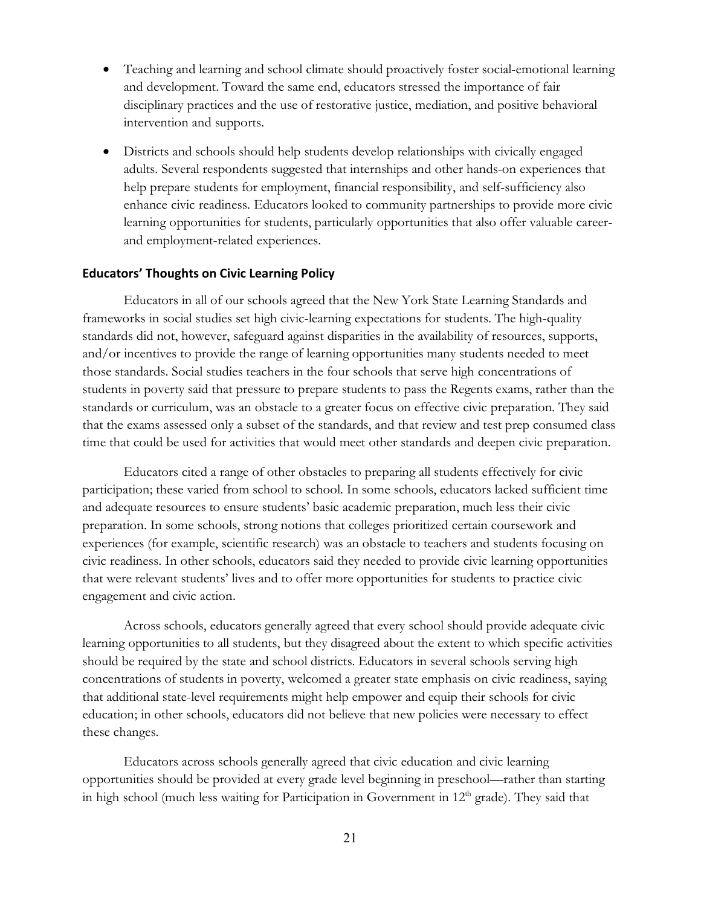- Teaching and learning and school climate should proactively foster social-emotional learning and development. Toward the same end, educators stressed the importance of fair disciplinary practices and the use of restorative justice, mediation, and positive behavioral intervention and supports.
- Districts and schools should help students develop relationships with civically engaged adults. Several respondents suggested that internships and other hands-on experiences that help prepare students for employment, financial responsibility, and self-sufficiency also enhance civic readiness. Educators looked to community partnerships to provide more civic learning opportunities for students, particularly opportunities that also offer valuable career- and employment-related experiences.

### Educators' Thoughts on Civic Learning Policy

Educators in all of our schools agreed that the New York State Learning Standards and frameworks in social studies set high civic-learning expectations for students. The high-quality standards did not, however, safeguard against disparities in the availability of resources, supports, and/or incentives to provide the range of learning opportunities many students needed to meet those standards. Social studies teachers in the four schools that serve high concentrations of students in poverty said that pressure to prepare students to pass the Regents exams, rather than the standards or curriculum, was an obstacle to a greater focus on effective civic preparation. They said that the exams assessed only a subset of the standards, and that review and test prep consumed class time that could be used for activities that would meet other standards and deepen civic preparation.

Educators cited a range of other obstacles to preparing all students effectively for civic participation; these varied from school to school. In some schools, educators lacked sufficient time and adequate resources to ensure students' basic academic preparation, much less their civic preparation. In some schools, strong notions that colleges prioritized certain coursework and experiences (for example, scientific research) was an obstacle to teachers and students focusing on civic readiness. In other schools, educators said they needed to provide civic learning opportunities that were relevant students' lives and to offer more opportunities for students to practice civic engagement and civic action.

Across schools, educators generally agreed that every school should provide adequate civic learning opportunities to all students, but they disagreed about the extent to which specific activities should be required by the state and school districts. Educators in several schools serving high concentrations of students in poverty, welcomed a greater state emphasis on civic readiness, saying that additional state-level requirements might help empower and equip their schools for civic education; in other schools, educators did not believe that new policies were necessary to effect these changes.

Educators across schools generally agreed that civic education and civic learning opportunities should be provided at every grade level beginning in preschool—rather than starting in high school (much less waiting for Participation in Government in 12th grade). They said that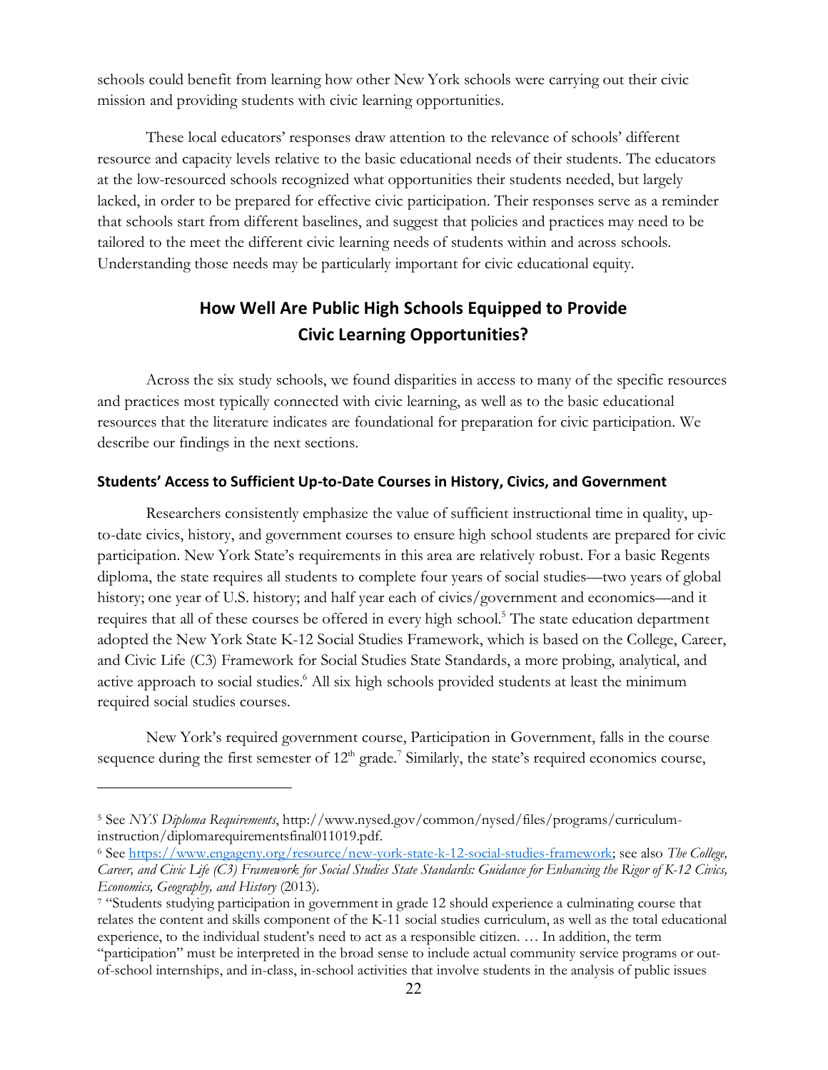schools could benefit from learning how other New York schools were carrying out their civic mission and providing students with civic learning opportunities.

These local educators' responses draw attention to the relevance of schools' different resource and capacity levels relative to the basic educational needs of their students. The educators at the low-resourced schools recognized what opportunities their students needed, but largely lacked, in order to be prepared for effective civic participation. Their responses serve as a reminder that schools start from different baselines, and suggest that policies and practices may need to be tailored to the meet the different civic learning needs of students within and across schools. Understanding those needs may be particularly important for civic educational equity.

## How Well Are Public High Schools Equipped to Provide Civic Learning Opportunities?

Across the six study schools, we found disparities in access to many of the specific resources and practices most typically connected with civic learning, as well as to the basic educational resources that the literature indicates are foundational for preparation for civic participation. We describe our findings in the next sections.

### Students' Access to Sufficient Up-to-Date Courses in History, Civics, and Government

Researchers consistently emphasize the value of sufficient instructional time in quality, up-to-date civics, history, and government courses to ensure high school students are prepared for civic participation. New York State's requirements in this area are relatively robust. For a basic Regents diploma, the state requires all students to complete four years of social studies—two years of global history; one year of U.S. history; and half year each of civics/government and economics—and it requires that all of these courses be offered in every high school.[5] The state education department adopted the New York State K-12 Social Studies Framework, which is based on the College, Career, and Civic Life (C3) Framework for Social Studies State Standards, a more probing, analytical, and active approach to social studies.[6] All six high schools provided students at least the minimum required social studies courses.

New York's required government course, Participation in Government, falls in the course sequence during the first semester of 12th grade.[7] Similarly, the state's required economics course,

---

[5] See *NYS Diploma Requirements*, http://www.nysed.gov/common/nysed/files/programs/curriculum-instruction/diplomarequirementsfinal011019.pdf.

[6] See https://www.engageny.org/resource/new-york-state-k-12-social-studies-framework; see also *The College, Career, and Civic Life (C3) Framework for Social Studies State Standards: Guidance for Enhancing the Rigor of K-12 Civics, Economics, Geography, and History* (2013).

[7] "Students studying participation in government in grade 12 should experience a culminating course that relates the content and skills component of the K-11 social studies curriculum, as well as the total educational experience, to the individual student's need to act as a responsible citizen. … In addition, the term "participation" must be interpreted in the broad sense to include actual community service programs or out-of-school internships, and in-class, in-school activities that involve students in the analysis of public issues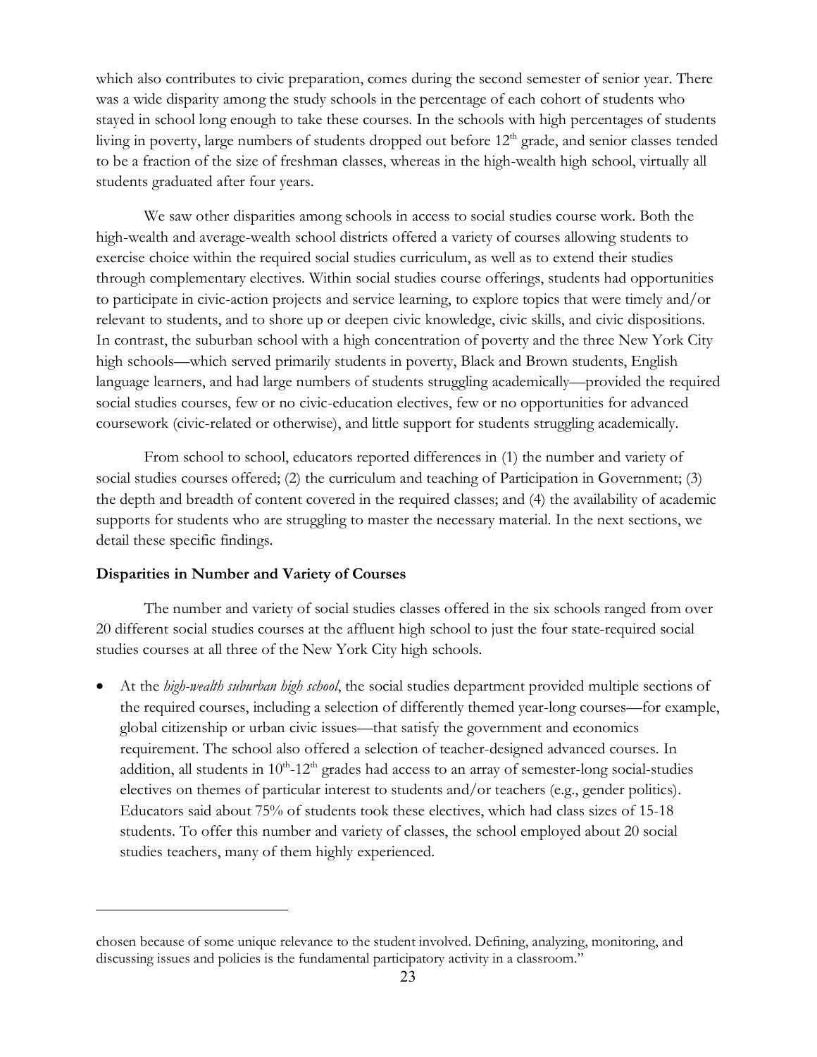which also contributes to civic preparation, comes during the second semester of senior year. There was a wide disparity among the study schools in the percentage of each cohort of students who stayed in school long enough to take these courses. In the schools with high percentages of students living in poverty, large numbers of students dropped out before 12th grade, and senior classes tended to be a fraction of the size of freshman classes, whereas in the high-wealth high school, virtually all students graduated after four years.

We saw other disparities among schools in access to social studies course work. Both the high-wealth and average-wealth school districts offered a variety of courses allowing students to exercise choice within the required social studies curriculum, as well as to extend their studies through complementary electives. Within social studies course offerings, students had opportunities to participate in civic-action projects and service learning, to explore topics that were timely and/or relevant to students, and to shore up or deepen civic knowledge, civic skills, and civic dispositions. In contrast, the suburban school with a high concentration of poverty and the three New York City high schools—which served primarily students in poverty, Black and Brown students, English language learners, and had large numbers of students struggling academically—provided the required social studies courses, few or no civic-education electives, few or no opportunities for advanced coursework (civic-related or otherwise), and little support for students struggling academically.

From school to school, educators reported differences in (1) the number and variety of social studies courses offered; (2) the curriculum and teaching of Participation in Government; (3) the depth and breadth of content covered in the required classes; and (4) the availability of academic supports for students who are struggling to master the necessary material. In the next sections, we detail these specific findings.

**Disparities in Number and Variety of Courses**

The number and variety of social studies classes offered in the six schools ranged from over 20 different social studies courses at the affluent high school to just the four state-required social studies courses at all three of the New York City high schools.

- At the *high-wealth suburban high school*, the social studies department provided multiple sections of the required courses, including a selection of differently themed year-long courses—for example, global citizenship or urban civic issues—that satisfy the government and economics requirement. The school also offered a selection of teacher-designed advanced courses. In addition, all students in 10th-12th grades had access to an array of semester-long social-studies electives on themes of particular interest to students and/or teachers (e.g., gender politics). Educators said about 75% of students took these electives, which had class sizes of 15-18 students. To offer this number and variety of classes, the school employed about 20 social studies teachers, many of them highly experienced.

---

chosen because of some unique relevance to the student involved. Defining, analyzing, monitoring, and discussing issues and policies is the fundamental participatory activity in a classroom."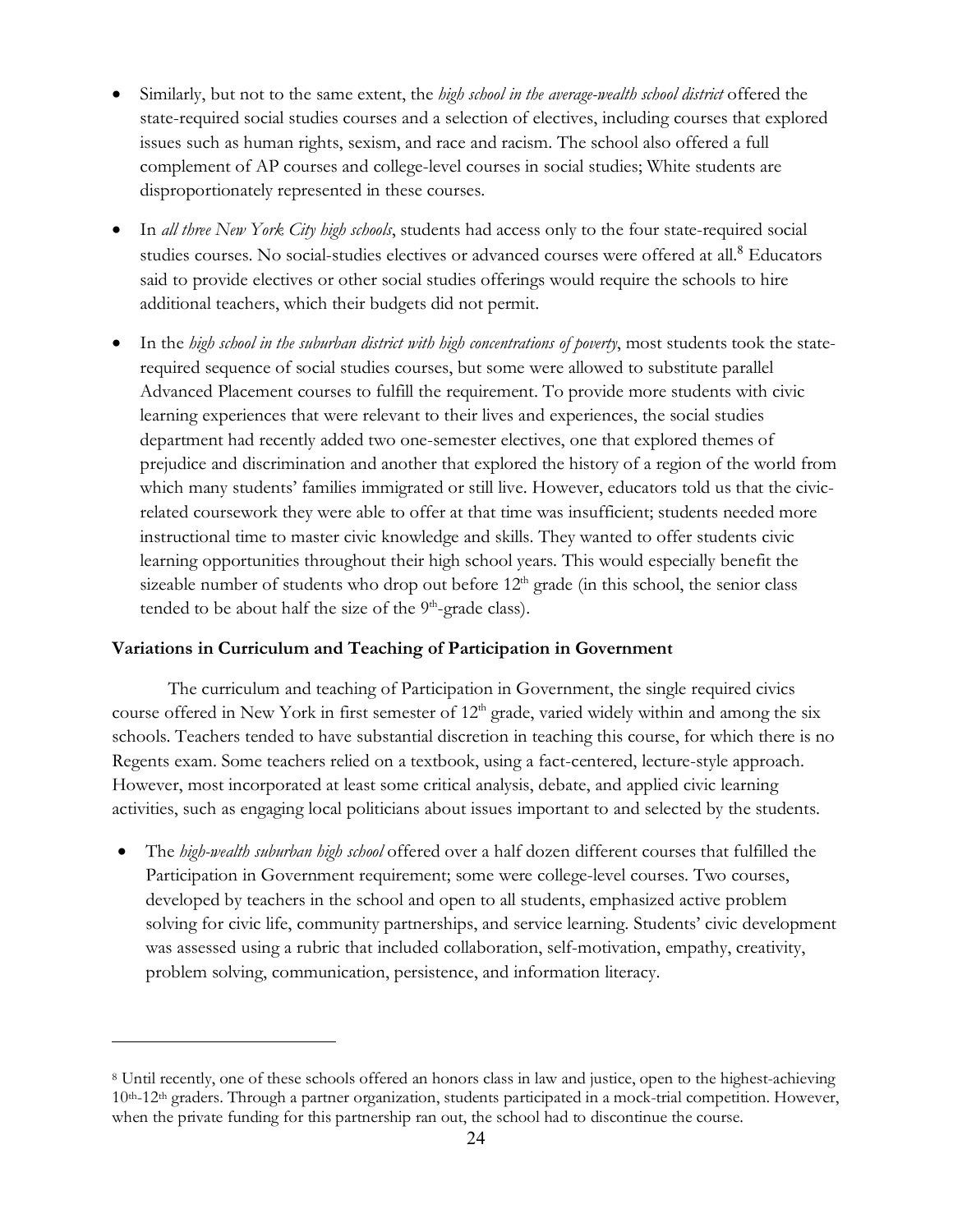- Similarly, but not to the same extent, the *high school in the average-wealth school district* offered the state-required social studies courses and a selection of electives, including courses that explored issues such as human rights, sexism, and race and racism. The school also offered a full complement of AP courses and college-level courses in social studies; White students are disproportionately represented in these courses.

- In *all three New York City high schools*, students had access only to the four state-required social studies courses. No social-studies electives or advanced courses were offered at all.[8] Educators said to provide electives or other social studies offerings would require the schools to hire additional teachers, which their budgets did not permit.

- In the *high school in the suburban district with high concentrations of poverty*, most students took the state-required sequence of social studies courses, but some were allowed to substitute parallel Advanced Placement courses to fulfill the requirement. To provide more students with civic learning experiences that were relevant to their lives and experiences, the social studies department had recently added two one-semester electives, one that explored themes of prejudice and discrimination and another that explored the history of a region of the world from which many students' families immigrated or still live. However, educators told us that the civic-related coursework they were able to offer at that time was insufficient; students needed more instructional time to master civic knowledge and skills. They wanted to offer students civic learning opportunities throughout their high school years. This would especially benefit the sizeable number of students who drop out before 12th grade (in this school, the senior class tended to be about half the size of the 9th-grade class).

**Variations in Curriculum and Teaching of Participation in Government**

The curriculum and teaching of Participation in Government, the single required civics course offered in New York in first semester of 12th grade, varied widely within and among the six schools. Teachers tended to have substantial discretion in teaching this course, for which there is no Regents exam. Some teachers relied on a textbook, using a fact-centered, lecture-style approach. However, most incorporated at least some critical analysis, debate, and applied civic learning activities, such as engaging local politicians about issues important to and selected by the students.

- The *high-wealth suburban high school* offered over a half dozen different courses that fulfilled the Participation in Government requirement; some were college-level courses. Two courses, developed by teachers in the school and open to all students, emphasized active problem solving for civic life, community partnerships, and service learning. Students' civic development was assessed using a rubric that included collaboration, self-motivation, empathy, creativity, problem solving, communication, persistence, and information literacy.

---

[8] Until recently, one of these schools offered an honors class in law and justice, open to the highest-achieving 10th-12th graders. Through a partner organization, students participated in a mock-trial competition. However, when the private funding for this partnership ran out, the school had to discontinue the course.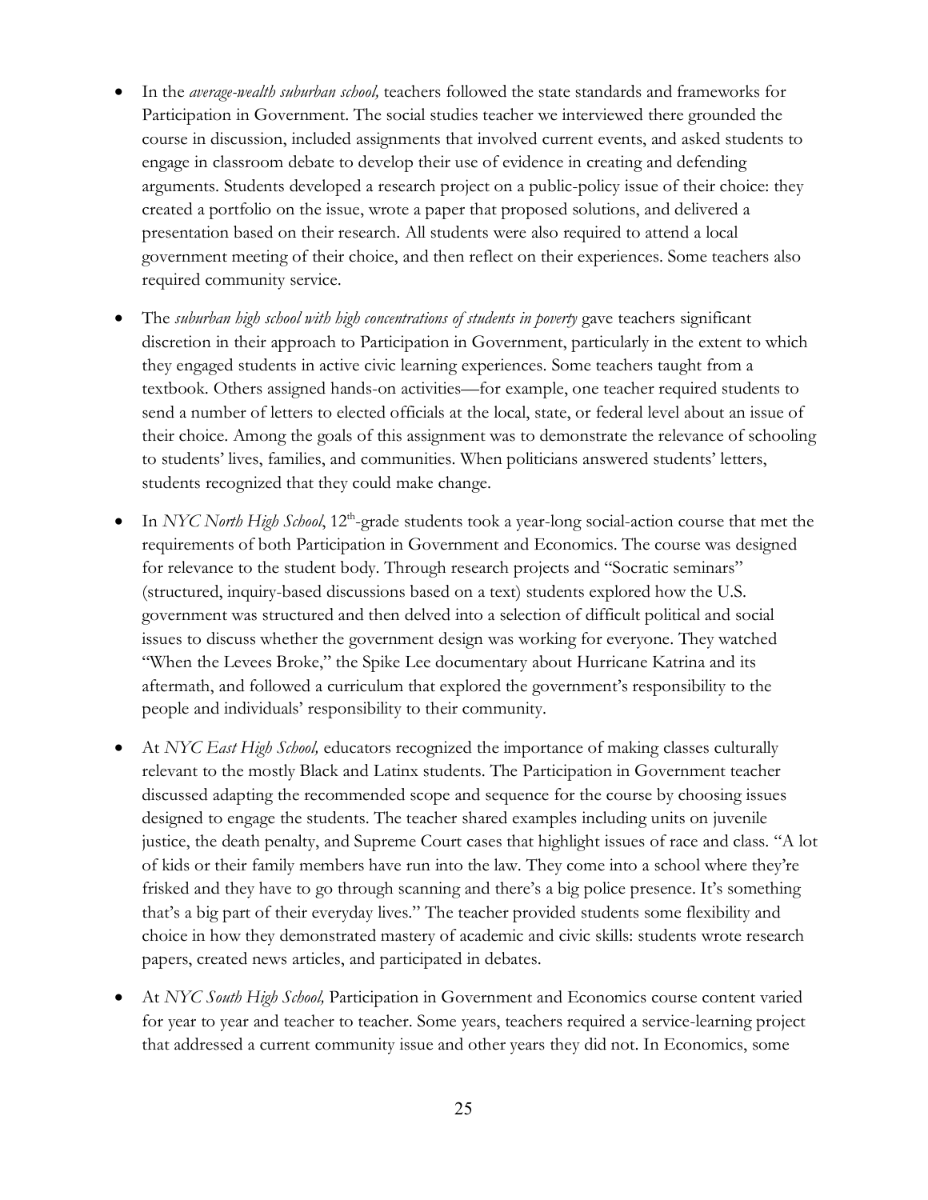- In the *average-wealth suburban school,* teachers followed the state standards and frameworks for Participation in Government. The social studies teacher we interviewed there grounded the course in discussion, included assignments that involved current events, and asked students to engage in classroom debate to develop their use of evidence in creating and defending arguments. Students developed a research project on a public-policy issue of their choice: they created a portfolio on the issue, wrote a paper that proposed solutions, and delivered a presentation based on their research. All students were also required to attend a local government meeting of their choice, and then reflect on their experiences. Some teachers also required community service.

- The *suburban high school with high concentrations of students in poverty* gave teachers significant discretion in their approach to Participation in Government, particularly in the extent to which they engaged students in active civic learning experiences. Some teachers taught from a textbook. Others assigned hands-on activities—for example, one teacher required students to send a number of letters to elected officials at the local, state, or federal level about an issue of their choice. Among the goals of this assignment was to demonstrate the relevance of schooling to students' lives, families, and communities. When politicians answered students' letters, students recognized that they could make change.

- In *NYC North High School*, 12th-grade students took a year-long social-action course that met the requirements of both Participation in Government and Economics. The course was designed for relevance to the student body. Through research projects and "Socratic seminars" (structured, inquiry-based discussions based on a text) students explored how the U.S. government was structured and then delved into a selection of difficult political and social issues to discuss whether the government design was working for everyone. They watched "When the Levees Broke," the Spike Lee documentary about Hurricane Katrina and its aftermath, and followed a curriculum that explored the government's responsibility to the people and individuals' responsibility to their community.

- At *NYC East High School,* educators recognized the importance of making classes culturally relevant to the mostly Black and Latinx students. The Participation in Government teacher discussed adapting the recommended scope and sequence for the course by choosing issues designed to engage the students. The teacher shared examples including units on juvenile justice, the death penalty, and Supreme Court cases that highlight issues of race and class. "A lot of kids or their family members have run into the law. They come into a school where they're frisked and they have to go through scanning and there's a big police presence. It's something that's a big part of their everyday lives." The teacher provided students some flexibility and choice in how they demonstrated mastery of academic and civic skills: students wrote research papers, created news articles, and participated in debates.

- At *NYC South High School,* Participation in Government and Economics course content varied for year to year and teacher to teacher. Some years, teachers required a service-learning project that addressed a current community issue and other years they did not. In Economics, some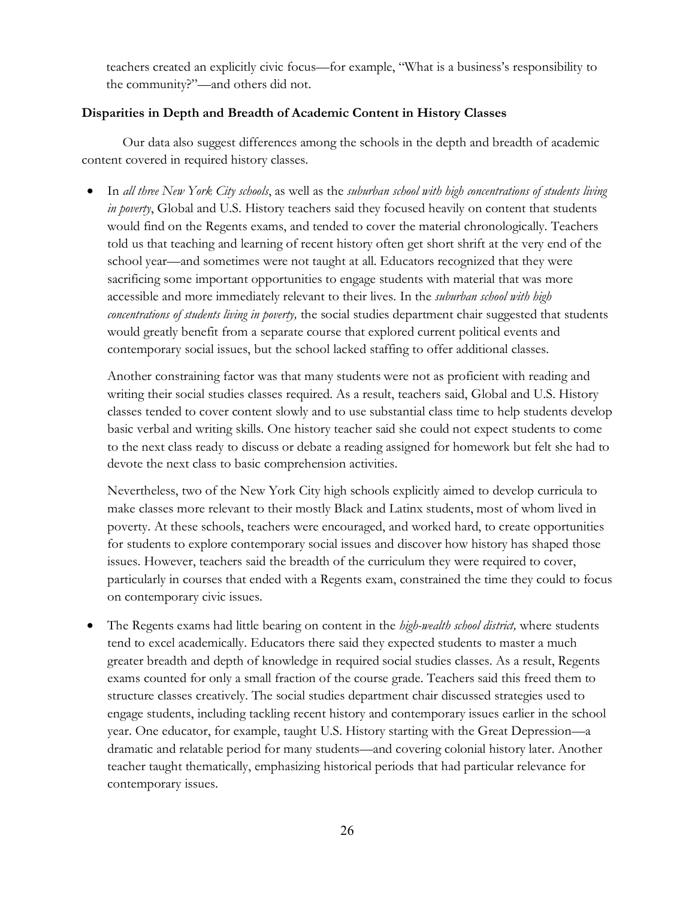teachers created an explicitly civic focus—for example, "What is a business's responsibility to the community?"—and others did not.

**Disparities in Depth and Breadth of Academic Content in History Classes**

Our data also suggest differences among the schools in the depth and breadth of academic content covered in required history classes.

- In *all three New York City schools*, as well as the *suburban school with high concentrations of students living in poverty*, Global and U.S. History teachers said they focused heavily on content that students would find on the Regents exams, and tended to cover the material chronologically. Teachers told us that teaching and learning of recent history often get short shrift at the very end of the school year—and sometimes were not taught at all. Educators recognized that they were sacrificing some important opportunities to engage students with material that was more accessible and more immediately relevant to their lives. In the *suburban school with high concentrations of students living in poverty,* the social studies department chair suggested that students would greatly benefit from a separate course that explored current political events and contemporary social issues, but the school lacked staffing to offer additional classes.

  Another constraining factor was that many students were not as proficient with reading and writing their social studies classes required. As a result, teachers said, Global and U.S. History classes tended to cover content slowly and to use substantial class time to help students develop basic verbal and writing skills. One history teacher said she could not expect students to come to the next class ready to discuss or debate a reading assigned for homework but felt she had to devote the next class to basic comprehension activities.

  Nevertheless, two of the New York City high schools explicitly aimed to develop curricula to make classes more relevant to their mostly Black and Latinx students, most of whom lived in poverty. At these schools, teachers were encouraged, and worked hard, to create opportunities for students to explore contemporary social issues and discover how history has shaped those issues. However, teachers said the breadth of the curriculum they were required to cover, particularly in courses that ended with a Regents exam, constrained the time they could to focus on contemporary civic issues.

- The Regents exams had little bearing on content in the *high-wealth school district,* where students tend to excel academically. Educators there said they expected students to master a much greater breadth and depth of knowledge in required social studies classes. As a result, Regents exams counted for only a small fraction of the course grade. Teachers said this freed them to structure classes creatively. The social studies department chair discussed strategies used to engage students, including tackling recent history and contemporary issues earlier in the school year. One educator, for example, taught U.S. History starting with the Great Depression—a dramatic and relatable period for many students—and covering colonial history later. Another teacher taught thematically, emphasizing historical periods that had particular relevance for contemporary issues.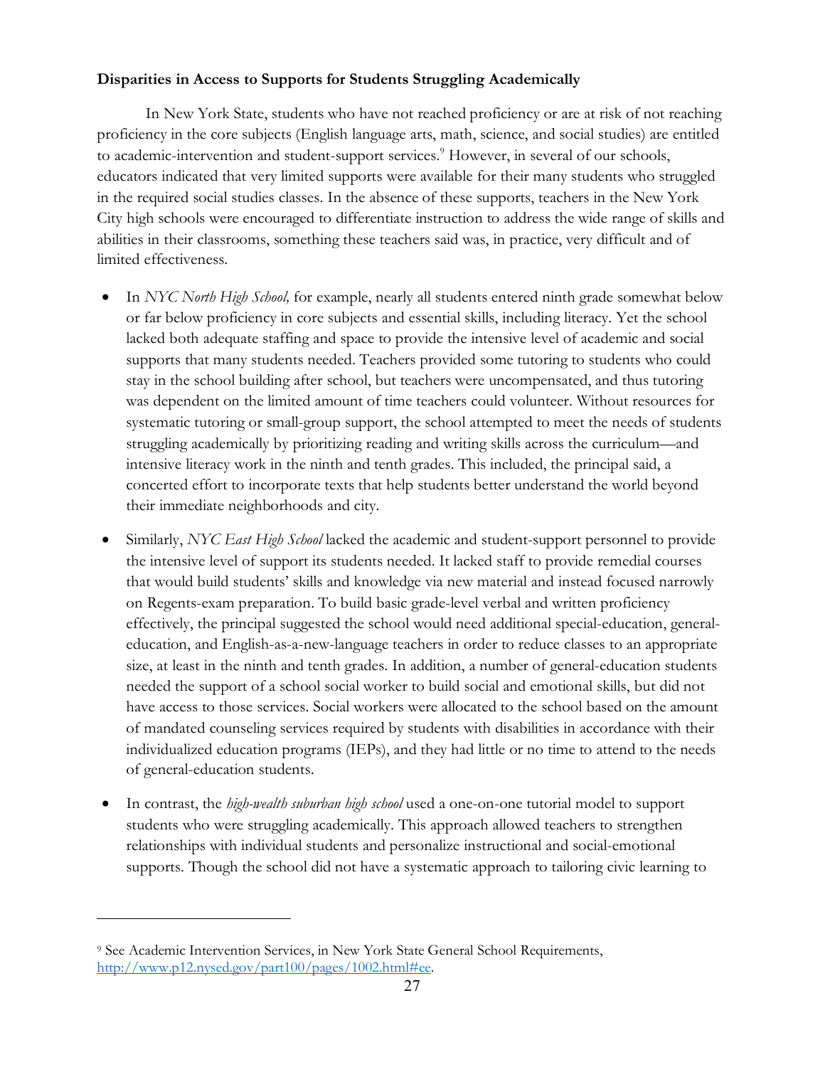**Disparities in Access to Supports for Students Struggling Academically**

In New York State, students who have not reached proficiency or are at risk of not reaching proficiency in the core subjects (English language arts, math, science, and social studies) are entitled to academic-intervention and student-support services.[9] However, in several of our schools, educators indicated that very limited supports were available for their many students who struggled in the required social studies classes. In the absence of these supports, teachers in the New York City high schools were encouraged to differentiate instruction to address the wide range of skills and abilities in their classrooms, something these teachers said was, in practice, very difficult and of limited effectiveness.

- In *NYC North High School,* for example, nearly all students entered ninth grade somewhat below or far below proficiency in core subjects and essential skills, including literacy. Yet the school lacked both adequate staffing and space to provide the intensive level of academic and social supports that many students needed. Teachers provided some tutoring to students who could stay in the school building after school, but teachers were uncompensated, and thus tutoring was dependent on the limited amount of time teachers could volunteer. Without resources for systematic tutoring or small-group support, the school attempted to meet the needs of students struggling academically by prioritizing reading and writing skills across the curriculum—and intensive literacy work in the ninth and tenth grades. This included, the principal said, a concerted effort to incorporate texts that help students better understand the world beyond their immediate neighborhoods and city.
- Similarly, *NYC East High School* lacked the academic and student-support personnel to provide the intensive level of support its students needed. It lacked staff to provide remedial courses that would build students' skills and knowledge via new material and instead focused narrowly on Regents-exam preparation. To build basic grade-level verbal and written proficiency effectively, the principal suggested the school would need additional special-education, general-education, and English-as-a-new-language teachers in order to reduce classes to an appropriate size, at least in the ninth and tenth grades. In addition, a number of general-education students needed the support of a school social worker to build social and emotional skills, but did not have access to those services. Social workers were allocated to the school based on the amount of mandated counseling services required by students with disabilities in accordance with their individualized education programs (IEPs), and they had little or no time to attend to the needs of general-education students.
- In contrast, the *high-wealth suburban high school* used a one-on-one tutorial model to support students who were struggling academically. This approach allowed teachers to strengthen relationships with individual students and personalize instructional and social-emotional supports. Though the school did not have a systematic approach to tailoring civic learning to

[9] See Academic Intervention Services, in New York State General School Requirements, http://www.p12.nysed.gov/part100/pages/1002.html#ee.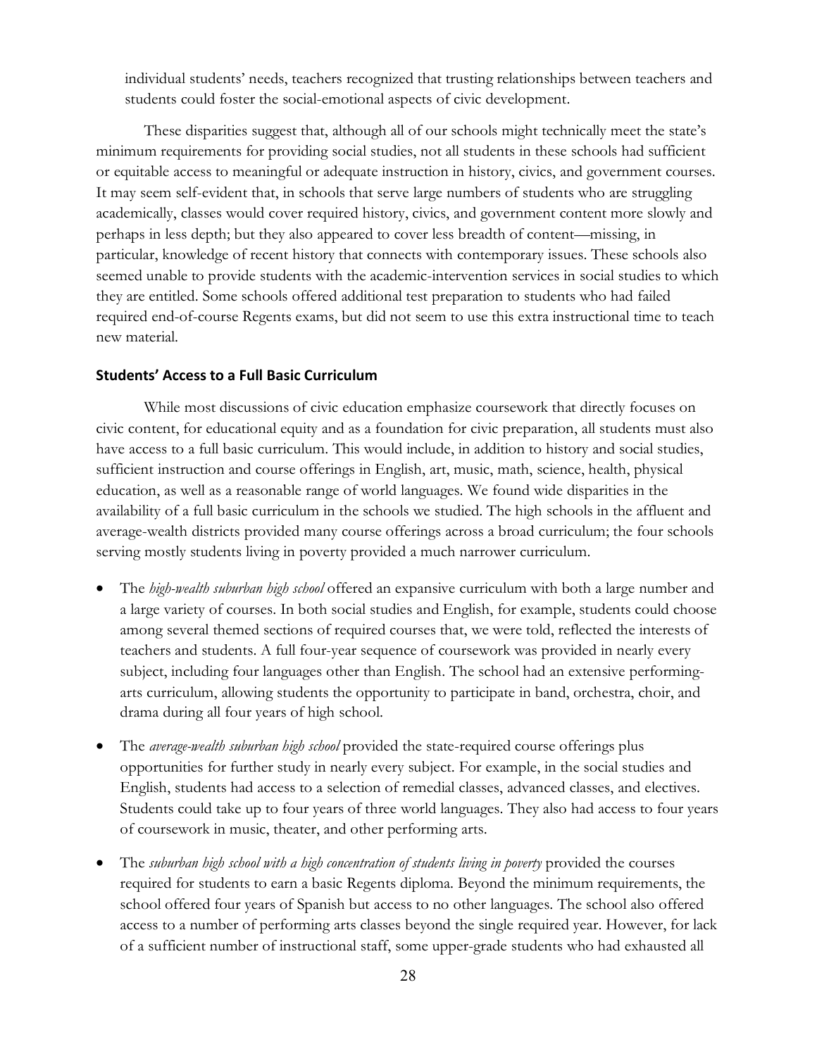individual students' needs, teachers recognized that trusting relationships between teachers and students could foster the social-emotional aspects of civic development.

These disparities suggest that, although all of our schools might technically meet the state's minimum requirements for providing social studies, not all students in these schools had sufficient or equitable access to meaningful or adequate instruction in history, civics, and government courses. It may seem self-evident that, in schools that serve large numbers of students who are struggling academically, classes would cover required history, civics, and government content more slowly and perhaps in less depth; but they also appeared to cover less breadth of content—missing, in particular, knowledge of recent history that connects with contemporary issues. These schools also seemed unable to provide students with the academic-intervention services in social studies to which they are entitled. Some schools offered additional test preparation to students who had failed required end-of-course Regents exams, but did not seem to use this extra instructional time to teach new material.

### Students' Access to a Full Basic Curriculum

While most discussions of civic education emphasize coursework that directly focuses on civic content, for educational equity and as a foundation for civic preparation, all students must also have access to a full basic curriculum. This would include, in addition to history and social studies, sufficient instruction and course offerings in English, art, music, math, science, health, physical education, as well as a reasonable range of world languages. We found wide disparities in the availability of a full basic curriculum in the schools we studied. The high schools in the affluent and average-wealth districts provided many course offerings across a broad curriculum; the four schools serving mostly students living in poverty provided a much narrower curriculum.

- The *high-wealth suburban high school* offered an expansive curriculum with both a large number and a large variety of courses. In both social studies and English, for example, students could choose among several themed sections of required courses that, we were told, reflected the interests of teachers and students. A full four-year sequence of coursework was provided in nearly every subject, including four languages other than English. The school had an extensive performing-arts curriculum, allowing students the opportunity to participate in band, orchestra, choir, and drama during all four years of high school.
- The *average-wealth suburban high school* provided the state-required course offerings plus opportunities for further study in nearly every subject. For example, in the social studies and English, students had access to a selection of remedial classes, advanced classes, and electives. Students could take up to four years of three world languages. They also had access to four years of coursework in music, theater, and other performing arts.
- The *suburban high school with a high concentration of students living in poverty* provided the courses required for students to earn a basic Regents diploma. Beyond the minimum requirements, the school offered four years of Spanish but access to no other languages. The school also offered access to a number of performing arts classes beyond the single required year. However, for lack of a sufficient number of instructional staff, some upper-grade students who had exhausted all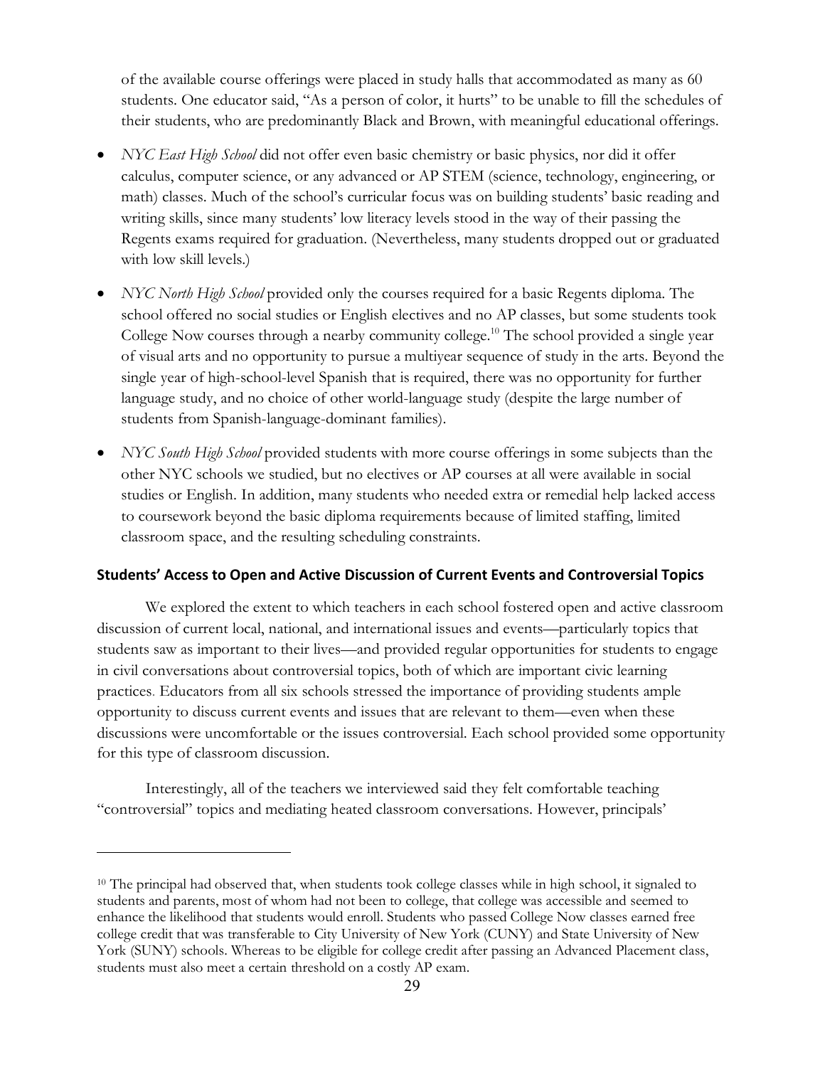of the available course offerings were placed in study halls that accommodated as many as 60 students. One educator said, "As a person of color, it hurts" to be unable to fill the schedules of their students, who are predominantly Black and Brown, with meaningful educational offerings.

- *NYC East High School* did not offer even basic chemistry or basic physics, nor did it offer calculus, computer science, or any advanced or AP STEM (science, technology, engineering, or math) classes. Much of the school's curricular focus was on building students' basic reading and writing skills, since many students' low literacy levels stood in the way of their passing the Regents exams required for graduation. (Nevertheless, many students dropped out or graduated with low skill levels.)

- *NYC North High School* provided only the courses required for a basic Regents diploma. The school offered no social studies or English electives and no AP classes, but some students took College Now courses through a nearby community college.[10] The school provided a single year of visual arts and no opportunity to pursue a multiyear sequence of study in the arts. Beyond the single year of high-school-level Spanish that is required, there was no opportunity for further language study, and no choice of other world-language study (despite the large number of students from Spanish-language-dominant families).

- *NYC South High School* provided students with more course offerings in some subjects than the other NYC schools we studied, but no electives or AP courses at all were available in social studies or English. In addition, many students who needed extra or remedial help lacked access to coursework beyond the basic diploma requirements because of limited staffing, limited classroom space, and the resulting scheduling constraints.

### Students' Access to Open and Active Discussion of Current Events and Controversial Topics

We explored the extent to which teachers in each school fostered open and active classroom discussion of current local, national, and international issues and events—particularly topics that students saw as important to their lives—and provided regular opportunities for students to engage in civil conversations about controversial topics, both of which are important civic learning practices. Educators from all six schools stressed the importance of providing students ample opportunity to discuss current events and issues that are relevant to them—even when these discussions were uncomfortable or the issues controversial. Each school provided some opportunity for this type of classroom discussion.

Interestingly, all of the teachers we interviewed said they felt comfortable teaching "controversial" topics and mediating heated classroom conversations. However, principals'

---

[10] The principal had observed that, when students took college classes while in high school, it signaled to students and parents, most of whom had not been to college, that college was accessible and seemed to enhance the likelihood that students would enroll. Students who passed College Now classes earned free college credit that was transferable to City University of New York (CUNY) and State University of New York (SUNY) schools. Whereas to be eligible for college credit after passing an Advanced Placement class, students must also meet a certain threshold on a costly AP exam.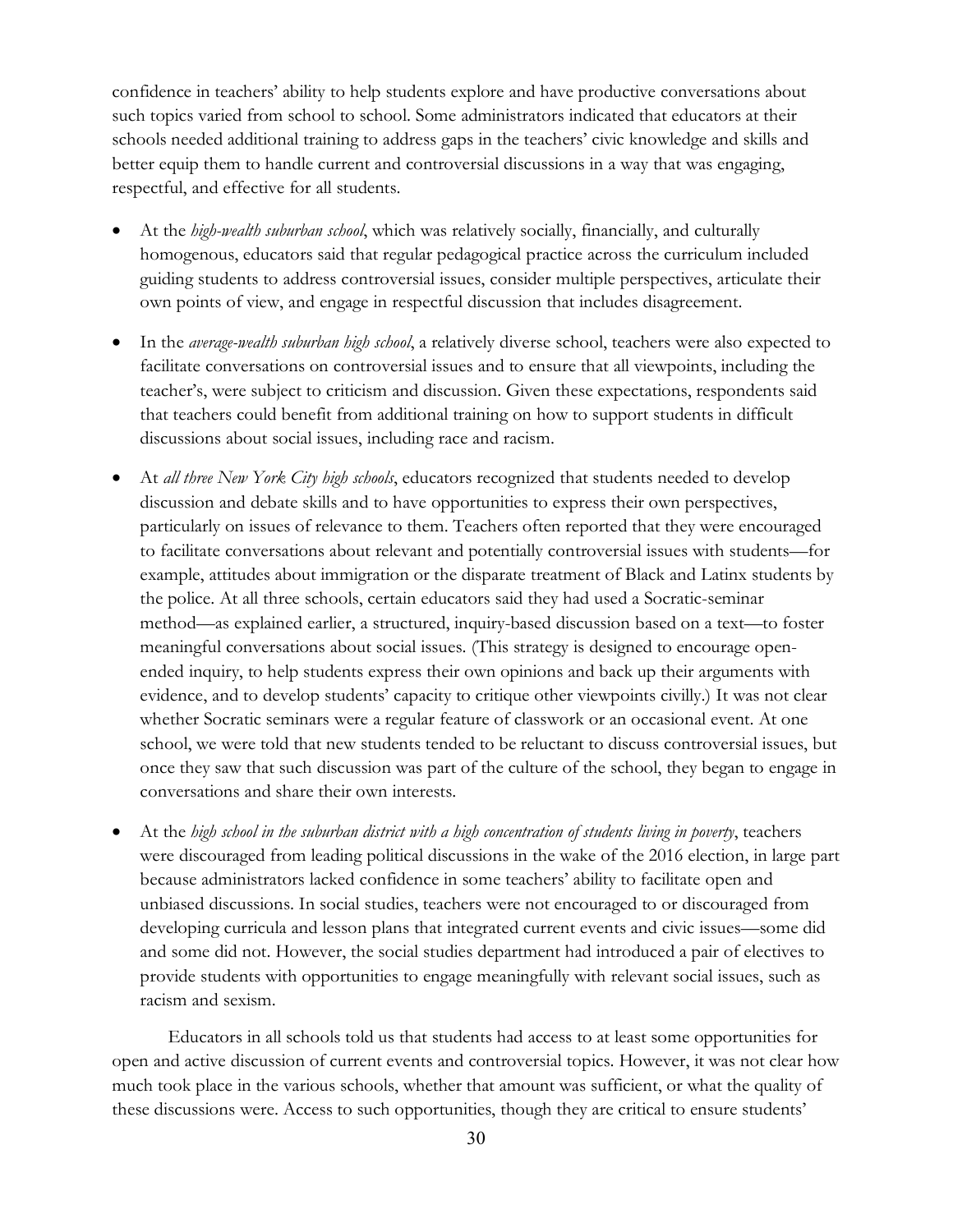confidence in teachers' ability to help students explore and have productive conversations about such topics varied from school to school. Some administrators indicated that educators at their schools needed additional training to address gaps in the teachers' civic knowledge and skills and better equip them to handle current and controversial discussions in a way that was engaging, respectful, and effective for all students.

- At the *high-wealth suburban school*, which was relatively socially, financially, and culturally homogenous, educators said that regular pedagogical practice across the curriculum included guiding students to address controversial issues, consider multiple perspectives, articulate their own points of view, and engage in respectful discussion that includes disagreement.

- In the *average-wealth suburban high school*, a relatively diverse school, teachers were also expected to facilitate conversations on controversial issues and to ensure that all viewpoints, including the teacher's, were subject to criticism and discussion. Given these expectations, respondents said that teachers could benefit from additional training on how to support students in difficult discussions about social issues, including race and racism.

- At *all three New York City high schools*, educators recognized that students needed to develop discussion and debate skills and to have opportunities to express their own perspectives, particularly on issues of relevance to them. Teachers often reported that they were encouraged to facilitate conversations about relevant and potentially controversial issues with students—for example, attitudes about immigration or the disparate treatment of Black and Latinx students by the police. At all three schools, certain educators said they had used a Socratic-seminar method—as explained earlier, a structured, inquiry-based discussion based on a text—to foster meaningful conversations about social issues. (This strategy is designed to encourage open-ended inquiry, to help students express their own opinions and back up their arguments with evidence, and to develop students' capacity to critique other viewpoints civilly.) It was not clear whether Socratic seminars were a regular feature of classwork or an occasional event. At one school, we were told that new students tended to be reluctant to discuss controversial issues, but once they saw that such discussion was part of the culture of the school, they began to engage in conversations and share their own interests.

- At the *high school in the suburban district with a high concentration of students living in poverty*, teachers were discouraged from leading political discussions in the wake of the 2016 election, in large part because administrators lacked confidence in some teachers' ability to facilitate open and unbiased discussions. In social studies, teachers were not encouraged to or discouraged from developing curricula and lesson plans that integrated current events and civic issues—some did and some did not. However, the social studies department had introduced a pair of electives to provide students with opportunities to engage meaningfully with relevant social issues, such as racism and sexism.

Educators in all schools told us that students had access to at least some opportunities for open and active discussion of current events and controversial topics. However, it was not clear how much took place in the various schools, whether that amount was sufficient, or what the quality of these discussions were. Access to such opportunities, though they are critical to ensure students'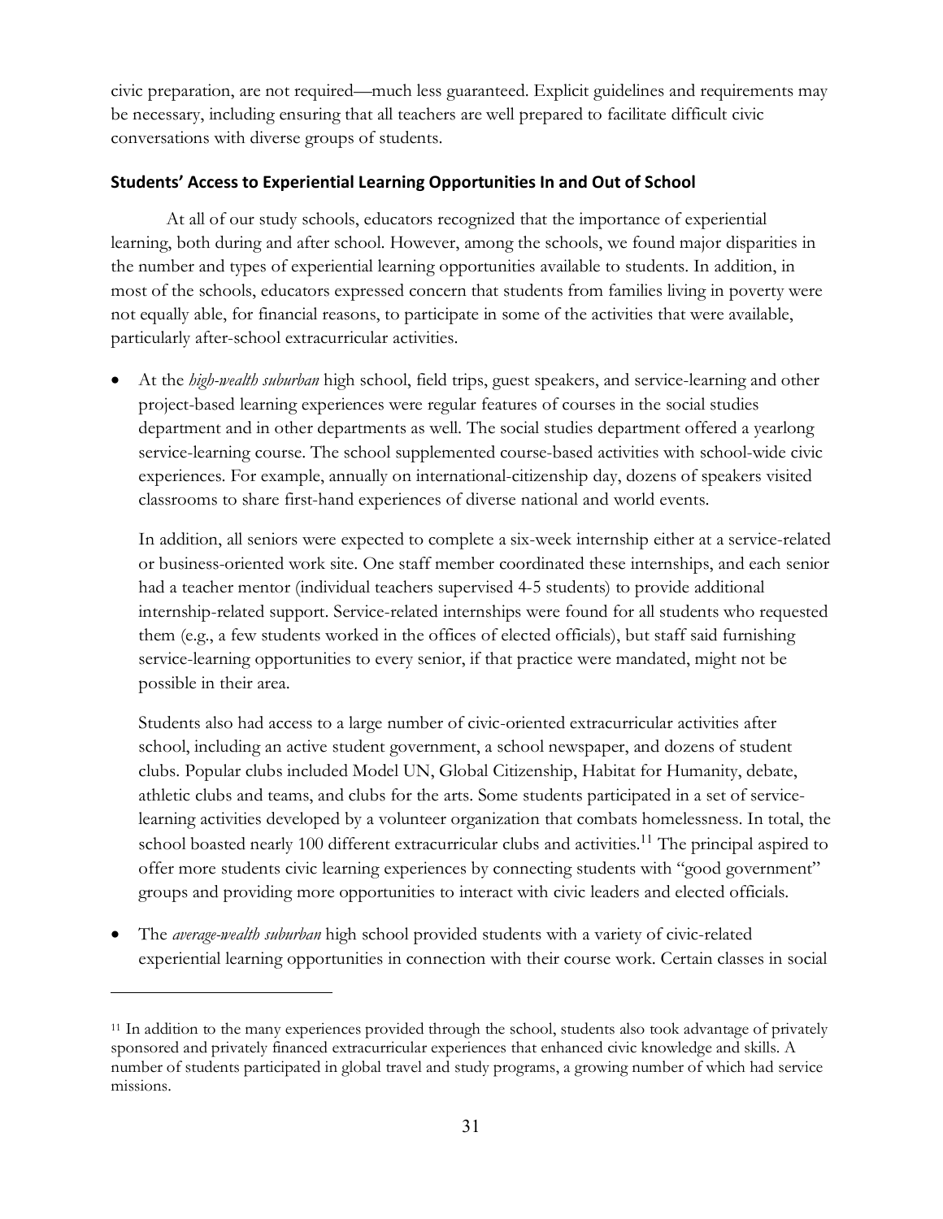civic preparation, are not required—much less guaranteed. Explicit guidelines and requirements may be necessary, including ensuring that all teachers are well prepared to facilitate difficult civic conversations with diverse groups of students.

### Students' Access to Experiential Learning Opportunities In and Out of School

At all of our study schools, educators recognized that the importance of experiential learning, both during and after school. However, among the schools, we found major disparities in the number and types of experiential learning opportunities available to students. In addition, in most of the schools, educators expressed concern that students from families living in poverty were not equally able, for financial reasons, to participate in some of the activities that were available, particularly after-school extracurricular activities.

- At the *high-wealth suburban* high school, field trips, guest speakers, and service-learning and other project-based learning experiences were regular features of courses in the social studies department and in other departments as well. The social studies department offered a yearlong service-learning course. The school supplemented course-based activities with school-wide civic experiences. For example, annually on international-citizenship day, dozens of speakers visited classrooms to share first-hand experiences of diverse national and world events.

  In addition, all seniors were expected to complete a six-week internship either at a service-related or business-oriented work site. One staff member coordinated these internships, and each senior had a teacher mentor (individual teachers supervised 4-5 students) to provide additional internship-related support. Service-related internships were found for all students who requested them (e.g., a few students worked in the offices of elected officials), but staff said furnishing service-learning opportunities to every senior, if that practice were mandated, might not be possible in their area.

  Students also had access to a large number of civic-oriented extracurricular activities after school, including an active student government, a school newspaper, and dozens of student clubs. Popular clubs included Model UN, Global Citizenship, Habitat for Humanity, debate, athletic clubs and teams, and clubs for the arts. Some students participated in a set of service-learning activities developed by a volunteer organization that combats homelessness. In total, the school boasted nearly 100 different extracurricular clubs and activities.[11] The principal aspired to offer more students civic learning experiences by connecting students with "good government" groups and providing more opportunities to interact with civic leaders and elected officials.

- The *average-wealth suburban* high school provided students with a variety of civic-related experiential learning opportunities in connection with their course work. Certain classes in social

[11] In addition to the many experiences provided through the school, students also took advantage of privately sponsored and privately financed extracurricular experiences that enhanced civic knowledge and skills. A number of students participated in global travel and study programs, a growing number of which had service missions.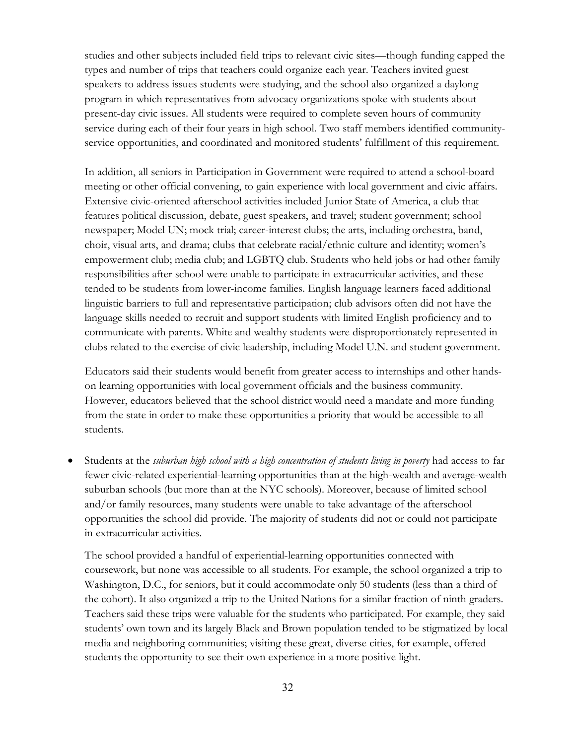studies and other subjects included field trips to relevant civic sites—though funding capped the types and number of trips that teachers could organize each year. Teachers invited guest speakers to address issues students were studying, and the school also organized a daylong program in which representatives from advocacy organizations spoke with students about present-day civic issues. All students were required to complete seven hours of community service during each of their four years in high school. Two staff members identified community-service opportunities, and coordinated and monitored students' fulfillment of this requirement.

In addition, all seniors in Participation in Government were required to attend a school-board meeting or other official convening, to gain experience with local government and civic affairs. Extensive civic-oriented afterschool activities included Junior State of America, a club that features political discussion, debate, guest speakers, and travel; student government; school newspaper; Model UN; mock trial; career-interest clubs; the arts, including orchestra, band, choir, visual arts, and drama; clubs that celebrate racial/ethnic culture and identity; women's empowerment club; media club; and LGBTQ club. Students who held jobs or had other family responsibilities after school were unable to participate in extracurricular activities, and these tended to be students from lower-income families. English language learners faced additional linguistic barriers to full and representative participation; club advisors often did not have the language skills needed to recruit and support students with limited English proficiency and to communicate with parents. White and wealthy students were disproportionately represented in clubs related to the exercise of civic leadership, including Model U.N. and student government.

Educators said their students would benefit from greater access to internships and other hands-on learning opportunities with local government officials and the business community. However, educators believed that the school district would need a mandate and more funding from the state in order to make these opportunities a priority that would be accessible to all students.

- Students at the *suburban high school with a high concentration of students living in poverty* had access to far fewer civic-related experiential-learning opportunities than at the high-wealth and average-wealth suburban schools (but more than at the NYC schools). Moreover, because of limited school and/or family resources, many students were unable to take advantage of the afterschool opportunities the school did provide. The majority of students did not or could not participate in extracurricular activities.

  The school provided a handful of experiential-learning opportunities connected with coursework, but none was accessible to all students. For example, the school organized a trip to Washington, D.C., for seniors, but it could accommodate only 50 students (less than a third of the cohort). It also organized a trip to the United Nations for a similar fraction of ninth graders. Teachers said these trips were valuable for the students who participated. For example, they said students' own town and its largely Black and Brown population tended to be stigmatized by local media and neighboring communities; visiting these great, diverse cities, for example, offered students the opportunity to see their own experience in a more positive light.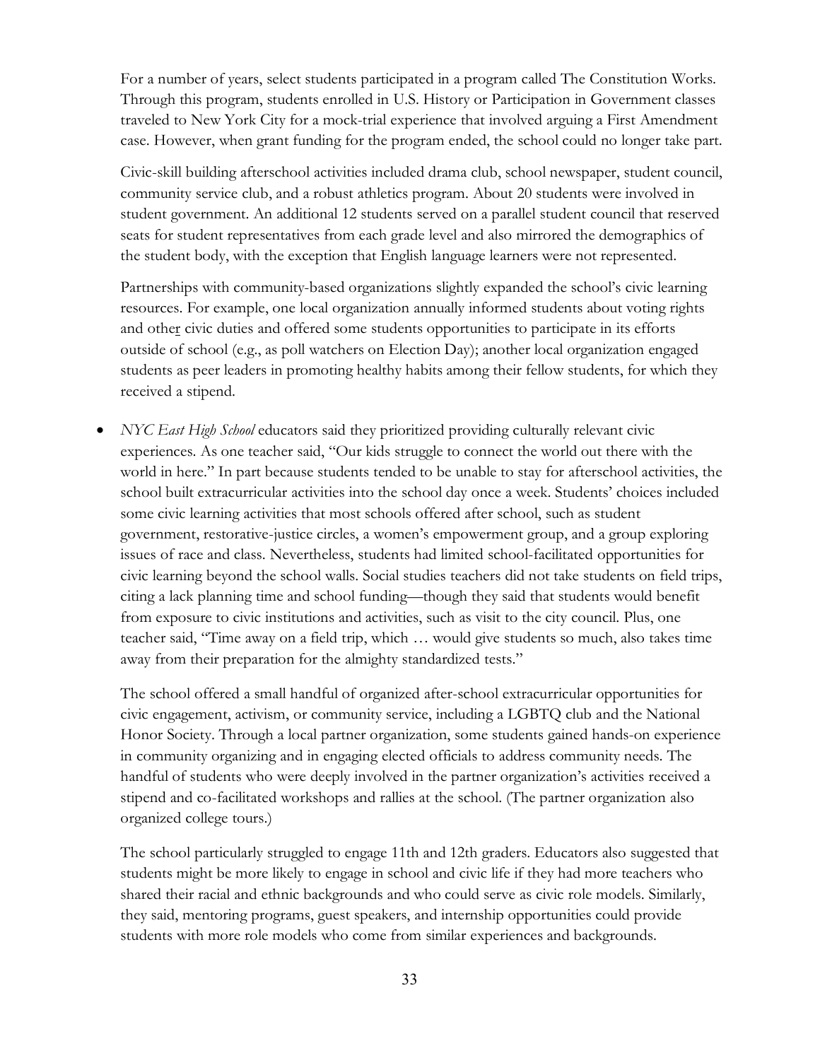For a number of years, select students participated in a program called The Constitution Works. Through this program, students enrolled in U.S. History or Participation in Government classes traveled to New York City for a mock-trial experience that involved arguing a First Amendment case. However, when grant funding for the program ended, the school could no longer take part.

Civic-skill building afterschool activities included drama club, school newspaper, student council, community service club, and a robust athletics program. About 20 students were involved in student government. An additional 12 students served on a parallel student council that reserved seats for student representatives from each grade level and also mirrored the demographics of the student body, with the exception that English language learners were not represented.

Partnerships with community-based organizations slightly expanded the school's civic learning resources. For example, one local organization annually informed students about voting rights and other civic duties and offered some students opportunities to participate in its efforts outside of school (e.g., as poll watchers on Election Day); another local organization engaged students as peer leaders in promoting healthy habits among their fellow students, for which they received a stipend.

- *NYC East High School* educators said they prioritized providing culturally relevant civic experiences. As one teacher said, "Our kids struggle to connect the world out there with the world in here." In part because students tended to be unable to stay for afterschool activities, the school built extracurricular activities into the school day once a week. Students' choices included some civic learning activities that most schools offered after school, such as student government, restorative-justice circles, a women's empowerment group, and a group exploring issues of race and class. Nevertheless, students had limited school-facilitated opportunities for civic learning beyond the school walls. Social studies teachers did not take students on field trips, citing a lack planning time and school funding—though they said that students would benefit from exposure to civic institutions and activities, such as visit to the city council. Plus, one teacher said, "Time away on a field trip, which … would give students so much, also takes time away from their preparation for the almighty standardized tests."

  The school offered a small handful of organized after-school extracurricular opportunities for civic engagement, activism, or community service, including a LGBTQ club and the National Honor Society. Through a local partner organization, some students gained hands-on experience in community organizing and in engaging elected officials to address community needs. The handful of students who were deeply involved in the partner organization's activities received a stipend and co-facilitated workshops and rallies at the school. (The partner organization also organized college tours.)

  The school particularly struggled to engage 11th and 12th graders. Educators also suggested that students might be more likely to engage in school and civic life if they had more teachers who shared their racial and ethnic backgrounds and who could serve as civic role models. Similarly, they said, mentoring programs, guest speakers, and internship opportunities could provide students with more role models who come from similar experiences and backgrounds.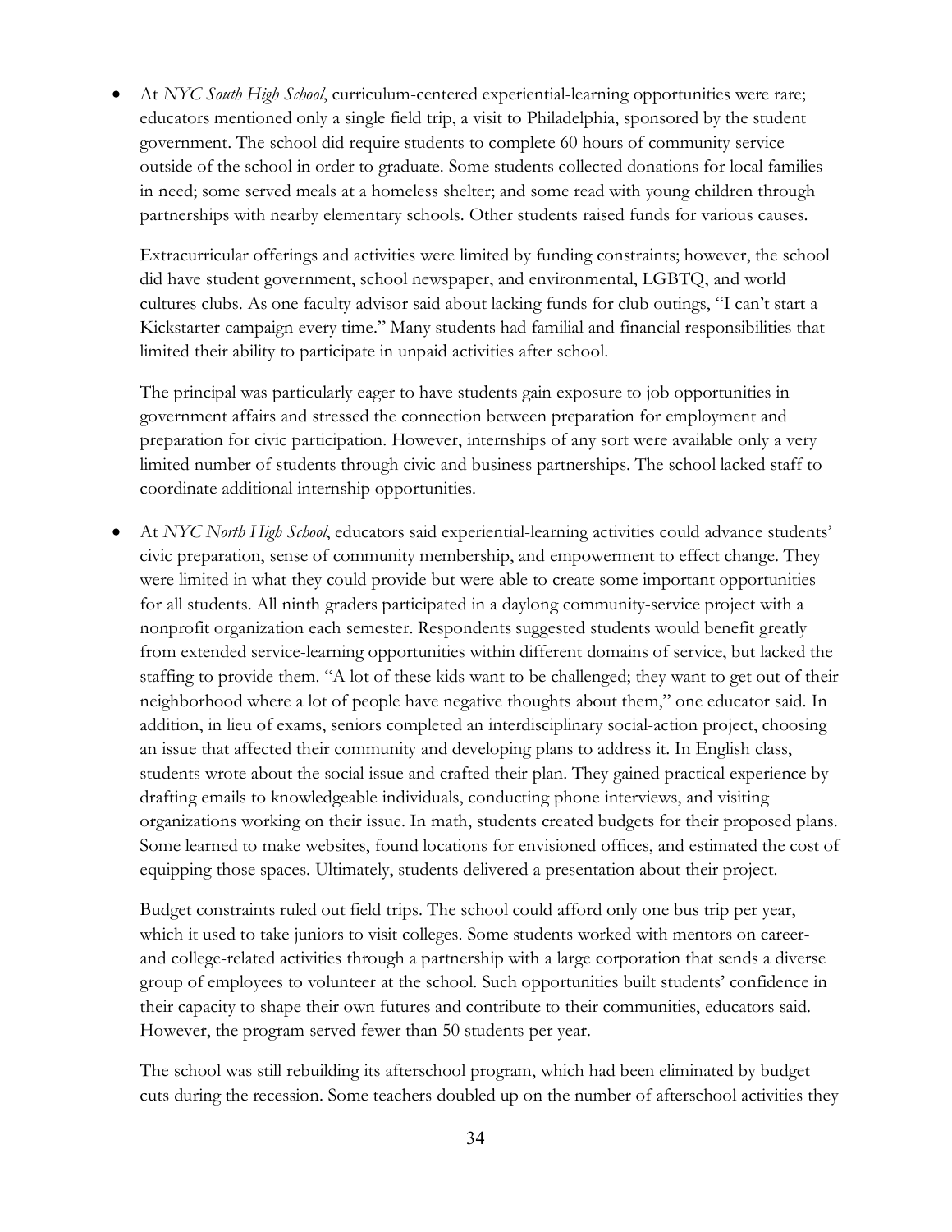- At *NYC South High School*, curriculum-centered experiential-learning opportunities were rare; educators mentioned only a single field trip, a visit to Philadelphia, sponsored by the student government. The school did require students to complete 60 hours of community service outside of the school in order to graduate. Some students collected donations for local families in need; some served meals at a homeless shelter; and some read with young children through partnerships with nearby elementary schools. Other students raised funds for various causes.

  Extracurricular offerings and activities were limited by funding constraints; however, the school did have student government, school newspaper, and environmental, LGBTQ, and world cultures clubs. As one faculty advisor said about lacking funds for club outings, "I can't start a Kickstarter campaign every time." Many students had familial and financial responsibilities that limited their ability to participate in unpaid activities after school.

  The principal was particularly eager to have students gain exposure to job opportunities in government affairs and stressed the connection between preparation for employment and preparation for civic participation. However, internships of any sort were available only a very limited number of students through civic and business partnerships. The school lacked staff to coordinate additional internship opportunities.

- At *NYC North High School*, educators said experiential-learning activities could advance students' civic preparation, sense of community membership, and empowerment to effect change. They were limited in what they could provide but were able to create some important opportunities for all students. All ninth graders participated in a daylong community-service project with a nonprofit organization each semester. Respondents suggested students would benefit greatly from extended service-learning opportunities within different domains of service, but lacked the staffing to provide them. "A lot of these kids want to be challenged; they want to get out of their neighborhood where a lot of people have negative thoughts about them," one educator said. In addition, in lieu of exams, seniors completed an interdisciplinary social-action project, choosing an issue that affected their community and developing plans to address it. In English class, students wrote about the social issue and crafted their plan. They gained practical experience by drafting emails to knowledgeable individuals, conducting phone interviews, and visiting organizations working on their issue. In math, students created budgets for their proposed plans. Some learned to make websites, found locations for envisioned offices, and estimated the cost of equipping those spaces. Ultimately, students delivered a presentation about their project.

  Budget constraints ruled out field trips. The school could afford only one bus trip per year, which it used to take juniors to visit colleges. Some students worked with mentors on career- and college-related activities through a partnership with a large corporation that sends a diverse group of employees to volunteer at the school. Such opportunities built students' confidence in their capacity to shape their own futures and contribute to their communities, educators said. However, the program served fewer than 50 students per year.

  The school was still rebuilding its afterschool program, which had been eliminated by budget cuts during the recession. Some teachers doubled up on the number of afterschool activities they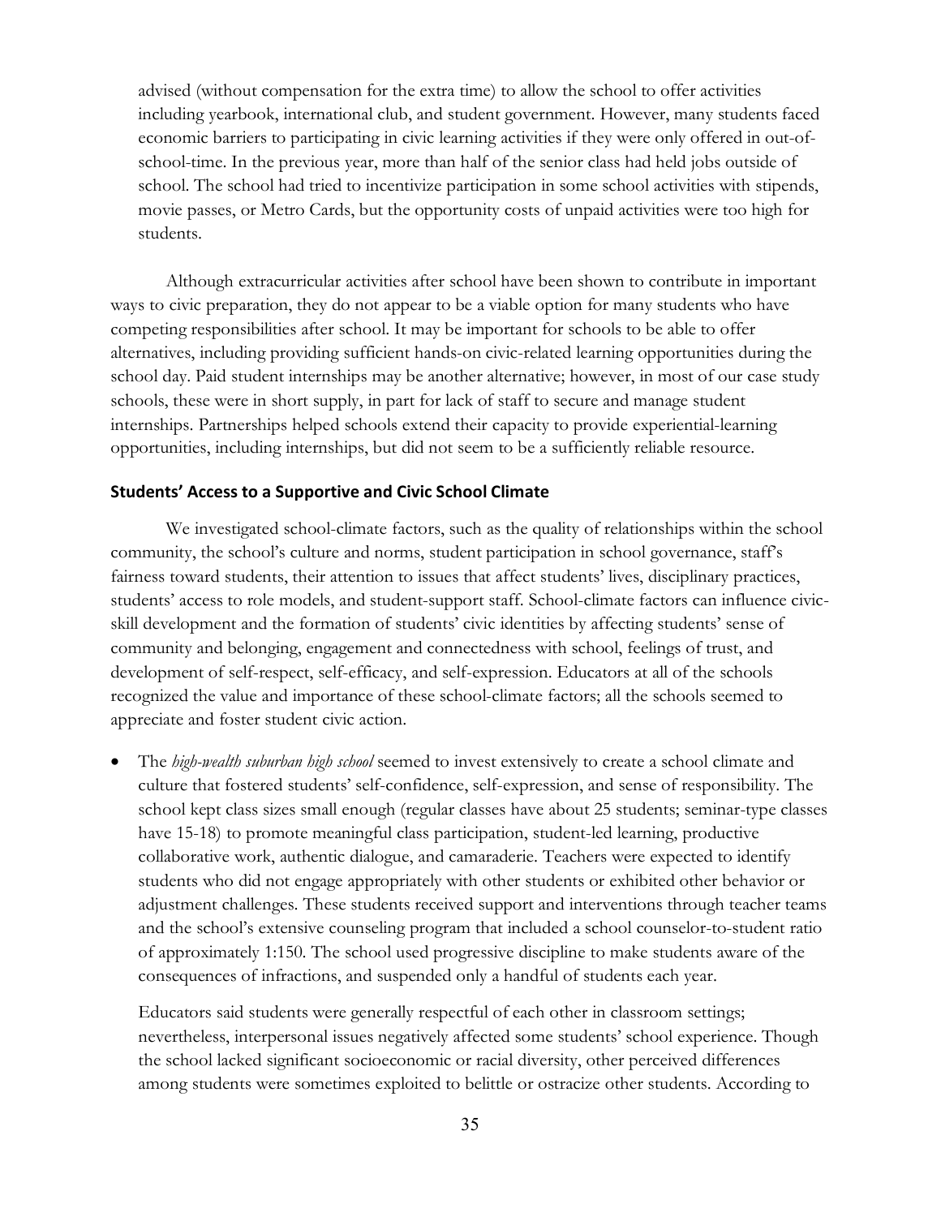advised (without compensation for the extra time) to allow the school to offer activities including yearbook, international club, and student government. However, many students faced economic barriers to participating in civic learning activities if they were only offered in out-of-school-time. In the previous year, more than half of the senior class had held jobs outside of school. The school had tried to incentivize participation in some school activities with stipends, movie passes, or Metro Cards, but the opportunity costs of unpaid activities were too high for students.

Although extracurricular activities after school have been shown to contribute in important ways to civic preparation, they do not appear to be a viable option for many students who have competing responsibilities after school. It may be important for schools to be able to offer alternatives, including providing sufficient hands-on civic-related learning opportunities during the school day. Paid student internships may be another alternative; however, in most of our case study schools, these were in short supply, in part for lack of staff to secure and manage student internships. Partnerships helped schools extend their capacity to provide experiential-learning opportunities, including internships, but did not seem to be a sufficiently reliable resource.

### Students' Access to a Supportive and Civic School Climate

We investigated school-climate factors, such as the quality of relationships within the school community, the school's culture and norms, student participation in school governance, staff's fairness toward students, their attention to issues that affect students' lives, disciplinary practices, students' access to role models, and student-support staff. School-climate factors can influence civic-skill development and the formation of students' civic identities by affecting students' sense of community and belonging, engagement and connectedness with school, feelings of trust, and development of self-respect, self-efficacy, and self-expression. Educators at all of the schools recognized the value and importance of these school-climate factors; all the schools seemed to appreciate and foster student civic action.

- The *high-wealth suburban high school* seemed to invest extensively to create a school climate and culture that fostered students' self-confidence, self-expression, and sense of responsibility. The school kept class sizes small enough (regular classes have about 25 students; seminar-type classes have 15-18) to promote meaningful class participation, student-led learning, productive collaborative work, authentic dialogue, and camaraderie. Teachers were expected to identify students who did not engage appropriately with other students or exhibited other behavior or adjustment challenges. These students received support and interventions through teacher teams and the school's extensive counseling program that included a school counselor-to-student ratio of approximately 1:150. The school used progressive discipline to make students aware of the consequences of infractions, and suspended only a handful of students each year.

  Educators said students were generally respectful of each other in classroom settings; nevertheless, interpersonal issues negatively affected some students' school experience. Though the school lacked significant socioeconomic or racial diversity, other perceived differences among students were sometimes exploited to belittle or ostracize other students. According to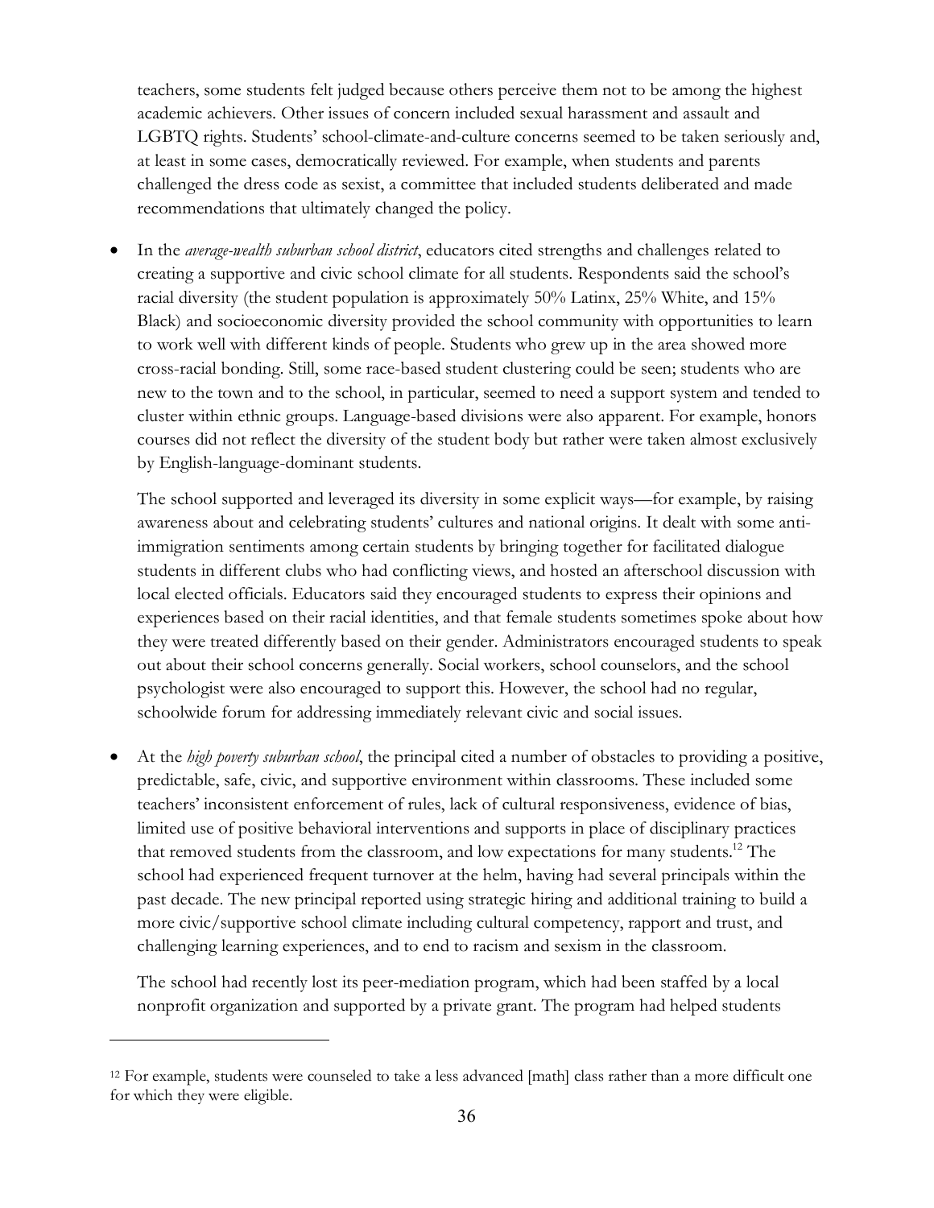teachers, some students felt judged because others perceive them not to be among the highest academic achievers. Other issues of concern included sexual harassment and assault and LGBTQ rights. Students' school-climate-and-culture concerns seemed to be taken seriously and, at least in some cases, democratically reviewed. For example, when students and parents challenged the dress code as sexist, a committee that included students deliberated and made recommendations that ultimately changed the policy.

- In the *average-wealth suburban school district*, educators cited strengths and challenges related to creating a supportive and civic school climate for all students. Respondents said the school's racial diversity (the student population is approximately 50% Latinx, 25% White, and 15% Black) and socioeconomic diversity provided the school community with opportunities to learn to work well with different kinds of people. Students who grew up in the area showed more cross-racial bonding. Still, some race-based student clustering could be seen; students who are new to the town and to the school, in particular, seemed to need a support system and tended to cluster within ethnic groups. Language-based divisions were also apparent. For example, honors courses did not reflect the diversity of the student body but rather were taken almost exclusively by English-language-dominant students.

  The school supported and leveraged its diversity in some explicit ways—for example, by raising awareness about and celebrating students' cultures and national origins. It dealt with some anti-immigration sentiments among certain students by bringing together for facilitated dialogue students in different clubs who had conflicting views, and hosted an afterschool discussion with local elected officials. Educators said they encouraged students to express their opinions and experiences based on their racial identities, and that female students sometimes spoke about how they were treated differently based on their gender. Administrators encouraged students to speak out about their school concerns generally. Social workers, school counselors, and the school psychologist were also encouraged to support this. However, the school had no regular, schoolwide forum for addressing immediately relevant civic and social issues.

- At the *high poverty suburban school*, the principal cited a number of obstacles to providing a positive, predictable, safe, civic, and supportive environment within classrooms. These included some teachers' inconsistent enforcement of rules, lack of cultural responsiveness, evidence of bias, limited use of positive behavioral interventions and supports in place of disciplinary practices that removed students from the classroom, and low expectations for many students.[12] The school had experienced frequent turnover at the helm, having had several principals within the past decade. The new principal reported using strategic hiring and additional training to build a more civic/supportive school climate including cultural competency, rapport and trust, and challenging learning experiences, and to end to racism and sexism in the classroom.

  The school had recently lost its peer-mediation program, which had been staffed by a local nonprofit organization and supported by a private grant. The program had helped students

---

[12] For example, students were counseled to take a less advanced [math] class rather than a more difficult one for which they were eligible.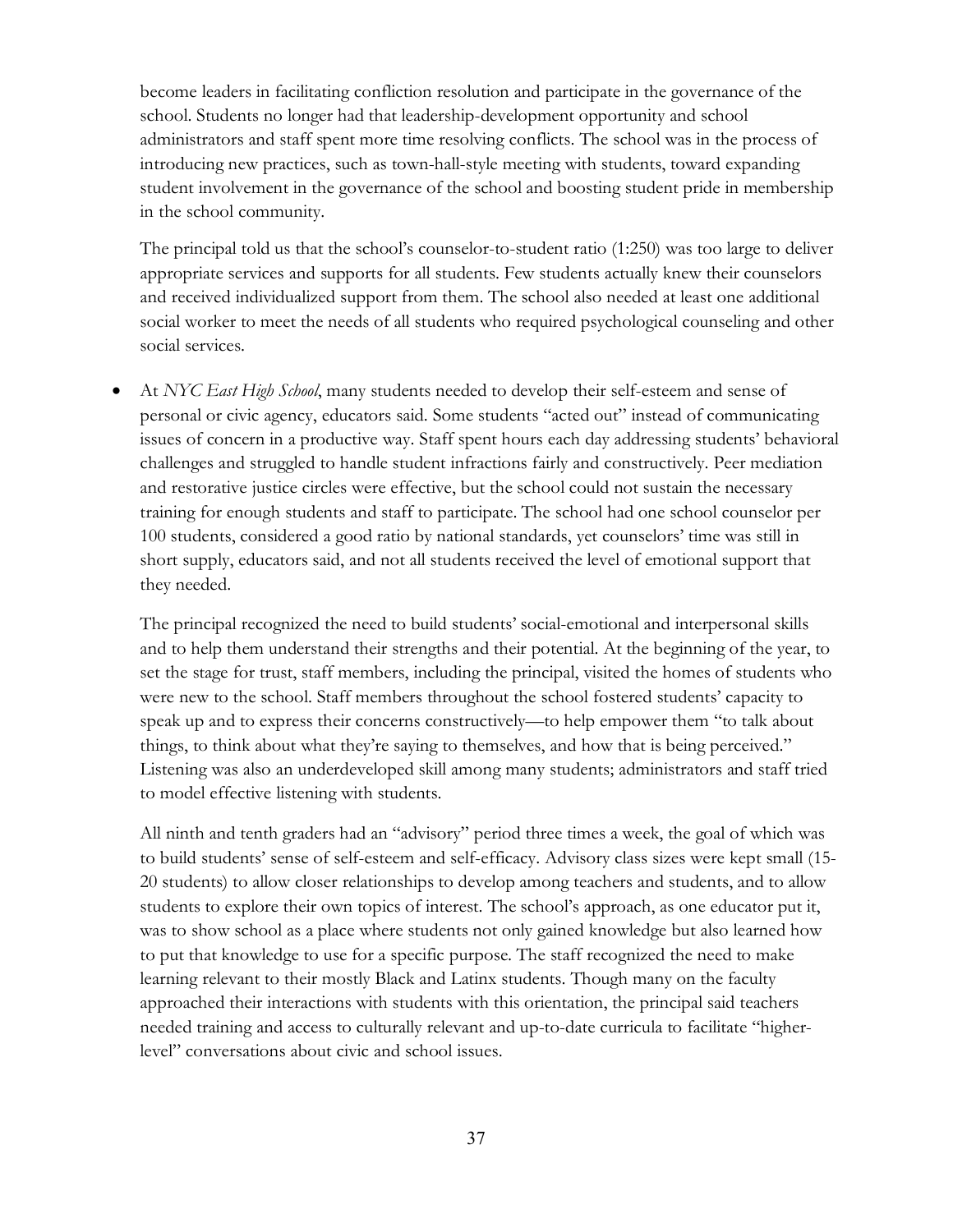become leaders in facilitating confliction resolution and participate in the governance of the school. Students no longer had that leadership-development opportunity and school administrators and staff spent more time resolving conflicts. The school was in the process of introducing new practices, such as town-hall-style meeting with students, toward expanding student involvement in the governance of the school and boosting student pride in membership in the school community.

The principal told us that the school's counselor-to-student ratio (1:250) was too large to deliver appropriate services and supports for all students. Few students actually knew their counselors and received individualized support from them. The school also needed at least one additional social worker to meet the needs of all students who required psychological counseling and other social services.

- At *NYC East High School*, many students needed to develop their self-esteem and sense of personal or civic agency, educators said. Some students "acted out" instead of communicating issues of concern in a productive way. Staff spent hours each day addressing students' behavioral challenges and struggled to handle student infractions fairly and constructively. Peer mediation and restorative justice circles were effective, but the school could not sustain the necessary training for enough students and staff to participate. The school had one school counselor per 100 students, considered a good ratio by national standards, yet counselors' time was still in short supply, educators said, and not all students received the level of emotional support that they needed.

  The principal recognized the need to build students' social-emotional and interpersonal skills and to help them understand their strengths and their potential. At the beginning of the year, to set the stage for trust, staff members, including the principal, visited the homes of students who were new to the school. Staff members throughout the school fostered students' capacity to speak up and to express their concerns constructively—to help empower them "to talk about things, to think about what they're saying to themselves, and how that is being perceived." Listening was also an underdeveloped skill among many students; administrators and staff tried to model effective listening with students.

  All ninth and tenth graders had an "advisory" period three times a week, the goal of which was to build students' sense of self-esteem and self-efficacy. Advisory class sizes were kept small (15-20 students) to allow closer relationships to develop among teachers and students, and to allow students to explore their own topics of interest. The school's approach, as one educator put it, was to show school as a place where students not only gained knowledge but also learned how to put that knowledge to use for a specific purpose. The staff recognized the need to make learning relevant to their mostly Black and Latinx students. Though many on the faculty approached their interactions with students with this orientation, the principal said teachers needed training and access to culturally relevant and up-to-date curricula to facilitate "higher-level" conversations about civic and school issues.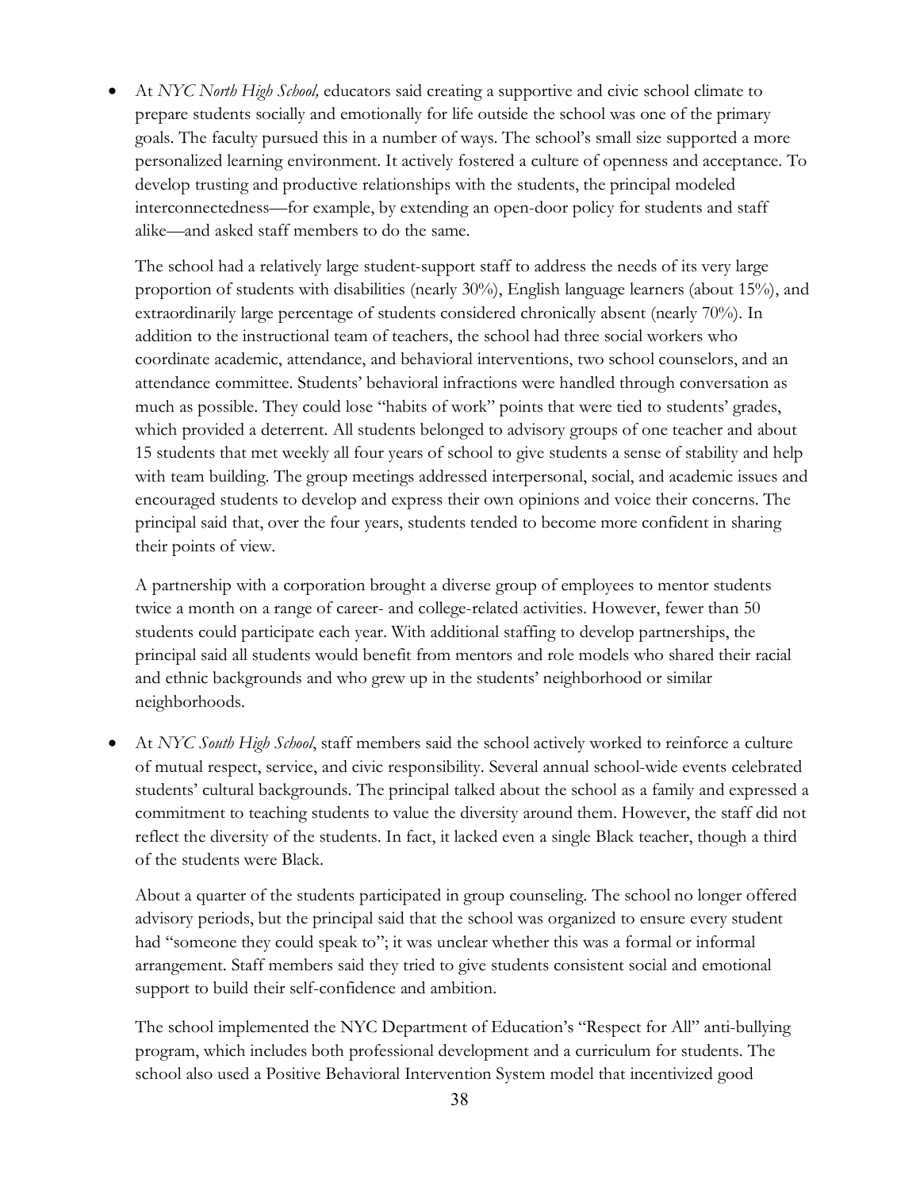- At *NYC North High School,* educators said creating a supportive and civic school climate to prepare students socially and emotionally for life outside the school was one of the primary goals. The faculty pursued this in a number of ways. The school's small size supported a more personalized learning environment. It actively fostered a culture of openness and acceptance. To develop trusting and productive relationships with the students, the principal modeled interconnectedness—for example, by extending an open-door policy for students and staff alike—and asked staff members to do the same.

  The school had a relatively large student-support staff to address the needs of its very large proportion of students with disabilities (nearly 30%), English language learners (about 15%), and extraordinarily large percentage of students considered chronically absent (nearly 70%). In addition to the instructional team of teachers, the school had three social workers who coordinate academic, attendance, and behavioral interventions, two school counselors, and an attendance committee. Students' behavioral infractions were handled through conversation as much as possible. They could lose "habits of work" points that were tied to students' grades, which provided a deterrent. All students belonged to advisory groups of one teacher and about 15 students that met weekly all four years of school to give students a sense of stability and help with team building. The group meetings addressed interpersonal, social, and academic issues and encouraged students to develop and express their own opinions and voice their concerns. The principal said that, over the four years, students tended to become more confident in sharing their points of view.

  A partnership with a corporation brought a diverse group of employees to mentor students twice a month on a range of career- and college-related activities. However, fewer than 50 students could participate each year. With additional staffing to develop partnerships, the principal said all students would benefit from mentors and role models who shared their racial and ethnic backgrounds and who grew up in the students' neighborhood or similar neighborhoods.

- At *NYC South High School*, staff members said the school actively worked to reinforce a culture of mutual respect, service, and civic responsibility. Several annual school-wide events celebrated students' cultural backgrounds. The principal talked about the school as a family and expressed a commitment to teaching students to value the diversity around them. However, the staff did not reflect the diversity of the students. In fact, it lacked even a single Black teacher, though a third of the students were Black.

  About a quarter of the students participated in group counseling. The school no longer offered advisory periods, but the principal said that the school was organized to ensure every student had "someone they could speak to"; it was unclear whether this was a formal or informal arrangement. Staff members said they tried to give students consistent social and emotional support to build their self-confidence and ambition.

  The school implemented the NYC Department of Education's "Respect for All" anti-bullying program, which includes both professional development and a curriculum for students. The school also used a Positive Behavioral Intervention System model that incentivized good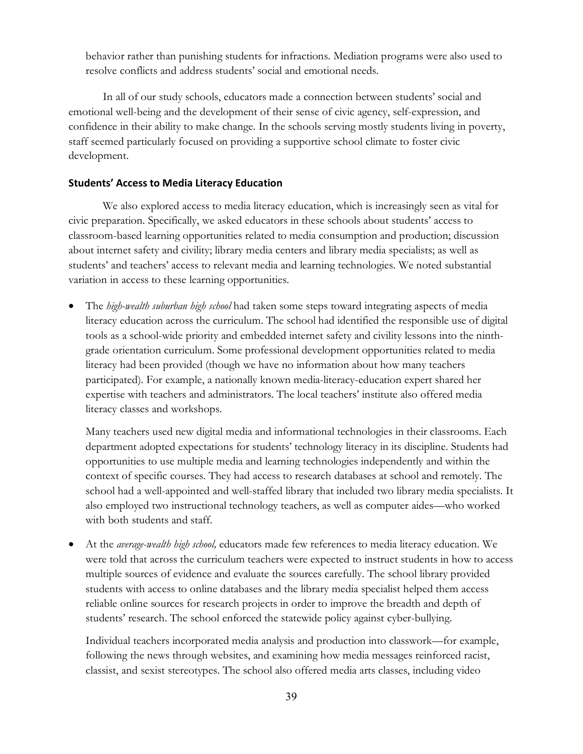behavior rather than punishing students for infractions. Mediation programs were also used to resolve conflicts and address students' social and emotional needs.

In all of our study schools, educators made a connection between students' social and emotional well-being and the development of their sense of civic agency, self-expression, and confidence in their ability to make change. In the schools serving mostly students living in poverty, staff seemed particularly focused on providing a supportive school climate to foster civic development.

### Students' Access to Media Literacy Education

We also explored access to media literacy education, which is increasingly seen as vital for civic preparation. Specifically, we asked educators in these schools about students' access to classroom-based learning opportunities related to media consumption and production; discussion about internet safety and civility; library media centers and library media specialists; as well as students' and teachers' access to relevant media and learning technologies. We noted substantial variation in access to these learning opportunities.

- The *high-wealth suburban high school* had taken some steps toward integrating aspects of media literacy education across the curriculum. The school had identified the responsible use of digital tools as a school-wide priority and embedded internet safety and civility lessons into the ninth-grade orientation curriculum. Some professional development opportunities related to media literacy had been provided (though we have no information about how many teachers participated). For example, a nationally known media-literacy-education expert shared her expertise with teachers and administrators. The local teachers' institute also offered media literacy classes and workshops.

  Many teachers used new digital media and informational technologies in their classrooms. Each department adopted expectations for students' technology literacy in its discipline. Students had opportunities to use multiple media and learning technologies independently and within the context of specific courses. They had access to research databases at school and remotely. The school had a well-appointed and well-staffed library that included two library media specialists. It also employed two instructional technology teachers, as well as computer aides—who worked with both students and staff.

- At the *average-wealth high school,* educators made few references to media literacy education. We were told that across the curriculum teachers were expected to instruct students in how to access multiple sources of evidence and evaluate the sources carefully. The school library provided students with access to online databases and the library media specialist helped them access reliable online sources for research projects in order to improve the breadth and depth of students' research. The school enforced the statewide policy against cyber-bullying.

  Individual teachers incorporated media analysis and production into classwork—for example, following the news through websites, and examining how media messages reinforced racist, classist, and sexist stereotypes. The school also offered media arts classes, including video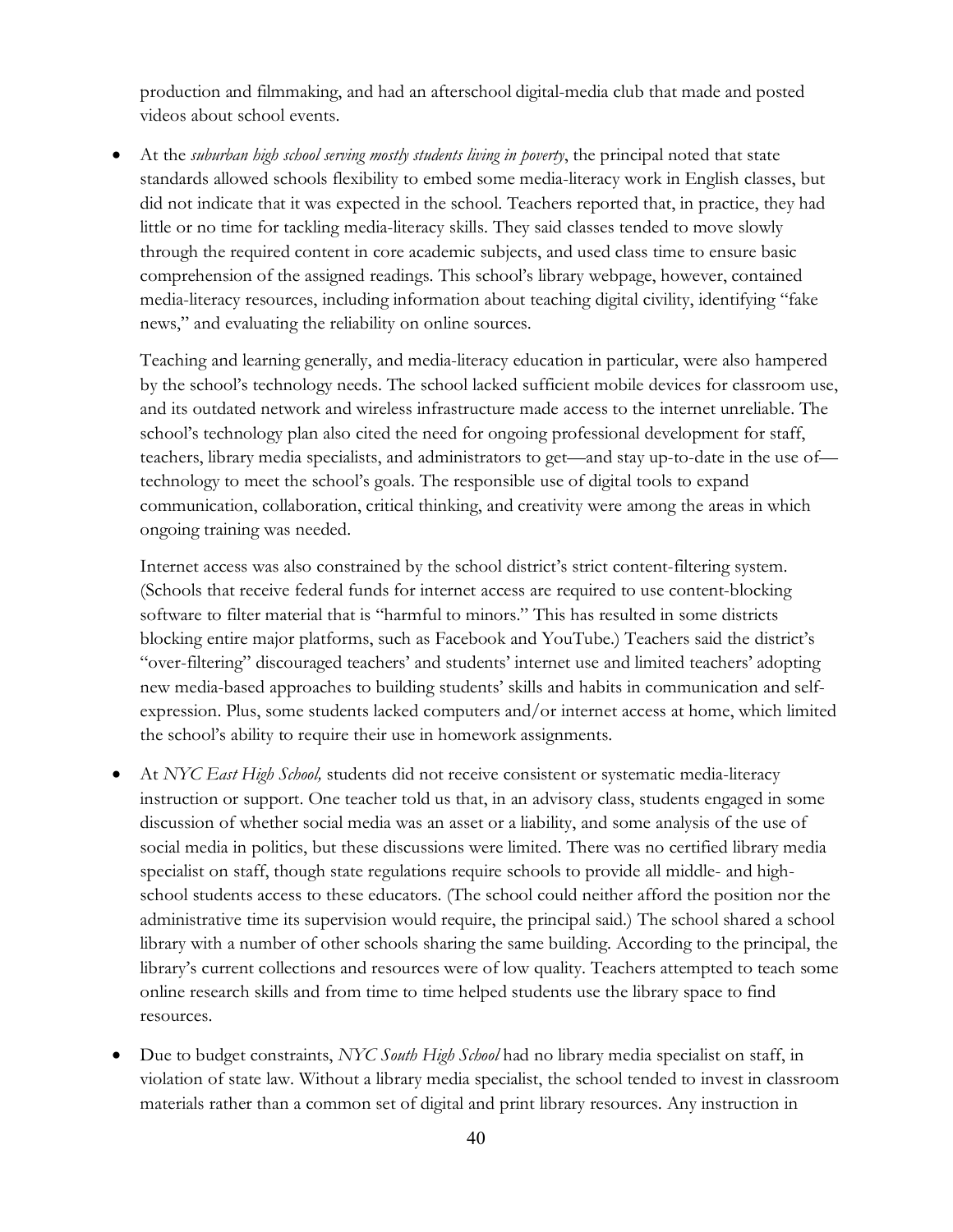production and filmmaking, and had an afterschool digital-media club that made and posted videos about school events.

- At the *suburban high school serving mostly students living in poverty*, the principal noted that state standards allowed schools flexibility to embed some media-literacy work in English classes, but did not indicate that it was expected in the school. Teachers reported that, in practice, they had little or no time for tackling media-literacy skills. They said classes tended to move slowly through the required content in core academic subjects, and used class time to ensure basic comprehension of the assigned readings. This school's library webpage, however, contained media-literacy resources, including information about teaching digital civility, identifying "fake news," and evaluating the reliability on online sources.

  Teaching and learning generally, and media-literacy education in particular, were also hampered by the school's technology needs. The school lacked sufficient mobile devices for classroom use, and its outdated network and wireless infrastructure made access to the internet unreliable. The school's technology plan also cited the need for ongoing professional development for staff, teachers, library media specialists, and administrators to get—and stay up-to-date in the use of—technology to meet the school's goals. The responsible use of digital tools to expand communication, collaboration, critical thinking, and creativity were among the areas in which ongoing training was needed.

  Internet access was also constrained by the school district's strict content-filtering system. (Schools that receive federal funds for internet access are required to use content-blocking software to filter material that is "harmful to minors." This has resulted in some districts blocking entire major platforms, such as Facebook and YouTube.) Teachers said the district's "over-filtering" discouraged teachers' and students' internet use and limited teachers' adopting new media-based approaches to building students' skills and habits in communication and self-expression. Plus, some students lacked computers and/or internet access at home, which limited the school's ability to require their use in homework assignments.

- At *NYC East High School,* students did not receive consistent or systematic media-literacy instruction or support. One teacher told us that, in an advisory class, students engaged in some discussion of whether social media was an asset or a liability, and some analysis of the use of social media in politics, but these discussions were limited. There was no certified library media specialist on staff, though state regulations require schools to provide all middle- and high-school students access to these educators. (The school could neither afford the position nor the administrative time its supervision would require, the principal said.) The school shared a school library with a number of other schools sharing the same building. According to the principal, the library's current collections and resources were of low quality. Teachers attempted to teach some online research skills and from time to time helped students use the library space to find resources.

- Due to budget constraints, *NYC South High School* had no library media specialist on staff, in violation of state law. Without a library media specialist, the school tended to invest in classroom materials rather than a common set of digital and print library resources. Any instruction in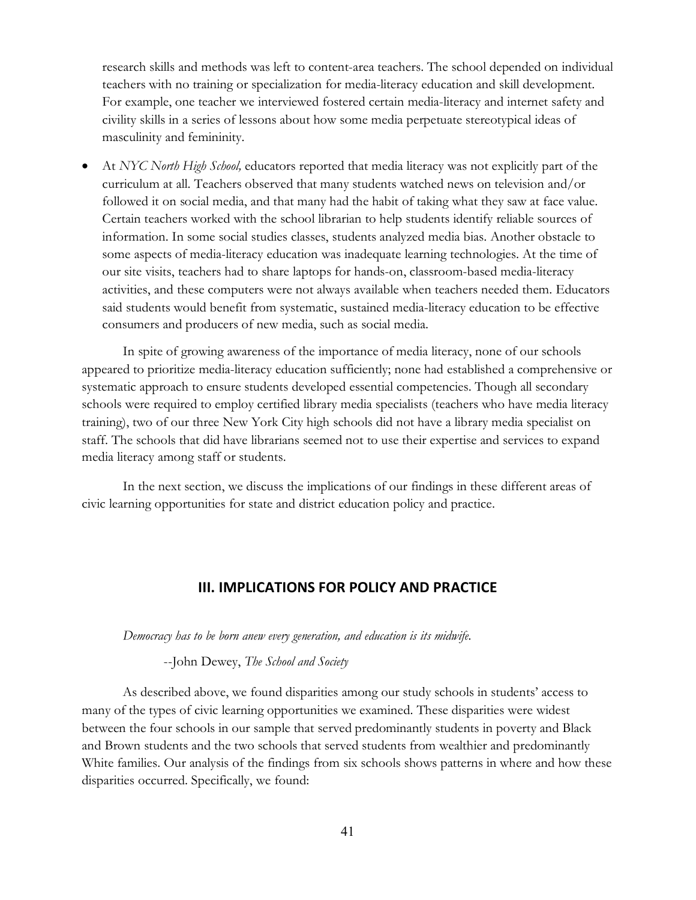research skills and methods was left to content-area teachers. The school depended on individual teachers with no training or specialization for media-literacy education and skill development. For example, one teacher we interviewed fostered certain media-literacy and internet safety and civility skills in a series of lessons about how some media perpetuate stereotypical ideas of masculinity and femininity.

- At *NYC North High School,* educators reported that media literacy was not explicitly part of the curriculum at all. Teachers observed that many students watched news on television and/or followed it on social media, and that many had the habit of taking what they saw at face value. Certain teachers worked with the school librarian to help students identify reliable sources of information. In some social studies classes, students analyzed media bias. Another obstacle to some aspects of media-literacy education was inadequate learning technologies. At the time of our site visits, teachers had to share laptops for hands-on, classroom-based media-literacy activities, and these computers were not always available when teachers needed them. Educators said students would benefit from systematic, sustained media-literacy education to be effective consumers and producers of new media, such as social media.

In spite of growing awareness of the importance of media literacy, none of our schools appeared to prioritize media-literacy education sufficiently; none had established a comprehensive or systematic approach to ensure students developed essential competencies. Though all secondary schools were required to employ certified library media specialists (teachers who have media literacy training), two of our three New York City high schools did not have a library media specialist on staff. The schools that did have librarians seemed not to use their expertise and services to expand media literacy among staff or students.

In the next section, we discuss the implications of our findings in these different areas of civic learning opportunities for state and district education policy and practice.

## III. IMPLICATIONS FOR POLICY AND PRACTICE

*Democracy has to be born anew every generation, and education is its midwife.*

--John Dewey, *The School and Society*

As described above, we found disparities among our study schools in students' access to many of the types of civic learning opportunities we examined. These disparities were widest between the four schools in our sample that served predominantly students in poverty and Black and Brown students and the two schools that served students from wealthier and predominantly White families. Our analysis of the findings from six schools shows patterns in where and how these disparities occurred. Specifically, we found: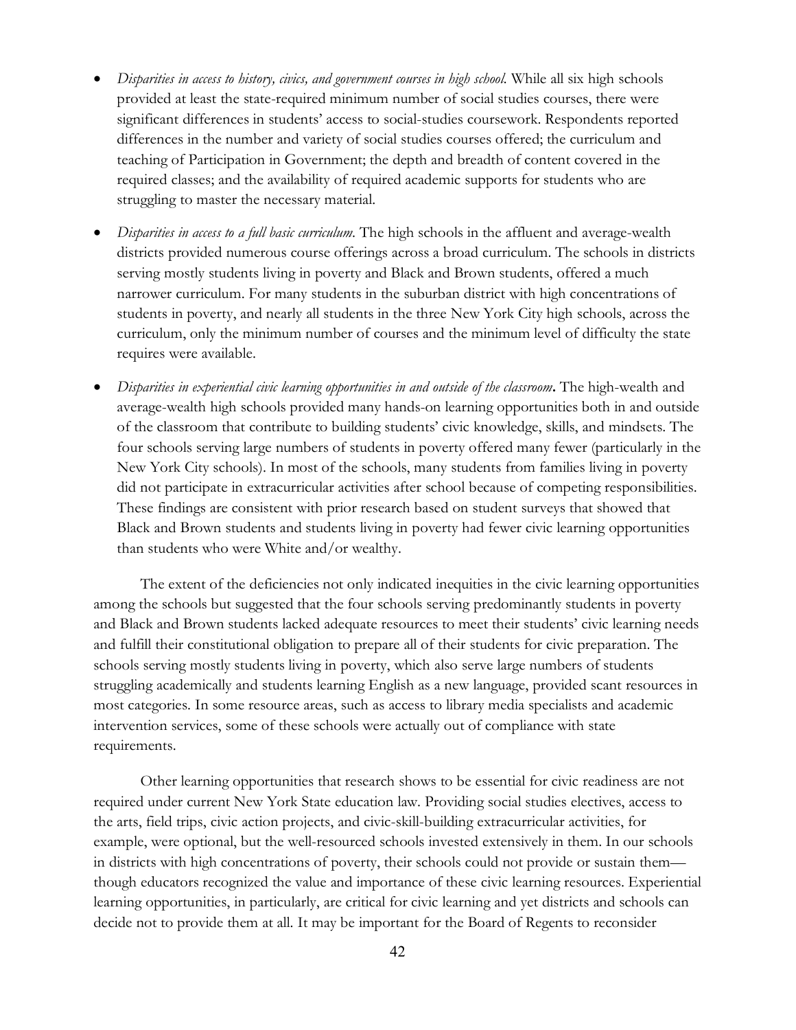- *Disparities in access to history, civics, and government courses in high school.* While all six high schools provided at least the state-required minimum number of social studies courses, there were significant differences in students' access to social-studies coursework. Respondents reported differences in the number and variety of social studies courses offered; the curriculum and teaching of Participation in Government; the depth and breadth of content covered in the required classes; and the availability of required academic supports for students who are struggling to master the necessary material.

- *Disparities in access to a full basic curriculum.* The high schools in the affluent and average-wealth districts provided numerous course offerings across a broad curriculum. The schools in districts serving mostly students living in poverty and Black and Brown students, offered a much narrower curriculum. For many students in the suburban district with high concentrations of students in poverty, and nearly all students in the three New York City high schools, across the curriculum, only the minimum number of courses and the minimum level of difficulty the state requires were available.

- *Disparities in experiential civic learning opportunities in and outside of the classroom***.** The high-wealth and average-wealth high schools provided many hands-on learning opportunities both in and outside of the classroom that contribute to building students' civic knowledge, skills, and mindsets. The four schools serving large numbers of students in poverty offered many fewer (particularly in the New York City schools). In most of the schools, many students from families living in poverty did not participate in extracurricular activities after school because of competing responsibilities. These findings are consistent with prior research based on student surveys that showed that Black and Brown students and students living in poverty had fewer civic learning opportunities than students who were White and/or wealthy.

The extent of the deficiencies not only indicated inequities in the civic learning opportunities among the schools but suggested that the four schools serving predominantly students in poverty and Black and Brown students lacked adequate resources to meet their students' civic learning needs and fulfill their constitutional obligation to prepare all of their students for civic preparation. The schools serving mostly students living in poverty, which also serve large numbers of students struggling academically and students learning English as a new language, provided scant resources in most categories. In some resource areas, such as access to library media specialists and academic intervention services, some of these schools were actually out of compliance with state requirements.

Other learning opportunities that research shows to be essential for civic readiness are not required under current New York State education law. Providing social studies electives, access to the arts, field trips, civic action projects, and civic-skill-building extracurricular activities, for example, were optional, but the well-resourced schools invested extensively in them. In our schools in districts with high concentrations of poverty, their schools could not provide or sustain them—though educators recognized the value and importance of these civic learning resources. Experiential learning opportunities, in particularly, are critical for civic learning and yet districts and schools can decide not to provide them at all. It may be important for the Board of Regents to reconsider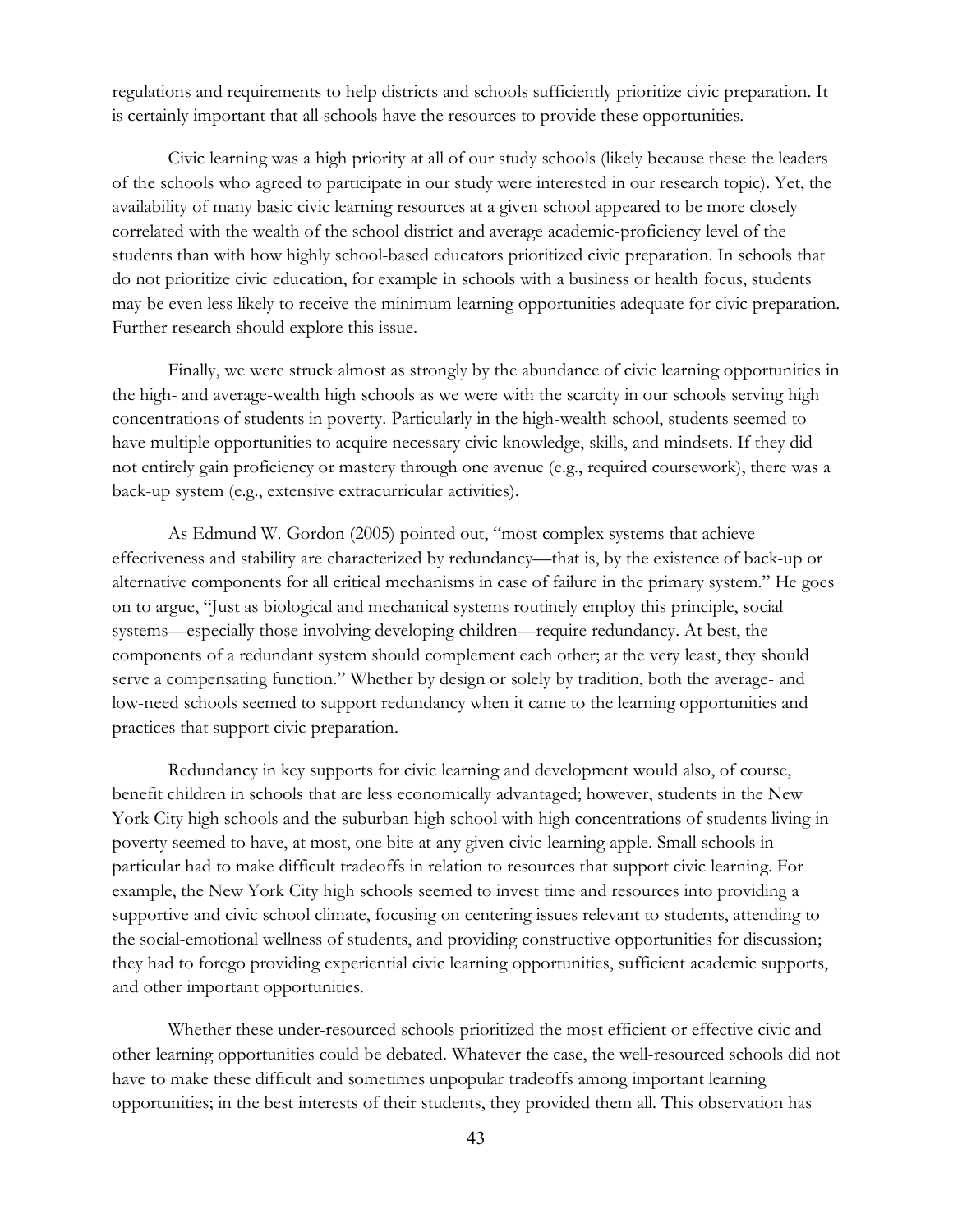regulations and requirements to help districts and schools sufficiently prioritize civic preparation. It is certainly important that all schools have the resources to provide these opportunities.

Civic learning was a high priority at all of our study schools (likely because these the leaders of the schools who agreed to participate in our study were interested in our research topic). Yet, the availability of many basic civic learning resources at a given school appeared to be more closely correlated with the wealth of the school district and average academic-proficiency level of the students than with how highly school-based educators prioritized civic preparation. In schools that do not prioritize civic education, for example in schools with a business or health focus, students may be even less likely to receive the minimum learning opportunities adequate for civic preparation. Further research should explore this issue.

Finally, we were struck almost as strongly by the abundance of civic learning opportunities in the high- and average-wealth high schools as we were with the scarcity in our schools serving high concentrations of students in poverty. Particularly in the high-wealth school, students seemed to have multiple opportunities to acquire necessary civic knowledge, skills, and mindsets. If they did not entirely gain proficiency or mastery through one avenue (e.g., required coursework), there was a back-up system (e.g., extensive extracurricular activities).

As Edmund W. Gordon (2005) pointed out, "most complex systems that achieve effectiveness and stability are characterized by redundancy—that is, by the existence of back-up or alternative components for all critical mechanisms in case of failure in the primary system." He goes on to argue, "Just as biological and mechanical systems routinely employ this principle, social systems—especially those involving developing children—require redundancy. At best, the components of a redundant system should complement each other; at the very least, they should serve a compensating function." Whether by design or solely by tradition, both the average- and low-need schools seemed to support redundancy when it came to the learning opportunities and practices that support civic preparation.

Redundancy in key supports for civic learning and development would also, of course, benefit children in schools that are less economically advantaged; however, students in the New York City high schools and the suburban high school with high concentrations of students living in poverty seemed to have, at most, one bite at any given civic-learning apple. Small schools in particular had to make difficult tradeoffs in relation to resources that support civic learning. For example, the New York City high schools seemed to invest time and resources into providing a supportive and civic school climate, focusing on centering issues relevant to students, attending to the social-emotional wellness of students, and providing constructive opportunities for discussion; they had to forego providing experiential civic learning opportunities, sufficient academic supports, and other important opportunities.

Whether these under-resourced schools prioritized the most efficient or effective civic and other learning opportunities could be debated. Whatever the case, the well-resourced schools did not have to make these difficult and sometimes unpopular tradeoffs among important learning opportunities; in the best interests of their students, they provided them all. This observation has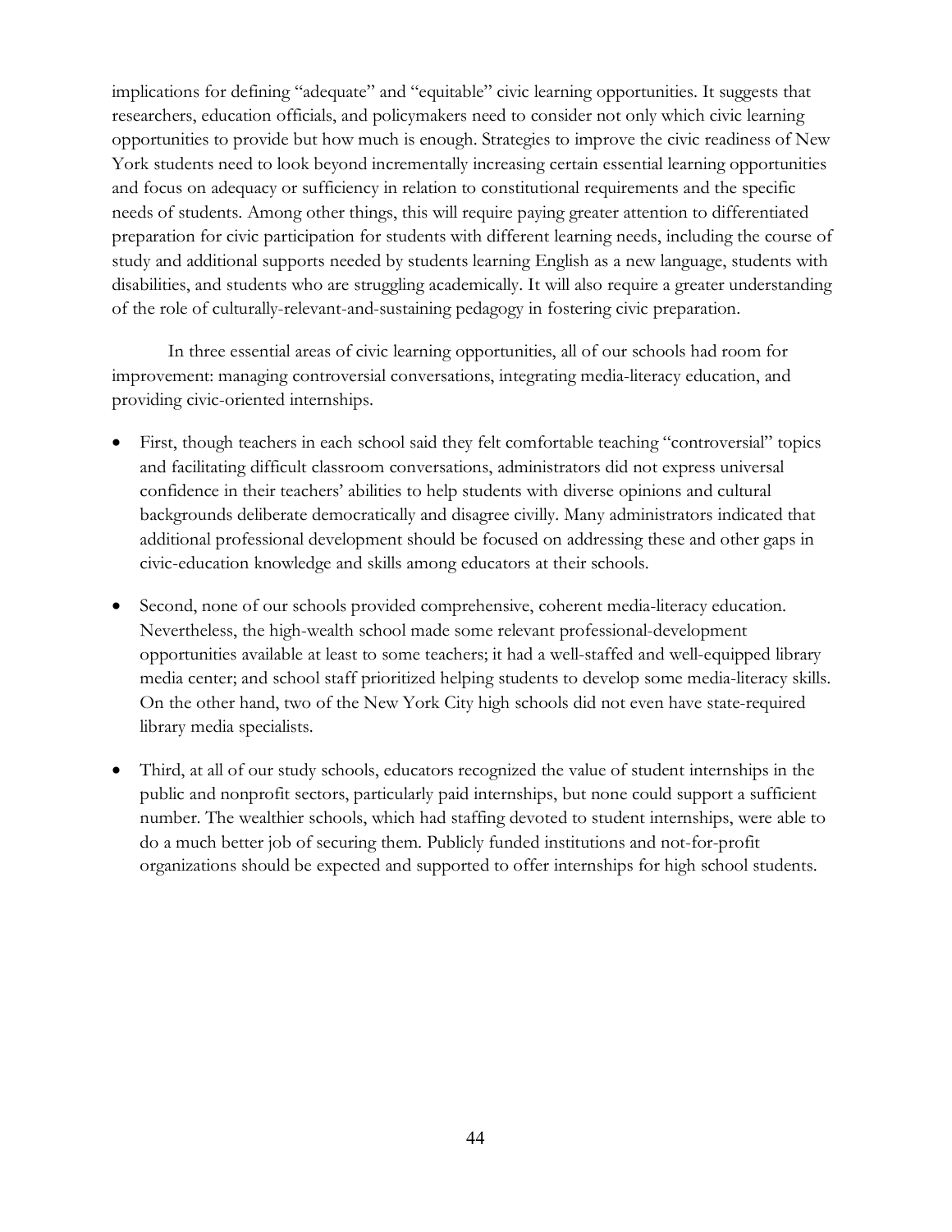implications for defining "adequate" and "equitable" civic learning opportunities. It suggests that researchers, education officials, and policymakers need to consider not only which civic learning opportunities to provide but how much is enough. Strategies to improve the civic readiness of New York students need to look beyond incrementally increasing certain essential learning opportunities and focus on adequacy or sufficiency in relation to constitutional requirements and the specific needs of students. Among other things, this will require paying greater attention to differentiated preparation for civic participation for students with different learning needs, including the course of study and additional supports needed by students learning English as a new language, students with disabilities, and students who are struggling academically. It will also require a greater understanding of the role of culturally-relevant-and-sustaining pedagogy in fostering civic preparation.

In three essential areas of civic learning opportunities, all of our schools had room for improvement: managing controversial conversations, integrating media-literacy education, and providing civic-oriented internships.

- First, though teachers in each school said they felt comfortable teaching "controversial" topics and facilitating difficult classroom conversations, administrators did not express universal confidence in their teachers' abilities to help students with diverse opinions and cultural backgrounds deliberate democratically and disagree civilly. Many administrators indicated that additional professional development should be focused on addressing these and other gaps in civic-education knowledge and skills among educators at their schools.
- Second, none of our schools provided comprehensive, coherent media-literacy education. Nevertheless, the high-wealth school made some relevant professional-development opportunities available at least to some teachers; it had a well-staffed and well-equipped library media center; and school staff prioritized helping students to develop some media-literacy skills. On the other hand, two of the New York City high schools did not even have state-required library media specialists.
- Third, at all of our study schools, educators recognized the value of student internships in the public and nonprofit sectors, particularly paid internships, but none could support a sufficient number. The wealthier schools, which had staffing devoted to student internships, were able to do a much better job of securing them. Publicly funded institutions and not-for-profit organizations should be expected and supported to offer internships for high school students.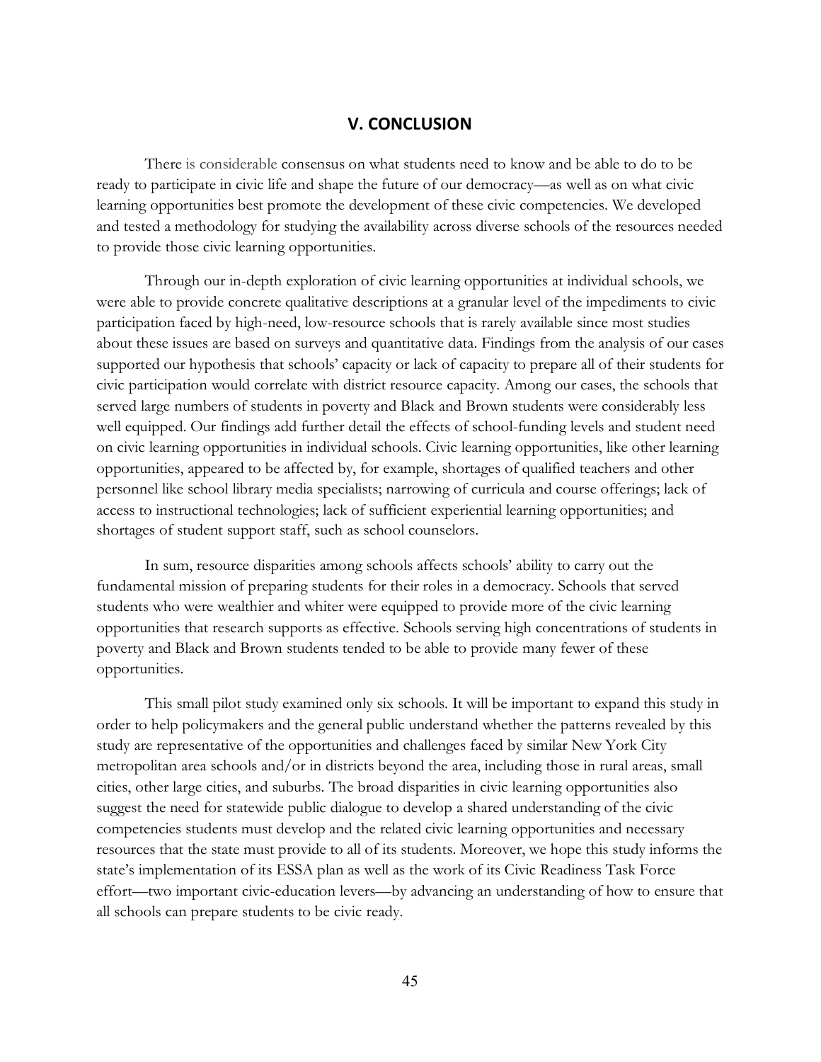## V. CONCLUSION

There is considerable consensus on what students need to know and be able to do to be ready to participate in civic life and shape the future of our democracy—as well as on what civic learning opportunities best promote the development of these civic competencies. We developed and tested a methodology for studying the availability across diverse schools of the resources needed to provide those civic learning opportunities.

Through our in-depth exploration of civic learning opportunities at individual schools, we were able to provide concrete qualitative descriptions at a granular level of the impediments to civic participation faced by high-need, low-resource schools that is rarely available since most studies about these issues are based on surveys and quantitative data. Findings from the analysis of our cases supported our hypothesis that schools' capacity or lack of capacity to prepare all of their students for civic participation would correlate with district resource capacity. Among our cases, the schools that served large numbers of students in poverty and Black and Brown students were considerably less well equipped. Our findings add further detail the effects of school-funding levels and student need on civic learning opportunities in individual schools. Civic learning opportunities, like other learning opportunities, appeared to be affected by, for example, shortages of qualified teachers and other personnel like school library media specialists; narrowing of curricula and course offerings; lack of access to instructional technologies; lack of sufficient experiential learning opportunities; and shortages of student support staff, such as school counselors.

In sum, resource disparities among schools affects schools' ability to carry out the fundamental mission of preparing students for their roles in a democracy. Schools that served students who were wealthier and whiter were equipped to provide more of the civic learning opportunities that research supports as effective. Schools serving high concentrations of students in poverty and Black and Brown students tended to be able to provide many fewer of these opportunities.

This small pilot study examined only six schools. It will be important to expand this study in order to help policymakers and the general public understand whether the patterns revealed by this study are representative of the opportunities and challenges faced by similar New York City metropolitan area schools and/or in districts beyond the area, including those in rural areas, small cities, other large cities, and suburbs. The broad disparities in civic learning opportunities also suggest the need for statewide public dialogue to develop a shared understanding of the civic competencies students must develop and the related civic learning opportunities and necessary resources that the state must provide to all of its students. Moreover, we hope this study informs the state's implementation of its ESSA plan as well as the work of its Civic Readiness Task Force effort—two important civic-education levers—by advancing an understanding of how to ensure that all schools can prepare students to be civic ready.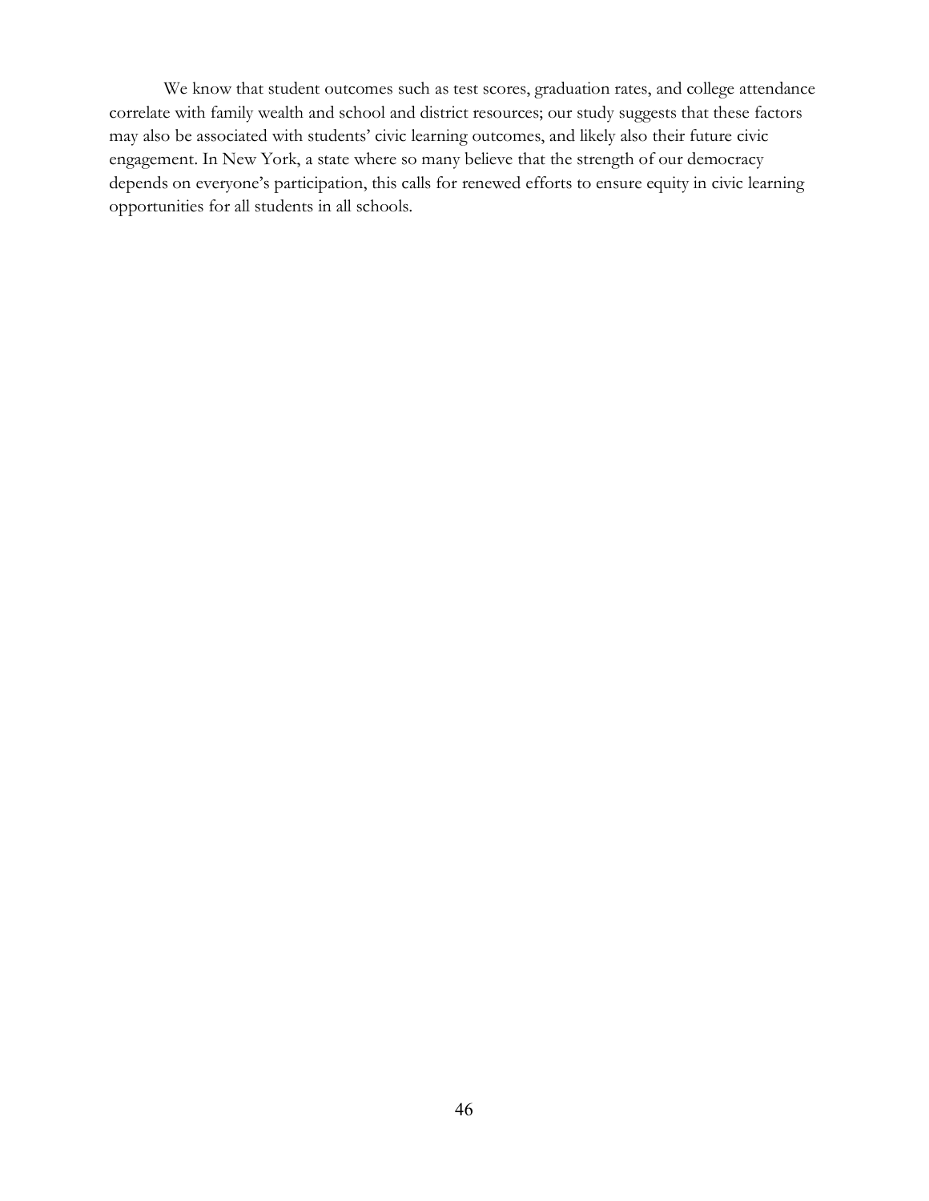We know that student outcomes such as test scores, graduation rates, and college attendance correlate with family wealth and school and district resources; our study suggests that these factors may also be associated with students' civic learning outcomes, and likely also their future civic engagement. In New York, a state where so many believe that the strength of our democracy depends on everyone's participation, this calls for renewed efforts to ensure equity in civic learning opportunities for all students in all schools.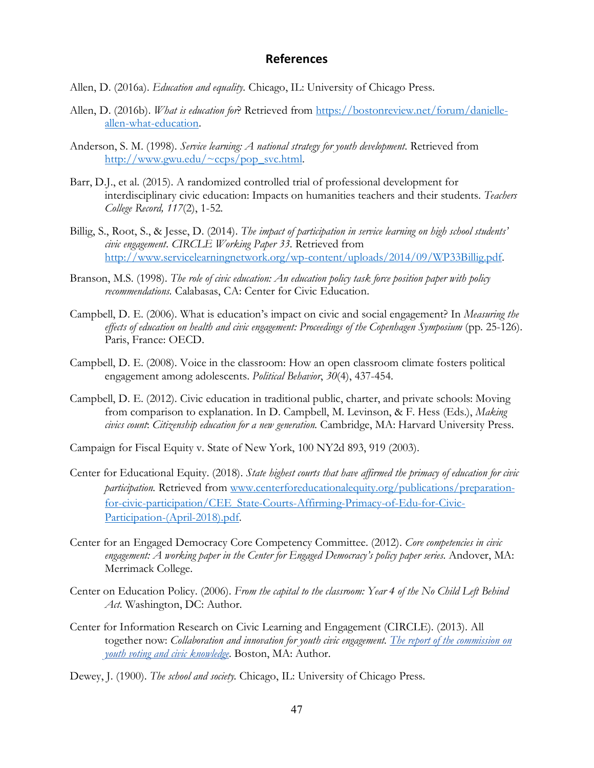## References

Allen, D. (2016a). *Education and equality.* Chicago, IL: University of Chicago Press.

Allen, D. (2016b). *What is education for*? Retrieved from [https://bostonreview.net/forum/danielle-allen-what-education](https://bostonreview.net/forum/danielle-allen-what-education).

Anderson, S. M. (1998). *Service learning: A national strategy for youth development*. Retrieved from [http://www.gwu.edu/~ccps/pop_svc.html](http://www.gwu.edu/~ccps/pop_svc.html).

Barr, D.J., et al. (2015). A randomized controlled trial of professional development for interdisciplinary civic education: Impacts on humanities teachers and their students. *Teachers College Record, 117*(2), 1-52.

Billig, S., Root, S., & Jesse, D. (2014). *The impact of participation in service learning on high school students' civic engagement*. *CIRCLE Working Paper 33*. Retrieved from [http://www.servicelearningnetwork.org/wp-content/uploads/2014/09/WP33Billig.pdf](http://www.servicelearningnetwork.org/wp-content/uploads/2014/09/WP33Billig.pdf).

Branson, M.S. (1998). *The role of civic education: An education policy task force position paper with policy recommendations.* Calabasas, CA: Center for Civic Education.

Campbell, D. E. (2006). What is education's impact on civic and social engagement? In *Measuring the effects of education on health and civic engagement: Proceedings of the Copenhagen Symposium* (pp. 25-126). Paris, France: OECD.

Campbell, D. E. (2008). Voice in the classroom: How an open classroom climate fosters political engagement among adolescents. *Political Behavior*, *30*(4), 437-454.

Campbell, D. E. (2012). Civic education in traditional public, charter, and private schools: Moving from comparison to explanation. In D. Campbell, M. Levinson, & F. Hess (Eds.), *Making civics count*: *Citizenship education for a new generation.* Cambridge, MA: Harvard University Press.

Campaign for Fiscal Equity v. State of New York, 100 NY2d 893, 919 (2003).

Center for Educational Equity. (2018). *State highest courts that have affirmed the primacy of education for civic participation.* Retrieved from [www.centerforeducationalequity.org/publications/preparation-for-civic-participation/CEE_State-Courts-Affirming-Primacy-of-Edu-for-Civic-Participation-(April-2018).pdf](www.centerforeducationalequity.org/publications/preparation-for-civic-participation/CEE_State-Courts-Affirming-Primacy-of-Edu-for-Civic-Participation-(April-2018).pdf).

Center for an Engaged Democracy Core Competency Committee. (2012). *Core competencies in civic engagement: A working paper in the Center for Engaged Democracy's policy paper series.* Andover, MA: Merrimack College.

Center on Education Policy. (2006). *From the capital to the classroom: Year 4 of the No Child Left Behind Act.* Washington, DC: Author.

Center for Information Research on Civic Learning and Engagement (CIRCLE). (2013). All together now: *Collaboration and innovation for youth civic engagement. The report of the commission on youth voting and civic knowledge.* Boston, MA: Author.

Dewey, J. (1900). *The school and society.* Chicago, IL: University of Chicago Press.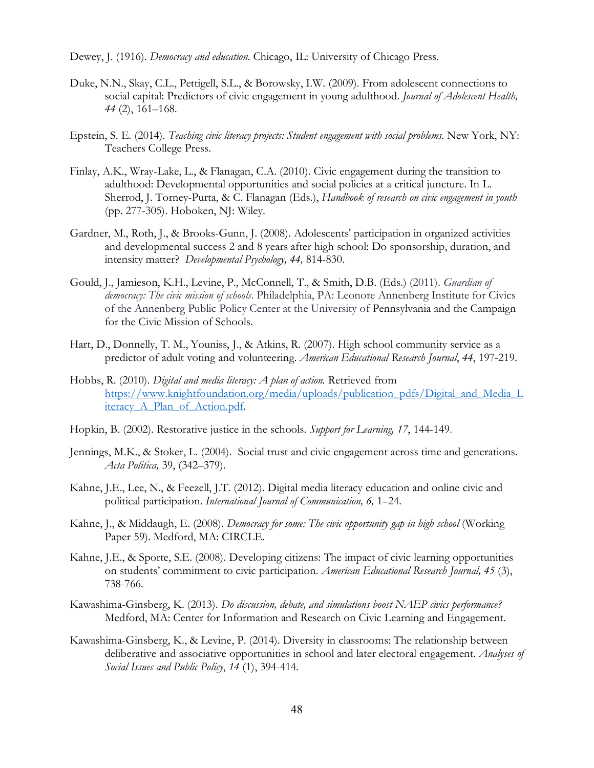Dewey, J. (1916). *Democracy and education*. Chicago, IL: University of Chicago Press.

Duke, N.N., Skay, C.L., Pettigell, S.L., & Borowsky, I.W. (2009). From adolescent connections to social capital: Predictors of civic engagement in young adulthood. *Journal of Adolescent Health, 44* (2), 161–168.

Epstein, S. E. (2014). *Teaching civic literacy projects: Student engagement with social problems*. New York, NY: Teachers College Press.

Finlay, A.K., Wray-Lake, L., & Flanagan, C.A. (2010). Civic engagement during the transition to adulthood: Developmental opportunities and social policies at a critical juncture. In L. Sherrod, J. Torney-Purta, & C. Flanagan (Eds.), *Handbook of research on civic engagement in youth* (pp. 277-305). Hoboken, NJ: Wiley.

Gardner, M., Roth, J., & Brooks-Gunn, J. (2008). Adolescents' participation in organized activities and developmental success 2 and 8 years after high school: Do sponsorship, duration, and intensity matter? *Developmental Psychology, 44,* 814-830.

Gould, J., Jamieson, K.H., Levine, P., McConnell, T., & Smith, D.B. (Eds.) (2011). *Guardian of democracy: The civic mission of schools*. Philadelphia, PA: Leonore Annenberg Institute for Civics of the Annenberg Public Policy Center at the University of Pennsylvania and the Campaign for the Civic Mission of Schools.

Hart, D., Donnelly, T. M., Youniss, J., & Atkins, R. (2007). High school community service as a predictor of adult voting and volunteering. *American Educational Research Journal*, *44*, 197-219.

Hobbs, R. (2010). *Digital and media literacy: A plan of action.* Retrieved from https://www.knightfoundation.org/media/uploads/publication_pdfs/Digital_and_Media_Literacy_A_Plan_of_Action.pdf.

Hopkin, B. (2002). Restorative justice in the schools. *Support for Learning, 17*, 144-149.

Jennings, M.K., & Stoker, L. (2004). Social trust and civic engagement across time and generations. *Acta Politica,* 39, (342–379).

Kahne, J.E., Lee, N., & Feezell, J.T. (2012). Digital media literacy education and online civic and political participation. *International Journal of Communication, 6,* 1–24.

Kahne, J., & Middaugh, E. (2008). *Democracy for some: The civic opportunity gap in high school* (Working Paper 59). Medford, MA: CIRCLE.

Kahne, J.E., & Sporte, S.E. (2008). Developing citizens: The impact of civic learning opportunities on students' commitment to civic participation. *American Educational Research Journal, 45* (3), 738-766.

Kawashima-Ginsberg, K. (2013). *Do discussion, debate, and simulations boost NAEP civics performance?* Medford, MA: Center for Information and Research on Civic Learning and Engagement.

Kawashima-Ginsberg, K., & Levine, P. (2014). Diversity in classrooms: The relationship between deliberative and associative opportunities in school and later electoral engagement. *Analyses of Social Issues and Public Policy*, *14* (1), 394-414.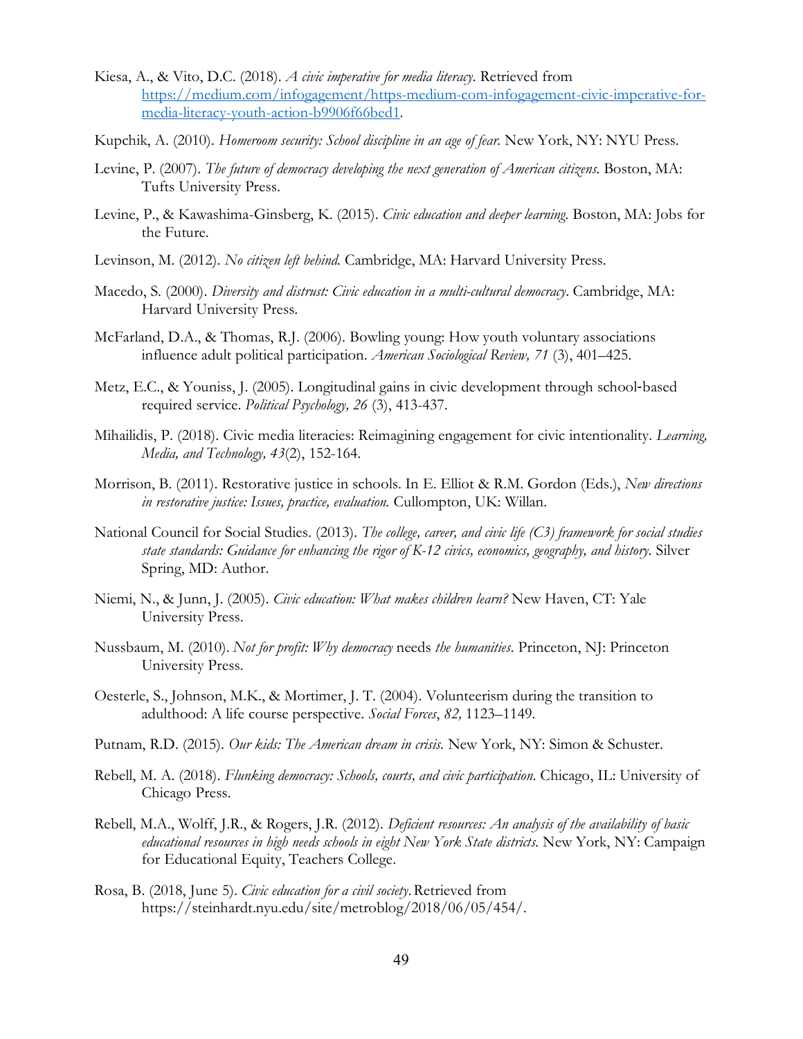Kiesa, A., & Vito, D.C. (2018). *A civic imperative for media literacy*. Retrieved from [https://medium.com/infogagement/https-medium-com-infogagement-civic-imperative-for-media-literacy-youth-action-b9906f66bed1](https://medium.com/infogagement/https-medium-com-infogagement-civic-imperative-for-media-literacy-youth-action-b9906f66bed1).

Kupchik, A. (2010). *Homeroom security: School discipline in an age of fear.* New York, NY: NYU Press.

Levine, P. (2007). *The future of democracy developing the next generation of American citizens*. Boston, MA: Tufts University Press.

Levine, P., & Kawashima-Ginsberg, K. (2015). *Civic education and deeper learning*. Boston, MA: Jobs for the Future.

Levinson, M. (2012). *No citizen left behind.* Cambridge, MA: Harvard University Press.

Macedo, S. (2000). *Diversity and distrust: Civic education in a multi-cultural democracy*. Cambridge, MA: Harvard University Press.

McFarland, D.A., & Thomas, R.J. (2006). Bowling young: How youth voluntary associations influence adult political participation. *American Sociological Review, 71* (3), 401–425.

Metz, E.C., & Youniss, J. (2005). Longitudinal gains in civic development through school-based required service. *Political Psychology, 26* (3), 413-437.

Mihailidis, P. (2018). Civic media literacies: Reimagining engagement for civic intentionality. *Learning, Media, and Technology, 43*(2), 152-164.

Morrison, B. (2011). Restorative justice in schools. In E. Elliot & R.M. Gordon (Eds.), *New directions in restorative justice: Issues, practice, evaluation.* Cullompton, UK: Willan.

National Council for Social Studies. (2013). *The college, career, and civic life (C3) framework for social studies state standards: Guidance for enhancing the rigor of K-12 civics, economics, geography, and history.* Silver Spring, MD: Author.

Niemi, N., & Junn, J. (2005). *Civic education: What makes children learn?* New Haven, CT: Yale University Press.

Nussbaum, M. (2010). *Not for profit: Why democracy* needs *the humanities*. Princeton, NJ: Princeton University Press.

Oesterle, S., Johnson, M.K., & Mortimer, J. T. (2004). Volunteerism during the transition to adulthood: A life course perspective. *Social Forces*, *82,* 1123–1149.

Putnam, R.D. (2015). *Our kids: The American dream in crisis.* New York, NY: Simon & Schuster.

Rebell, M. A. (2018). *Flunking democracy: Schools, courts, and civic participation*. Chicago, IL: University of Chicago Press.

Rebell, M.A., Wolff, J.R., & Rogers, J.R. (2012). *Deficient resources: An analysis of the availability of basic educational resources in high needs schools in eight New York State districts.* New York, NY: Campaign for Educational Equity, Teachers College.

Rosa, B. (2018, June 5). *Civic education for a civil society.* Retrieved from https://steinhardt.nyu.edu/site/metroblog/2018/06/05/454/.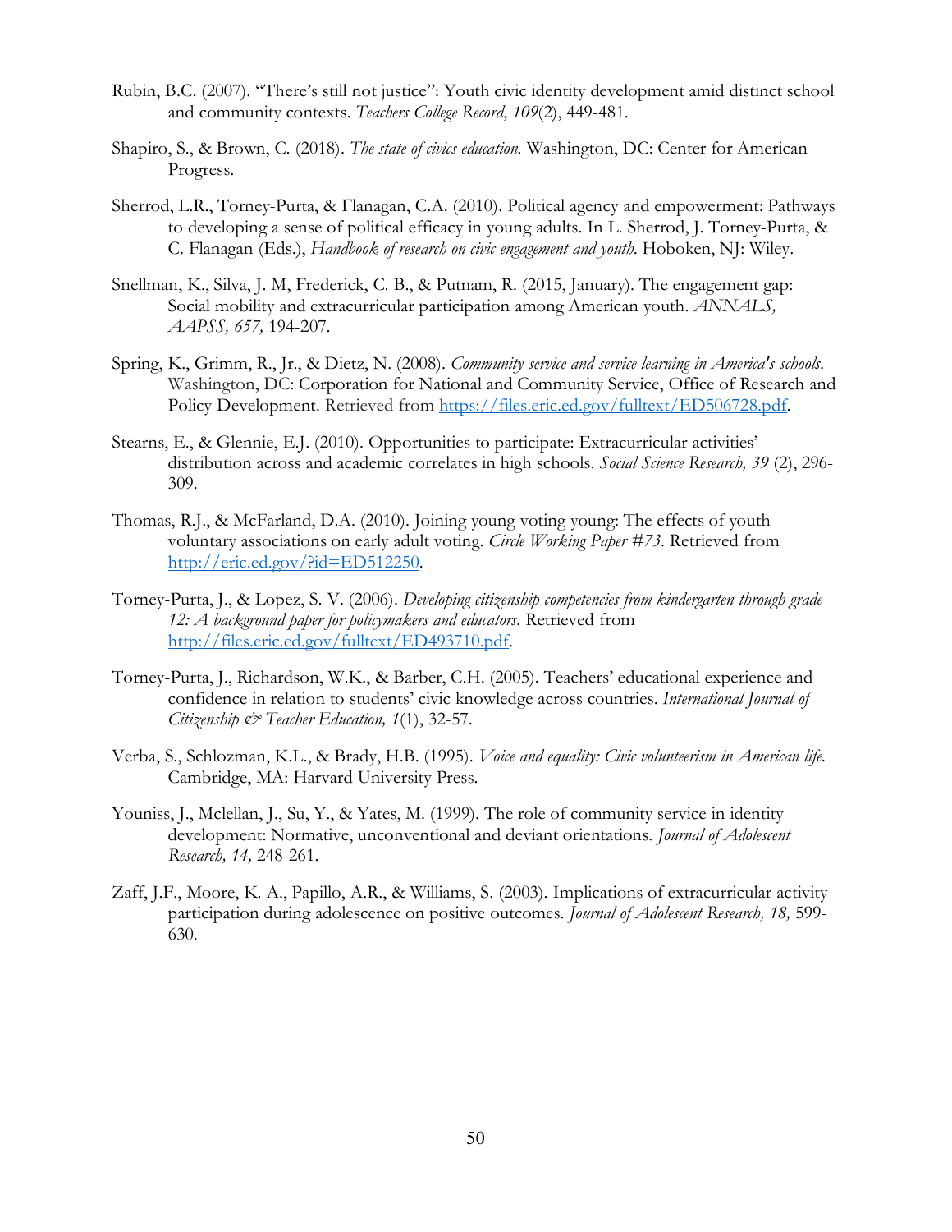Rubin, B.C. (2007). “There’s still not justice”: Youth civic identity development amid distinct school and community contexts. *Teachers College Record*, *109*(2), 449-481.

Shapiro, S., & Brown, C. (2018). *The state of civics education.* Washington, DC: Center for American Progress.

Sherrod, L.R., Torney-Purta, & Flanagan, C.A. (2010). Political agency and empowerment: Pathways to developing a sense of political efficacy in young adults. In L. Sherrod, J. Torney-Purta, & C. Flanagan (Eds.), *Handbook of research on civic engagement and youth*. Hoboken, NJ: Wiley.

Snellman, K., Silva, J. M, Frederick, C. B., & Putnam, R. (2015, January). The engagement gap: Social mobility and extracurricular participation among American youth. *ANNALS, AAPSS, 657,* 194-207.

Spring, K., Grimm, R., Jr., & Dietz, N. (2008). *Community service and service learning in America's schools.* Washington, DC: Corporation for National and Community Service, Office of Research and Policy Development. Retrieved from https://files.eric.ed.gov/fulltext/ED506728.pdf.

Stearns, E., & Glennie, E.J. (2010). Opportunities to participate: Extracurricular activities’ distribution across and academic correlates in high schools. *Social Science Research, 39* (2), 296-309.

Thomas, R.J., & McFarland, D.A. (2010). Joining young voting young: The effects of youth voluntary associations on early adult voting. *Circle Working Paper #73*. Retrieved from http://eric.ed.gov/?id=ED512250.

Torney-Purta, J., & Lopez, S. V. (2006). *Developing citizenship competencies from kindergarten through grade 12: A background paper for policymakers and educators.* Retrieved from http://files.eric.ed.gov/fulltext/ED493710.pdf.

Torney-Purta, J., Richardson, W.K., & Barber, C.H. (2005). Teachers’ educational experience and confidence in relation to students’ civic knowledge across countries. *International Journal of Citizenship & Teacher Education, 1*(1), 32-57.

Verba, S., Schlozman, K.L., & Brady, H.B. (1995). *Voice and equality: Civic volunteerism in American life*. Cambridge, MA: Harvard University Press.

Youniss, J., Mclellan, J., Su, Y., & Yates, M. (1999). The role of community service in identity development: Normative, unconventional and deviant orientations. *Journal of Adolescent Research, 14,* 248-261.

Zaff, J.F., Moore, K. A., Papillo, A.R., & Williams, S. (2003). Implications of extracurricular activity participation during adolescence on positive outcomes. *Journal of Adolescent Research, 18,* 599-630.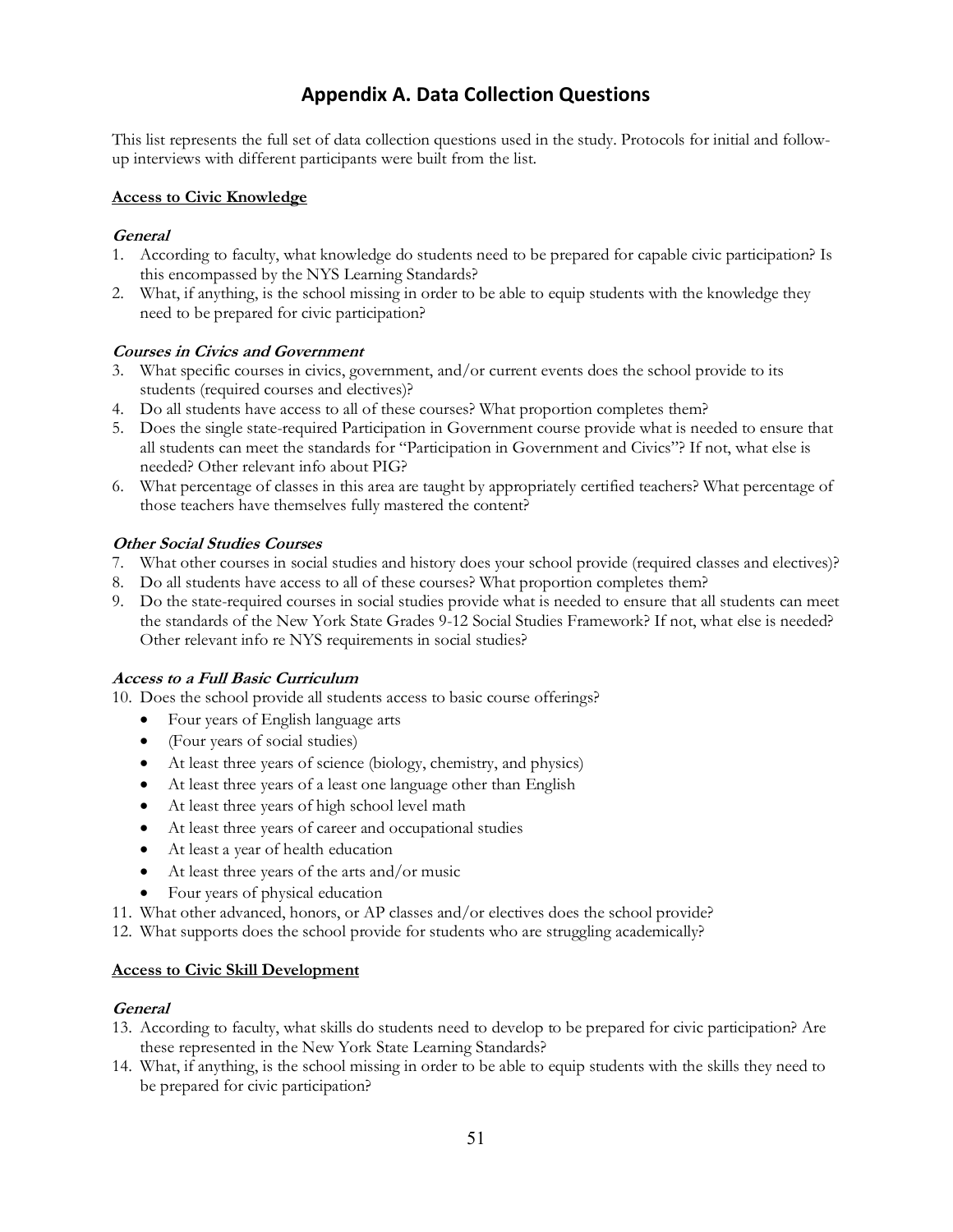# Appendix A. Data Collection Questions

This list represents the full set of data collection questions used in the study. Protocols for initial and follow-up interviews with different participants were built from the list.

## Access to Civic Knowledge

### *General*

1. According to faculty, what knowledge do students need to be prepared for capable civic participation? Is this encompassed by the NYS Learning Standards?
2. What, if anything, is the school missing in order to be able to equip students with the knowledge they need to be prepared for civic participation?

### *Courses in Civics and Government*

3. What specific courses in civics, government, and/or current events does the school provide to its students (required courses and electives)?
4. Do all students have access to all of these courses? What proportion completes them?
5. Does the single state-required Participation in Government course provide what is needed to ensure that all students can meet the standards for "Participation in Government and Civics"? If not, what else is needed? Other relevant info about PIG?
6. What percentage of classes in this area are taught by appropriately certified teachers? What percentage of those teachers have themselves fully mastered the content?

### *Other Social Studies Courses*

7. What other courses in social studies and history does your school provide (required classes and electives)?
8. Do all students have access to all of these courses? What proportion completes them?
9. Do the state-required courses in social studies provide what is needed to ensure that all students can meet the standards of the New York State Grades 9-12 Social Studies Framework? If not, what else is needed? Other relevant info re NYS requirements in social studies?

### *Access to a Full Basic Curriculum*

10. Does the school provide all students access to basic course offerings?
    - Four years of English language arts
    - (Four years of social studies)
    - At least three years of science (biology, chemistry, and physics)
    - At least three years of a least one language other than English
    - At least three years of high school level math
    - At least three years of career and occupational studies
    - At least a year of health education
    - At least three years of the arts and/or music
    - Four years of physical education
11. What other advanced, honors, or AP classes and/or electives does the school provide?
12. What supports does the school provide for students who are struggling academically?

## Access to Civic Skill Development

### *General*

13. According to faculty, what skills do students need to develop to be prepared for civic participation? Are these represented in the New York State Learning Standards?
14. What, if anything, is the school missing in order to be able to equip students with the skills they need to be prepared for civic participation?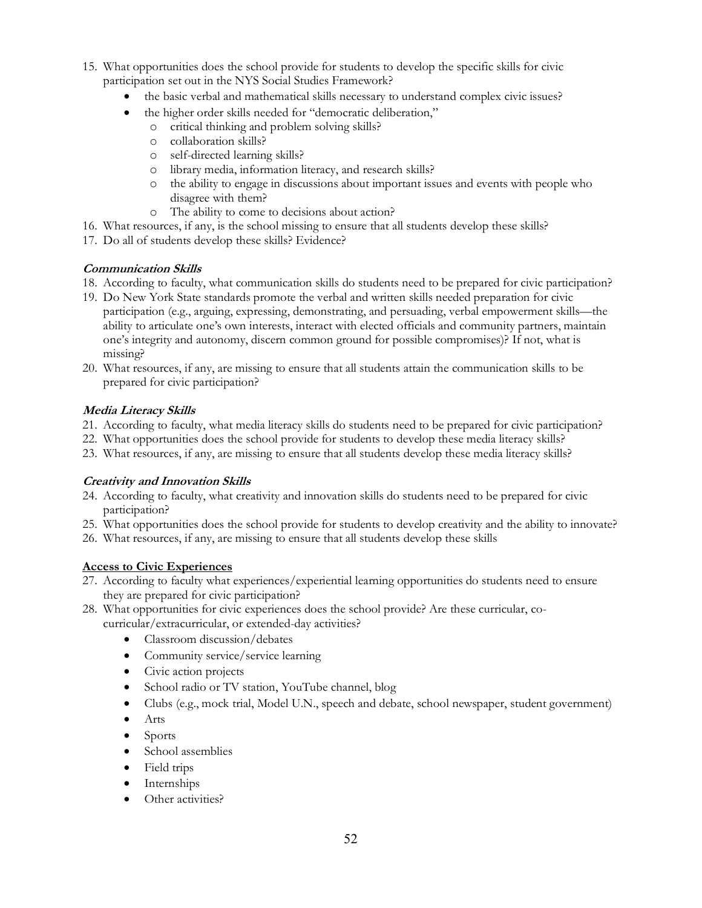15. What opportunities does the school provide for students to develop the specific skills for civic participation set out in the NYS Social Studies Framework?
    - the basic verbal and mathematical skills necessary to understand complex civic issues?
    - the higher order skills needed for "democratic deliberation,"
        - critical thinking and problem solving skills?
        - collaboration skills?
        - self-directed learning skills?
        - library media, information literacy, and research skills?
        - the ability to engage in discussions about important issues and events with people who disagree with them?
        - The ability to come to decisions about action?
16. What resources, if any, is the school missing to ensure that all students develop these skills?
17. Do all of students develop these skills? Evidence?

***Communication Skills***

18. According to faculty, what communication skills do students need to be prepared for civic participation?
19. Do New York State standards promote the verbal and written skills needed preparation for civic participation (e.g., arguing, expressing, demonstrating, and persuading, verbal empowerment skills—the ability to articulate one's own interests, interact with elected officials and community partners, maintain one's integrity and autonomy, discern common ground for possible compromises)? If not, what is missing?
20. What resources, if any, are missing to ensure that all students attain the communication skills to be prepared for civic participation?

***Media Literacy Skills***

21. According to faculty, what media literacy skills do students need to be prepared for civic participation?
22. What opportunities does the school provide for students to develop these media literacy skills?
23. What resources, if any, are missing to ensure that all students develop these media literacy skills?

***Creativity and Innovation Skills***

24. According to faculty, what creativity and innovation skills do students need to be prepared for civic participation?
25. What opportunities does the school provide for students to develop creativity and the ability to innovate?
26. What resources, if any, are missing to ensure that all students develop these skills

**<u>Access to Civic Experiences</u>**

27. According to faculty what experiences/experiential learning opportunities do students need to ensure they are prepared for civic participation?
28. What opportunities for civic experiences does the school provide? Are these curricular, co-curricular/extracurricular, or extended-day activities?
    - Classroom discussion/debates
    - Community service/service learning
    - Civic action projects
    - School radio or TV station, YouTube channel, blog
    - Clubs (e.g., mock trial, Model U.N., speech and debate, school newspaper, student government)
    - Arts
    - Sports
    - School assemblies
    - Field trips
    - Internships
    - Other activities?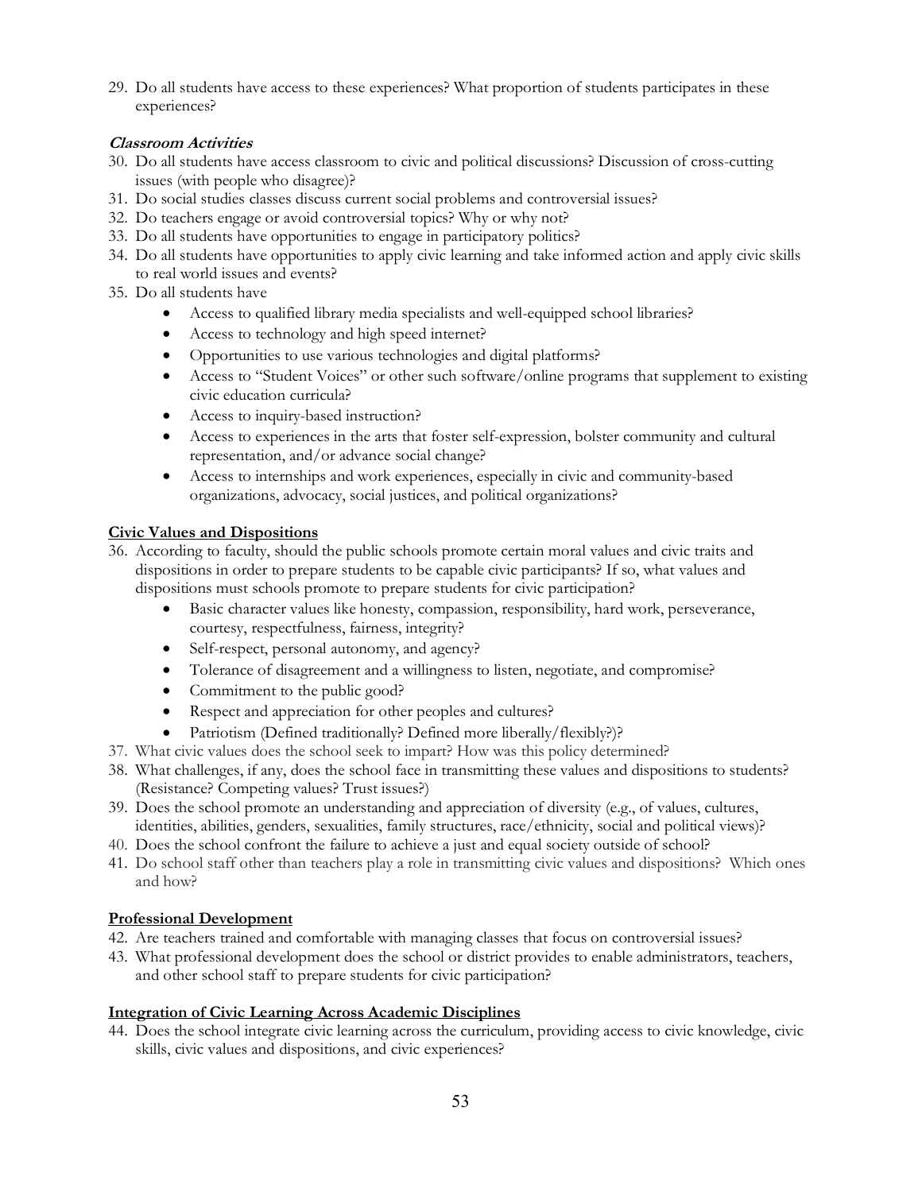29. Do all students have access to these experiences? What proportion of students participates in these experiences?

***Classroom Activities***

30. Do all students have access classroom to civic and political discussions? Discussion of cross-cutting issues (with people who disagree)?
31. Do social studies classes discuss current social problems and controversial issues?
32. Do teachers engage or avoid controversial topics? Why or why not?
33. Do all students have opportunities to engage in participatory politics?
34. Do all students have opportunities to apply civic learning and take informed action and apply civic skills to real world issues and events?
35. Do all students have
    - Access to qualified library media specialists and well-equipped school libraries?
    - Access to technology and high speed internet?
    - Opportunities to use various technologies and digital platforms?
    - Access to "Student Voices" or other such software/online programs that supplement to existing civic education curricula?
    - Access to inquiry-based instruction?
    - Access to experiences in the arts that foster self-expression, bolster community and cultural representation, and/or advance social change?
    - Access to internships and work experiences, especially in civic and community-based organizations, advocacy, social justices, and political organizations?

**Civic Values and Dispositions**

36. According to faculty, should the public schools promote certain moral values and civic traits and dispositions in order to prepare students to be capable civic participants? If so, what values and dispositions must schools promote to prepare students for civic participation?
    - Basic character values like honesty, compassion, responsibility, hard work, perseverance, courtesy, respectfulness, fairness, integrity?
    - Self-respect, personal autonomy, and agency?
    - Tolerance of disagreement and a willingness to listen, negotiate, and compromise?
    - Commitment to the public good?
    - Respect and appreciation for other peoples and cultures?
    - Patriotism (Defined traditionally? Defined more liberally/flexibly?)?
37. What civic values does the school seek to impart? How was this policy determined?
38. What challenges, if any, does the school face in transmitting these values and dispositions to students? (Resistance? Competing values? Trust issues?)
39. Does the school promote an understanding and appreciation of diversity (e.g., of values, cultures, identities, abilities, genders, sexualities, family structures, race/ethnicity, social and political views)?
40. Does the school confront the failure to achieve a just and equal society outside of school?
41. Do school staff other than teachers play a role in transmitting civic values and dispositions? Which ones and how?

**Professional Development**

42. Are teachers trained and comfortable with managing classes that focus on controversial issues?
43. What professional development does the school or district provides to enable administrators, teachers, and other school staff to prepare students for civic participation?

**Integration of Civic Learning Across Academic Disciplines**

44. Does the school integrate civic learning across the curriculum, providing access to civic knowledge, civic skills, civic values and dispositions, and civic experiences?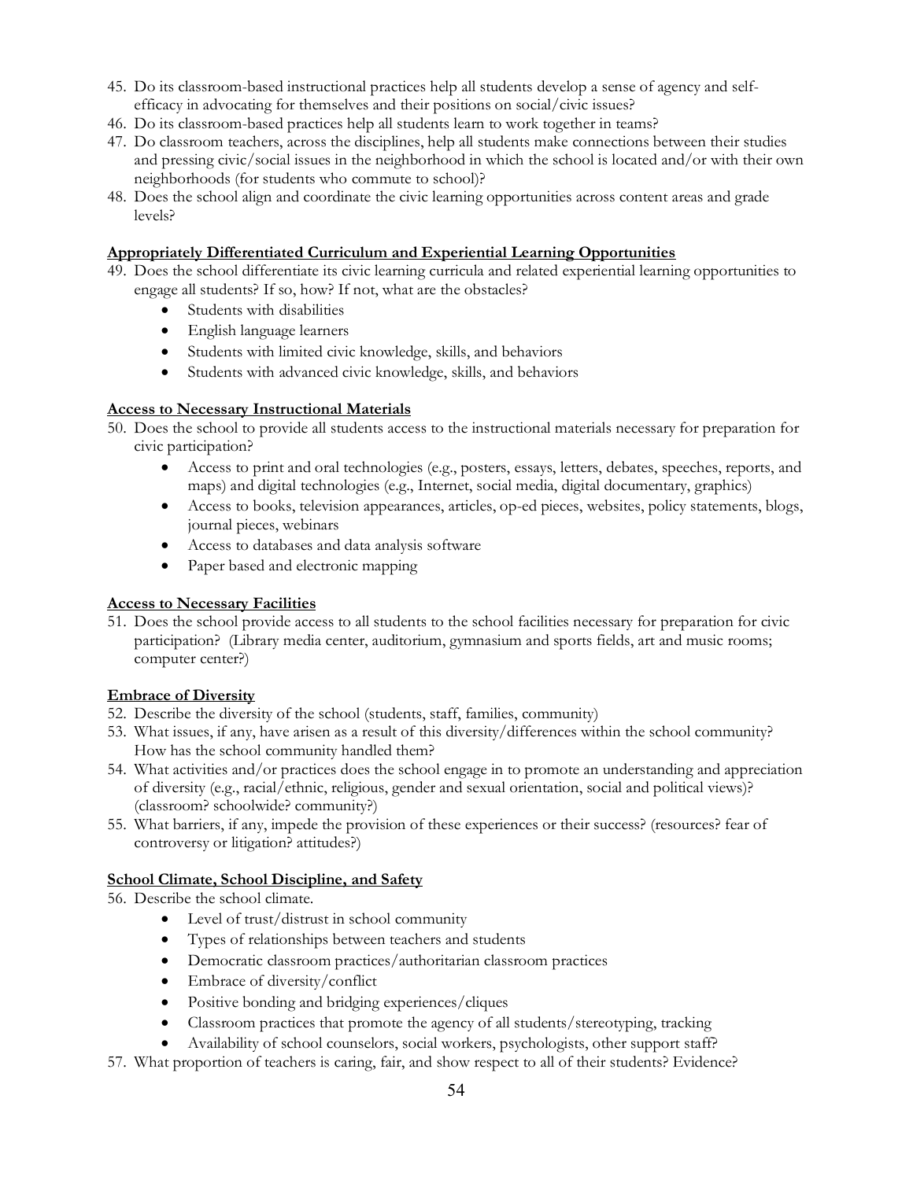45. Do its classroom-based instructional practices help all students develop a sense of agency and self-efficacy in advocating for themselves and their positions on social/civic issues?
46. Do its classroom-based practices help all students learn to work together in teams?
47. Do classroom teachers, across the disciplines, help all students make connections between their studies and pressing civic/social issues in the neighborhood in which the school is located and/or with their own neighborhoods (for students who commute to school)?
48. Does the school align and coordinate the civic learning opportunities across content areas and grade levels?

**Appropriately Differentiated Curriculum and Experiential Learning Opportunities**

49. Does the school differentiate its civic learning curricula and related experiential learning opportunities to engage all students? If so, how? If not, what are the obstacles?
    - Students with disabilities
    - English language learners
    - Students with limited civic knowledge, skills, and behaviors
    - Students with advanced civic knowledge, skills, and behaviors

**Access to Necessary Instructional Materials**

50. Does the school to provide all students access to the instructional materials necessary for preparation for civic participation?
    - Access to print and oral technologies (e.g., posters, essays, letters, debates, speeches, reports, and maps) and digital technologies (e.g., Internet, social media, digital documentary, graphics)
    - Access to books, television appearances, articles, op-ed pieces, websites, policy statements, blogs, journal pieces, webinars
    - Access to databases and data analysis software
    - Paper based and electronic mapping

**Access to Necessary Facilities**

51. Does the school provide access to all students to the school facilities necessary for preparation for civic participation? (Library media center, auditorium, gymnasium and sports fields, art and music rooms; computer center?)

**Embrace of Diversity**

52. Describe the diversity of the school (students, staff, families, community)
53. What issues, if any, have arisen as a result of this diversity/differences within the school community? How has the school community handled them?
54. What activities and/or practices does the school engage in to promote an understanding and appreciation of diversity (e.g., racial/ethnic, religious, gender and sexual orientation, social and political views)? (classroom? schoolwide? community?)
55. What barriers, if any, impede the provision of these experiences or their success? (resources? fear of controversy or litigation? attitudes?)

**School Climate, School Discipline, and Safety**

56. Describe the school climate.
    - Level of trust/distrust in school community
    - Types of relationships between teachers and students
    - Democratic classroom practices/authoritarian classroom practices
    - Embrace of diversity/conflict
    - Positive bonding and bridging experiences/cliques
    - Classroom practices that promote the agency of all students/stereotyping, tracking
    - Availability of school counselors, social workers, psychologists, other support staff?
57. What proportion of teachers is caring, fair, and show respect to all of their students? Evidence?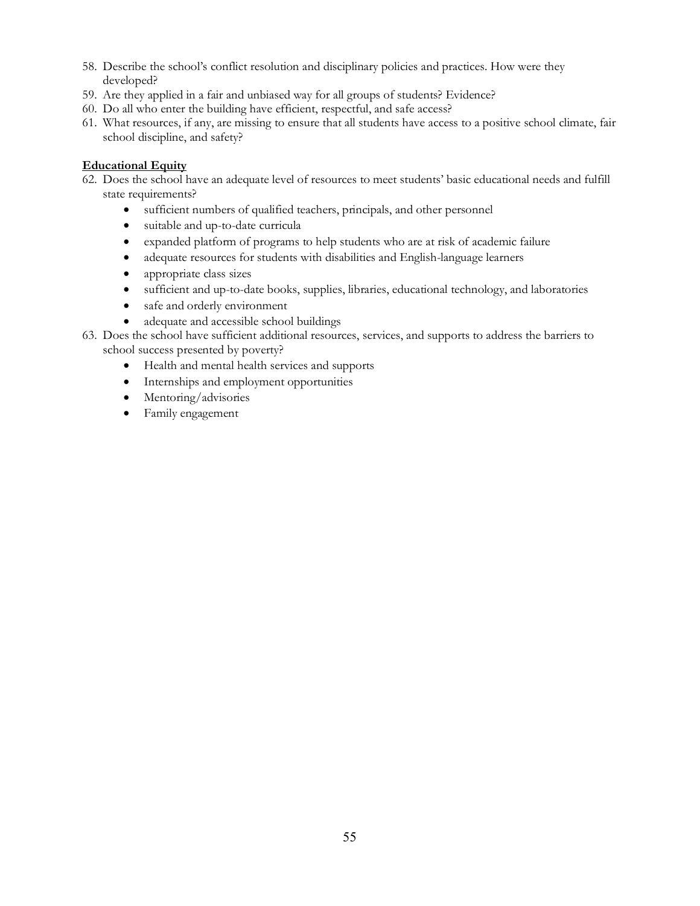58. Describe the school's conflict resolution and disciplinary policies and practices. How were they developed?
59. Are they applied in a fair and unbiased way for all groups of students? Evidence?
60. Do all who enter the building have efficient, respectful, and safe access?
61. What resources, if any, are missing to ensure that all students have access to a positive school climate, fair school discipline, and safety?

**Educational Equity**

62. Does the school have an adequate level of resources to meet students' basic educational needs and fulfill state requirements?
    - sufficient numbers of qualified teachers, principals, and other personnel
    - suitable and up-to-date curricula
    - expanded platform of programs to help students who are at risk of academic failure
    - adequate resources for students with disabilities and English-language learners
    - appropriate class sizes
    - sufficient and up-to-date books, supplies, libraries, educational technology, and laboratories
    - safe and orderly environment
    - adequate and accessible school buildings
63. Does the school have sufficient additional resources, services, and supports to address the barriers to school success presented by poverty?
    - Health and mental health services and supports
    - Internships and employment opportunities
    - Mentoring/advisories
    - Family engagement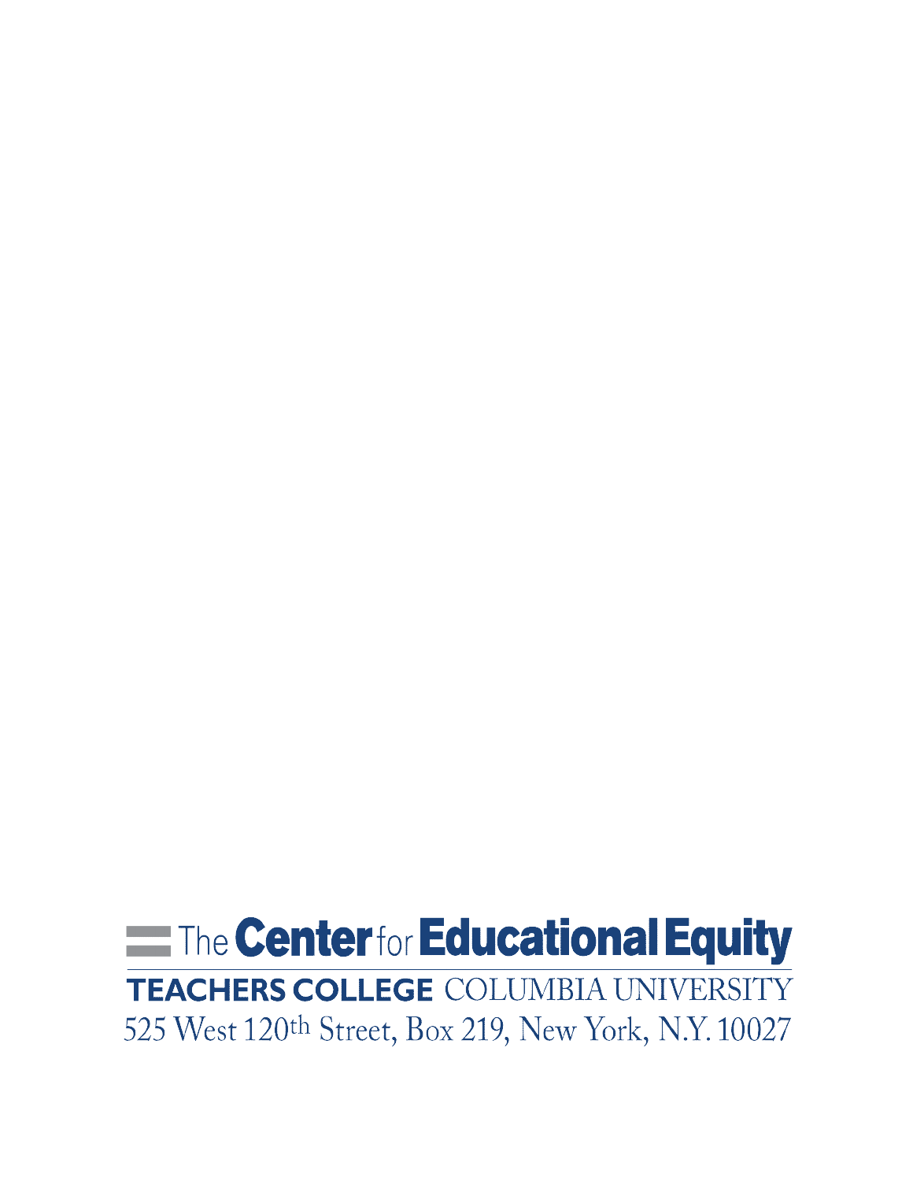The Center for Educational Equity

TEACHERS COLLEGE COLUMBIA UNIVERSITY

525 West 120th Street, Box 219, New York, N.Y. 10027